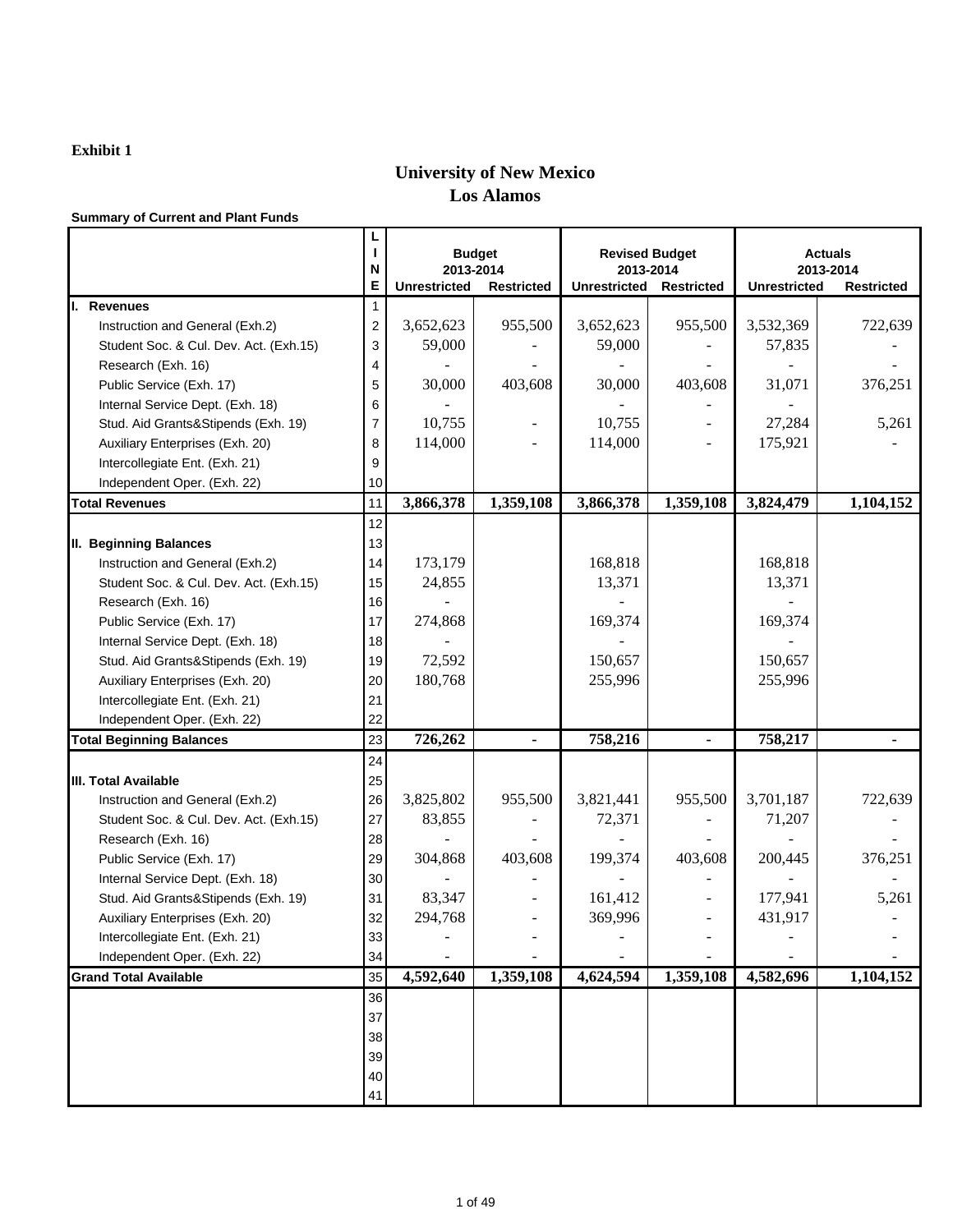**Exhibit 1**

## University of New Mexico
## Los Alamos

**Summary of Current and Plant Funds**

| | LINE | Budget 2013-2014 | | Revised Budget 2013-2014 | | Actuals 2013-2014 | |
|---|---|---|---|---|---|---|---|
| | | Unrestricted | Restricted | Unrestricted | Restricted | Unrestricted | Restricted |
| **I. Revenues** | 1 | | | | | | |
| Instruction and General (Exh.2) | 2 | 3,652,623 | 955,500 | 3,652,623 | 955,500 | 3,532,369 | 722,639 |
| Student Soc. & Cul. Dev. Act. (Exh.15) | 3 | 59,000 | - | 59,000 | - | 57,835 | - |
| Research (Exh. 16) | 4 | - | - | - | - | - | - |
| Public Service (Exh. 17) | 5 | 30,000 | 403,608 | 30,000 | 403,608 | 31,071 | 376,251 |
| Internal Service Dept. (Exh. 18) | 6 | - | | - | - | - | |
| Stud. Aid Grants&Stipends (Exh. 19) | 7 | 10,755 | - | 10,755 | - | 27,284 | 5,261 |
| Auxiliary Enterprises (Exh. 20) | 8 | 114,000 | - | 114,000 | - | 175,921 | - |
| Intercollegiate Ent. (Exh. 21) | 9 | | | | | | |
| Independent Oper. (Exh. 22) | 10 | | | | | | |
| **Total Revenues** | 11 | **3,866,378** | **1,359,108** | **3,866,378** | **1,359,108** | **3,824,479** | **1,104,152** |
| | 12 | | | | | | |
| **II. Beginning Balances** | 13 | | | | | | |
| Instruction and General (Exh.2) | 14 | 173,179 | | 168,818 | | 168,818 | |
| Student Soc. & Cul. Dev. Act. (Exh.15) | 15 | 24,855 | | 13,371 | | 13,371 | |
| Research (Exh. 16) | 16 | - | | - | | - | |
| Public Service (Exh. 17) | 17 | 274,868 | | 169,374 | | 169,374 | |
| Internal Service Dept. (Exh. 18) | 18 | - | | - | | - | |
| Stud. Aid Grants&Stipends (Exh. 19) | 19 | 72,592 | | 150,657 | | 150,657 | |
| Auxiliary Enterprises (Exh. 20) | 20 | 180,768 | | 255,996 | | 255,996 | |
| Intercollegiate Ent. (Exh. 21) | 21 | | | | | | |
| Independent Oper. (Exh. 22) | 22 | | | | | | |
| **Total Beginning Balances** | 23 | **726,262** | **-** | **758,216** | **-** | **758,217** | **-** |
| | 24 | | | | | | |
| **III. Total Available** | 25 | | | | | | |
| Instruction and General (Exh.2) | 26 | 3,825,802 | 955,500 | 3,821,441 | 955,500 | 3,701,187 | 722,639 |
| Student Soc. & Cul. Dev. Act. (Exh.15) | 27 | 83,855 | - | 72,371 | - | 71,207 | - |
| Research (Exh. 16) | 28 | - | - | - | - | - | - |
| Public Service (Exh. 17) | 29 | 304,868 | 403,608 | 199,374 | 403,608 | 200,445 | 376,251 |
| Internal Service Dept. (Exh. 18) | 30 | - | - | - | - | - | - |
| Stud. Aid Grants&Stipends (Exh. 19) | 31 | 83,347 | - | 161,412 | - | 177,941 | 5,261 |
| Auxiliary Enterprises (Exh. 20) | 32 | 294,768 | - | 369,996 | - | 431,917 | - |
| Intercollegiate Ent. (Exh. 21) | 33 | - | - | - | - | - | - |
| Independent Oper. (Exh. 22) | 34 | - | - | - | - | - | - |
| **Grand Total Available** | 35 | **4,592,640** | **1,359,108** | **4,624,594** | **1,359,108** | **4,582,696** | **1,104,152** |
| | 36 | | | | | | |
| | 37 | | | | | | |
| | 38 | | | | | | |
| | 39 | | | | | | |
| | 40 | | | | | | |
| | 41 | | | | | | |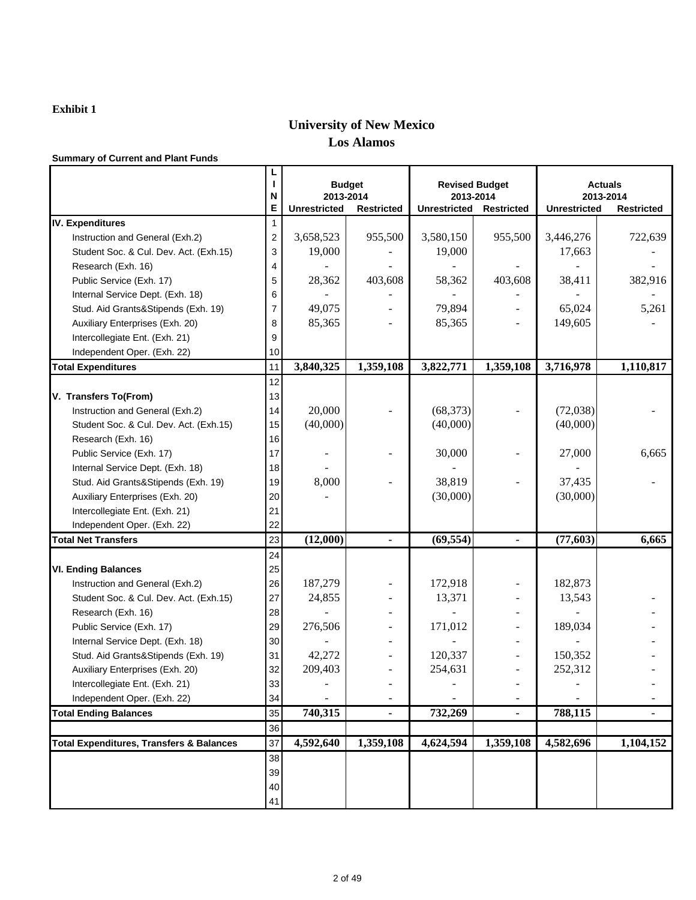**Exhibit 1**

# University of New Mexico
# Los Alamos

**Summary of Current and Plant Funds**

| | LINE | Budget 2013-2014 | | Revised Budget 2013-2014 | | Actuals 2013-2014 | |
|---|---|---|---|---|---|---|---|
| | | Unrestricted | Restricted | Unrestricted | Restricted | Unrestricted | Restricted |
| **IV. Expenditures** | 1 | | | | | | |
| Instruction and General (Exh.2) | 2 | 3,658,523 | 955,500 | 3,580,150 | 955,500 | 3,446,276 | 722,639 |
| Student Soc. & Cul. Dev. Act. (Exh.15) | 3 | 19,000 | - | 19,000 | | 17,663 | - |
| Research (Exh. 16) | 4 | - | - | - | - | - | - |
| Public Service (Exh. 17) | 5 | 28,362 | 403,608 | 58,362 | 403,608 | 38,411 | 382,916 |
| Internal Service Dept. (Exh. 18) | 6 | - | - | - | - | - | - |
| Stud. Aid Grants&Stipends (Exh. 19) | 7 | 49,075 | - | 79,894 | - | 65,024 | 5,261 |
| Auxiliary Enterprises (Exh. 20) | 8 | 85,365 | - | 85,365 | - | 149,605 | - |
| Intercollegiate Ent. (Exh. 21) | 9 | | | | | | |
| Independent Oper. (Exh. 22) | 10 | | | | | | |
| **Total Expenditures** | 11 | **3,840,325** | **1,359,108** | **3,822,771** | **1,359,108** | **3,716,978** | **1,110,817** |
| | 12 | | | | | | |
| **V. Transfers To(From)** | 13 | | | | | | |
| Instruction and General (Exh.2) | 14 | 20,000 | - | (68,373) | - | (72,038) | - |
| Student Soc. & Cul. Dev. Act. (Exh.15) | 15 | (40,000) | | (40,000) | | (40,000) | |
| Research (Exh. 16) | 16 | | | | | | |
| Public Service (Exh. 17) | 17 | - | - | 30,000 | - | 27,000 | 6,665 |
| Internal Service Dept. (Exh. 18) | 18 | - | | - | | - | |
| Stud. Aid Grants&Stipends (Exh. 19) | 19 | 8,000 | - | 38,819 | - | 37,435 | - |
| Auxiliary Enterprises (Exh. 20) | 20 | - | | (30,000) | | (30,000) | |
| Intercollegiate Ent. (Exh. 21) | 21 | | | | | | |
| Independent Oper. (Exh. 22) | 22 | | | | | | |
| **Total Net Transfers** | 23 | **(12,000)** | **-** | **(69,554)** | **-** | **(77,603)** | **6,665** |
| | 24 | | | | | | |
| **VI. Ending Balances** | 25 | | | | | | |
| Instruction and General (Exh.2) | 26 | 187,279 | - | 172,918 | - | 182,873 | |
| Student Soc. & Cul. Dev. Act. (Exh.15) | 27 | 24,855 | - | 13,371 | - | 13,543 | - |
| Research (Exh. 16) | 28 | - | - | - | - | - | - |
| Public Service (Exh. 17) | 29 | 276,506 | - | 171,012 | - | 189,034 | - |
| Internal Service Dept. (Exh. 18) | 30 | - | - | - | - | - | - |
| Stud. Aid Grants&Stipends (Exh. 19) | 31 | 42,272 | - | 120,337 | - | 150,352 | - |
| Auxiliary Enterprises (Exh. 20) | 32 | 209,403 | - | 254,631 | - | 252,312 | - |
| Intercollegiate Ent. (Exh. 21) | 33 | - | - | - | - | - | - |
| Independent Oper. (Exh. 22) | 34 | - | - | - | - | - | - |
| **Total Ending Balances** | 35 | **740,315** | **-** | **732,269** | **-** | **788,115** | **-** |
| | 36 | | | | | | |
| **Total Expenditures, Transfers & Balances** | 37 | **4,592,640** | **1,359,108** | **4,624,594** | **1,359,108** | **4,582,696** | **1,104,152** |
| | 38 | | | | | | |
| | 39 | | | | | | |
| | 40 | | | | | | |
| | 41 | | | | | | |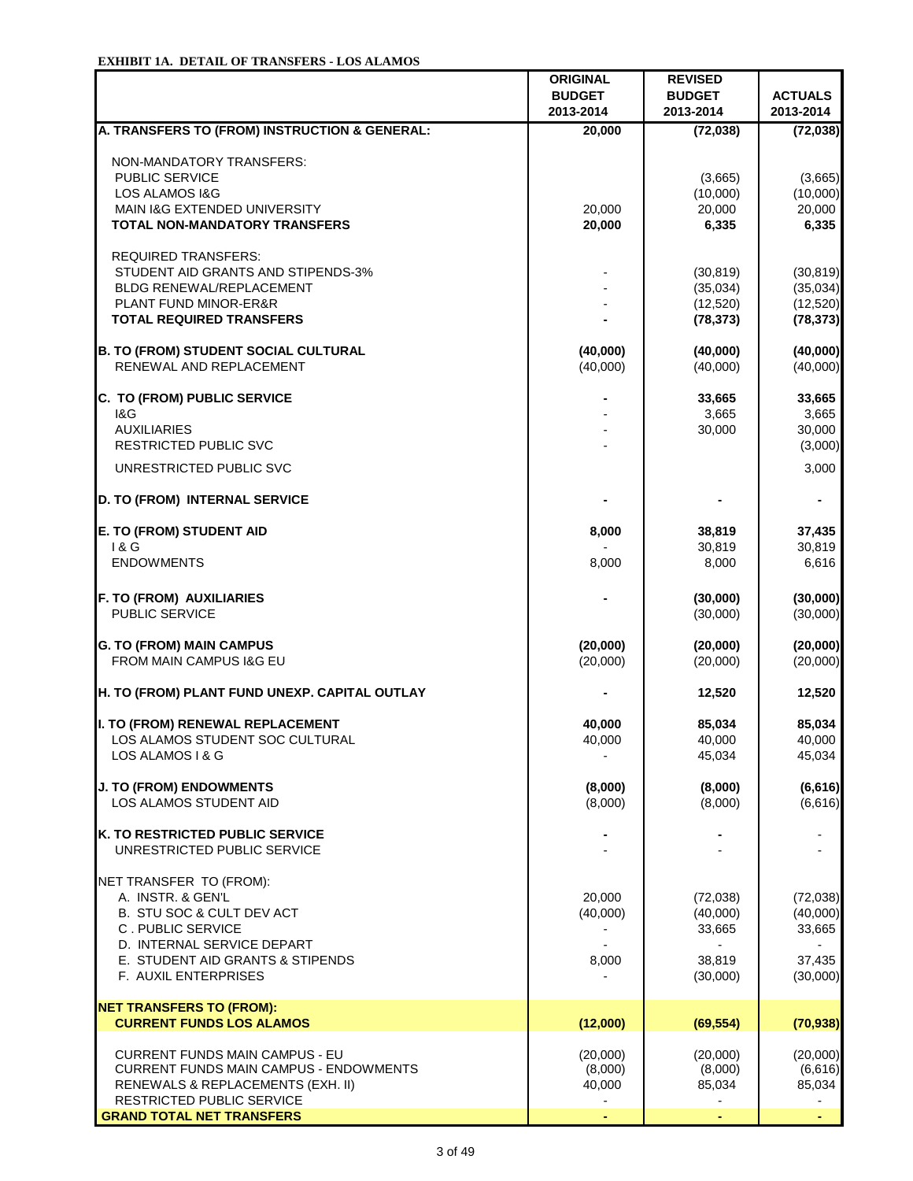**EXHIBIT 1A. DETAIL OF TRANSFERS - LOS ALAMOS**

| | ORIGINAL BUDGET 2013-2014 | REVISED BUDGET 2013-2014 | ACTUALS 2013-2014 |
|---|---|---|---|
| **A. TRANSFERS TO (FROM) INSTRUCTION & GENERAL:** | **20,000** | **(72,038)** | **(72,038)** |
| NON-MANDATORY TRANSFERS: | | | |
| PUBLIC SERVICE | | (3,665) | (3,665) |
| LOS ALAMOS I&G | | (10,000) | (10,000) |
| MAIN I&G EXTENDED UNIVERSITY | 20,000 | 20,000 | 20,000 |
| **TOTAL NON-MANDATORY TRANSFERS** | **20,000** | **6,335** | **6,335** |
| REQUIRED TRANSFERS: | | | |
| STUDENT AID GRANTS AND STIPENDS-3% | - | (30,819) | (30,819) |
| BLDG RENEWAL/REPLACEMENT | - | (35,034) | (35,034) |
| PLANT FUND MINOR-ER&R | - | (12,520) | (12,520) |
| **TOTAL REQUIRED TRANSFERS** | **-** | **(78,373)** | **(78,373)** |
| **B. TO (FROM) STUDENT SOCIAL CULTURAL** | **(40,000)** | **(40,000)** | **(40,000)** |
| RENEWAL AND REPLACEMENT | (40,000) | (40,000) | (40,000) |
| **C. TO (FROM) PUBLIC SERVICE** | **-** | **33,665** | **33,665** |
| I&G | - | 3,665 | 3,665 |
| AUXILIARIES | - | 30,000 | 30,000 |
| RESTRICTED PUBLIC SVC | - | | (3,000) |
| UNRESTRICTED PUBLIC SVC | | | 3,000 |
| **D. TO (FROM) INTERNAL SERVICE** | **-** | **-** | **-** |
| **E. TO (FROM) STUDENT AID** | **8,000** | **38,819** | **37,435** |
| I & G | - | 30,819 | 30,819 |
| ENDOWMENTS | 8,000 | 8,000 | 6,616 |
| **F. TO (FROM) AUXILIARIES** | **-** | **(30,000)** | **(30,000)** |
| PUBLIC SERVICE | | (30,000) | (30,000) |
| **G. TO (FROM) MAIN CAMPUS** | **(20,000)** | **(20,000)** | **(20,000)** |
| FROM MAIN CAMPUS I&G EU | (20,000) | (20,000) | (20,000) |
| **H. TO (FROM) PLANT FUND UNEXP. CAPITAL OUTLAY** | **-** | **12,520** | **12,520** |
| **I. TO (FROM) RENEWAL REPLACEMENT** | **40,000** | **85,034** | **85,034** |
| LOS ALAMOS STUDENT SOC CULTURAL | 40,000 | 40,000 | 40,000 |
| LOS ALAMOS I & G | - | 45,034 | 45,034 |
| **J. TO (FROM) ENDOWMENTS** | **(8,000)** | **(8,000)** | **(6,616)** |
| LOS ALAMOS STUDENT AID | (8,000) | (8,000) | (6,616) |
| **K. TO RESTRICTED PUBLIC SERVICE** | **-** | **-** | - |
| UNRESTRICTED PUBLIC SERVICE | - | - | - |
| NET TRANSFER TO (FROM): | | | |
| A. INSTR. & GEN'L | 20,000 | (72,038) | (72,038) |
| B. STU SOC & CULT DEV ACT | (40,000) | (40,000) | (40,000) |
| C . PUBLIC SERVICE | - | 33,665 | 33,665 |
| D. INTERNAL SERVICE DEPART | - | - | - |
| E. STUDENT AID GRANTS & STIPENDS | 8,000 | 38,819 | 37,435 |
| F. AUXIL ENTERPRISES | - | (30,000) | (30,000) |
| **NET TRANSFERS TO (FROM): CURRENT FUNDS LOS ALAMOS** | **(12,000)** | **(69,554)** | **(70,938)** |
| CURRENT FUNDS MAIN CAMPUS - EU | (20,000) | (20,000) | (20,000) |
| CURRENT FUNDS MAIN CAMPUS - ENDOWMENTS | (8,000) | (8,000) | (6,616) |
| RENEWALS & REPLACEMENTS (EXH. II) | 40,000 | 85,034 | 85,034 |
| RESTRICTED PUBLIC SERVICE | - | - | - |
| **GRAND TOTAL NET TRANSFERS** | **-** | **-** | **-** |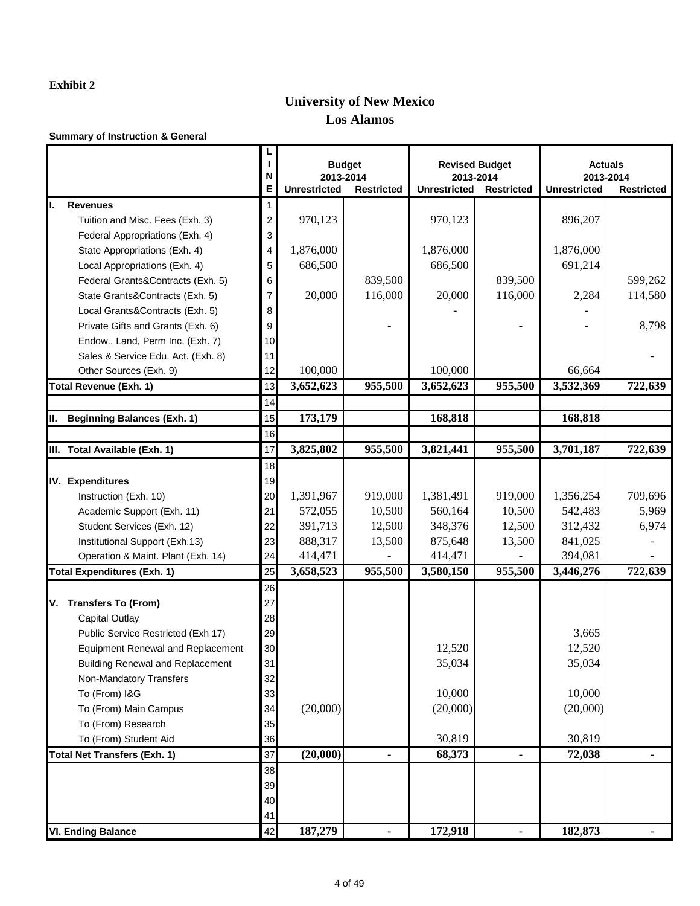**Exhibit 2**

# University of New Mexico
## Los Alamos

**Summary of Instruction & General**

| | LINE | Budget 2013-2014 | | Revised Budget 2013-2014 | | Actuals 2013-2014 | |
|---|---|---|---|---|---|---|---|
| | | Unrestricted | Restricted | Unrestricted | Restricted | Unrestricted | Restricted |
| **I. Revenues** | 1 | | | | | | |
| Tuition and Misc. Fees (Exh. 3) | 2 | 970,123 | | 970,123 | | 896,207 | |
| Federal Appropriations (Exh. 4) | 3 | | | | | | |
| State Appropriations (Exh. 4) | 4 | 1,876,000 | | 1,876,000 | | 1,876,000 | |
| Local Appropriations (Exh. 4) | 5 | 686,500 | | 686,500 | | 691,214 | |
| Federal Grants&Contracts (Exh. 5) | 6 | | 839,500 | | 839,500 | | 599,262 |
| State Grants&Contracts (Exh. 5) | 7 | 20,000 | 116,000 | 20,000 | 116,000 | 2,284 | 114,580 |
| Local Grants&Contracts (Exh. 5) | 8 | | | - | | - | |
| Private Gifts and Grants (Exh. 6) | 9 | | - | | - | - | 8,798 |
| Endow., Land, Perm Inc. (Exh. 7) | 10 | | | | | | |
| Sales & Service Edu. Act. (Exh. 8) | 11 | | | | | | - |
| Other Sources (Exh. 9) | 12 | 100,000 | | 100,000 | | 66,664 | |
| **Total Revenue (Exh. 1)** | 13 | **3,652,623** | **955,500** | **3,652,623** | **955,500** | **3,532,369** | **722,639** |
| | 14 | | | | | | |
| **II. Beginning Balances (Exh. 1)** | 15 | **173,179** | | **168,818** | | **168,818** | |
| | 16 | | | | | | |
| **III. Total Available (Exh. 1)** | 17 | **3,825,802** | **955,500** | **3,821,441** | **955,500** | **3,701,187** | **722,639** |
| | 18 | | | | | | |
| **IV. Expenditures** | 19 | | | | | | |
| Instruction (Exh. 10) | 20 | 1,391,967 | 919,000 | 1,381,491 | 919,000 | 1,356,254 | 709,696 |
| Academic Support (Exh. 11) | 21 | 572,055 | 10,500 | 560,164 | 10,500 | 542,483 | 5,969 |
| Student Services (Exh. 12) | 22 | 391,713 | 12,500 | 348,376 | 12,500 | 312,432 | 6,974 |
| Institutional Support (Exh.13) | 23 | 888,317 | 13,500 | 875,648 | 13,500 | 841,025 | - |
| Operation & Maint. Plant (Exh. 14) | 24 | 414,471 | - | 414,471 | - | 394,081 | - |
| **Total Expenditures (Exh. 1)** | 25 | **3,658,523** | **955,500** | **3,580,150** | **955,500** | **3,446,276** | **722,639** |
| | 26 | | | | | | |
| **V. Transfers To (From)** | 27 | | | | | | |
| Capital Outlay | 28 | | | | | | |
| Public Service Restricted (Exh 17) | 29 | | | | | 3,665 | |
| Equipment Renewal and Replacement | 30 | | | 12,520 | | 12,520 | |
| Building Renewal and Replacement | 31 | | | 35,034 | | 35,034 | |
| Non-Mandatory Transfers | 32 | | | | | | |
| To (From) I&G | 33 | | | 10,000 | | 10,000 | |
| To (From) Main Campus | 34 | (20,000) | | (20,000) | | (20,000) | |
| To (From) Research | 35 | | | | | | |
| To (From) Student Aid | 36 | | | 30,819 | | 30,819 | |
| **Total Net Transfers (Exh. 1)** | 37 | **(20,000)** | **-** | **68,373** | **-** | **72,038** | **-** |
| | 38 | | | | | | |
| | 39 | | | | | | |
| | 40 | | | | | | |
| | 41 | | | | | | |
| **VI. Ending Balance** | 42 | **187,279** | **-** | **172,918** | **-** | **182,873** | **-** |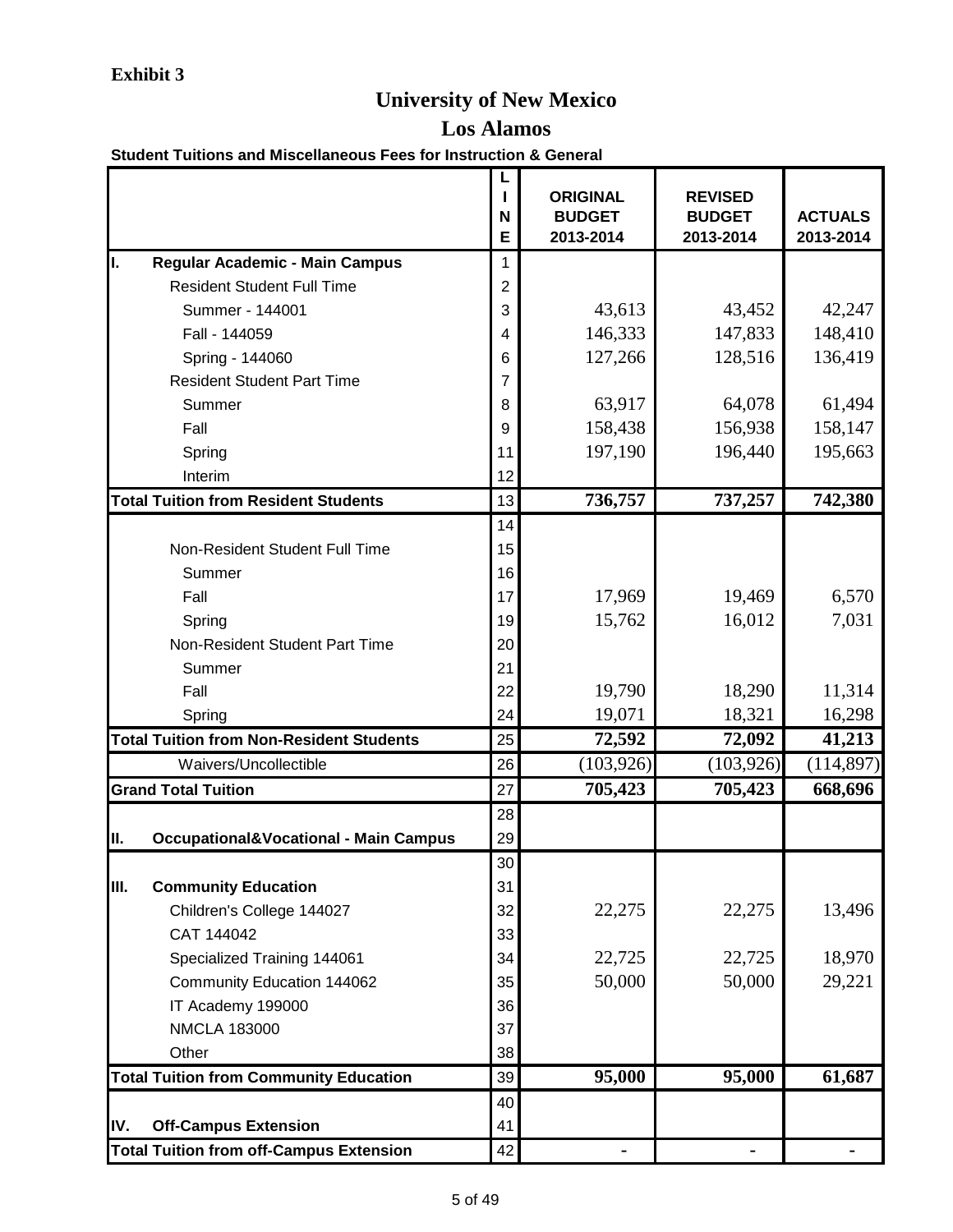**Exhibit 3**

# University of New Mexico

## Los Alamos

**Student Tuitions and Miscellaneous Fees for Instruction & General**

| | LINE | ORIGINAL BUDGET 2013-2014 | REVISED BUDGET 2013-2014 | ACTUALS 2013-2014 |
|---|---|---|---|---|
| **I. Regular Academic - Main Campus** | 1 | | | |
| Resident Student Full Time | 2 | | | |
| Summer - 144001 | 3 | 43,613 | 43,452 | 42,247 |
| Fall - 144059 | 4 | 146,333 | 147,833 | 148,410 |
| Spring - 144060 | 6 | 127,266 | 128,516 | 136,419 |
| Resident Student Part Time | 7 | | | |
| Summer | 8 | 63,917 | 64,078 | 61,494 |
| Fall | 9 | 158,438 | 156,938 | 158,147 |
| Spring | 11 | 197,190 | 196,440 | 195,663 |
| Interim | 12 | | | |
| **Total Tuition from Resident Students** | 13 | **736,757** | **737,257** | **742,380** |
| | 14 | | | |
| Non-Resident Student Full Time | 15 | | | |
| Summer | 16 | | | |
| Fall | 17 | 17,969 | 19,469 | 6,570 |
| Spring | 19 | 15,762 | 16,012 | 7,031 |
| Non-Resident Student Part Time | 20 | | | |
| Summer | 21 | | | |
| Fall | 22 | 19,790 | 18,290 | 11,314 |
| Spring | 24 | 19,071 | 18,321 | 16,298 |
| **Total Tuition from Non-Resident Students** | 25 | **72,592** | **72,092** | **41,213** |
| Waivers/Uncollectible | 26 | (103,926) | (103,926) | (114,897) |
| **Grand Total Tuition** | 27 | **705,423** | **705,423** | **668,696** |
| | 28 | | | |
| **II. Occupational&Vocational - Main Campus** | 29 | | | |
| | 30 | | | |
| **III. Community Education** | 31 | | | |
| Children's College 144027 | 32 | 22,275 | 22,275 | 13,496 |
| CAT 144042 | 33 | | | |
| Specialized Training 144061 | 34 | 22,725 | 22,725 | 18,970 |
| Community Education 144062 | 35 | 50,000 | 50,000 | 29,221 |
| IT Academy 199000 | 36 | | | |
| NMCLA 183000 | 37 | | | |
| Other | 38 | | | |
| **Total Tuition from Community Education** | 39 | **95,000** | **95,000** | **61,687** |
| | 40 | | | |
| **IV. Off-Campus Extension** | 41 | | | |
| **Total Tuition from off-Campus Extension** | 42 | - | - | - |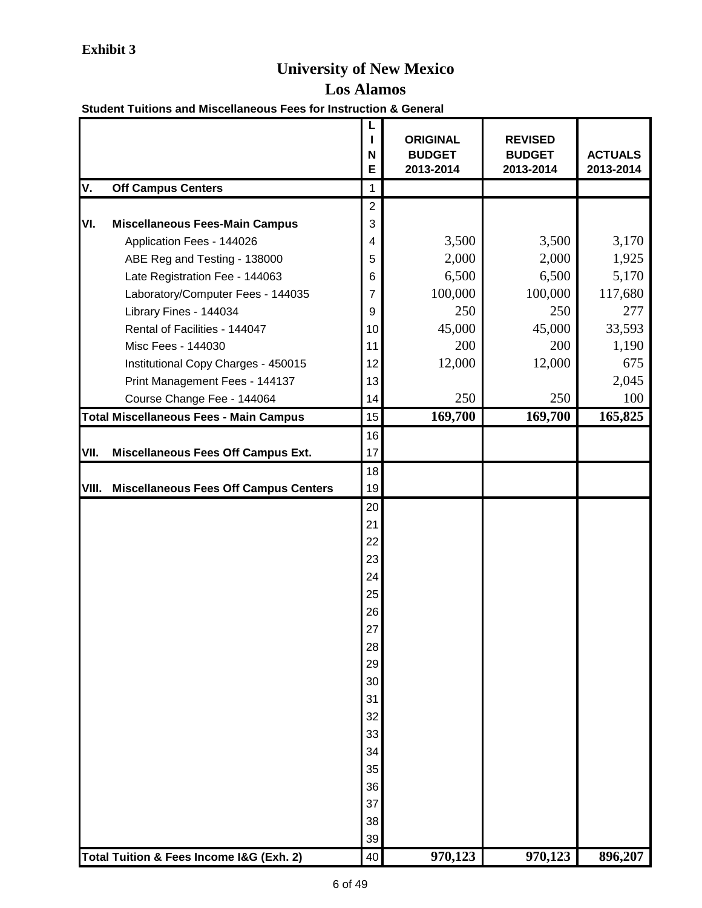**Exhibit 3**

# University of New Mexico
## Los Alamos

**Student Tuitions and Miscellaneous Fees for Instruction & General**

| | LINE | ORIGINAL BUDGET 2013-2014 | REVISED BUDGET 2013-2014 | ACTUALS 2013-2014 |
|---|---|---|---|---|
| **V. Off Campus Centers** | 1 | | | |
| | 2 | | | |
| **VI. Miscellaneous Fees-Main Campus** | 3 | | | |
| Application Fees - 144026 | 4 | 3,500 | 3,500 | 3,170 |
| ABE Reg and Testing - 138000 | 5 | 2,000 | 2,000 | 1,925 |
| Late Registration Fee - 144063 | 6 | 6,500 | 6,500 | 5,170 |
| Laboratory/Computer Fees - 144035 | 7 | 100,000 | 100,000 | 117,680 |
| Library Fines - 144034 | 9 | 250 | 250 | 277 |
| Rental of Facilities - 144047 | 10 | 45,000 | 45,000 | 33,593 |
| Misc Fees - 144030 | 11 | 200 | 200 | 1,190 |
| Institutional Copy Charges - 450015 | 12 | 12,000 | 12,000 | 675 |
| Print Management Fees - 144137 | 13 | | | 2,045 |
| Course Change Fee - 144064 | 14 | 250 | 250 | 100 |
| **Total Miscellaneous Fees - Main Campus** | 15 | **169,700** | **169,700** | **165,825** |
| | 16 | | | |
| **VII. Miscellaneous Fees Off Campus Ext.** | 17 | | | |
| | 18 | | | |
| **VIII. Miscellaneous Fees Off Campus Centers** | 19 | | | |
| | 20 | | | |
| | 21 | | | |
| | 22 | | | |
| | 23 | | | |
| | 24 | | | |
| | 25 | | | |
| | 26 | | | |
| | 27 | | | |
| | 28 | | | |
| | 29 | | | |
| | 30 | | | |
| | 31 | | | |
| | 32 | | | |
| | 33 | | | |
| | 34 | | | |
| | 35 | | | |
| | 36 | | | |
| | 37 | | | |
| | 38 | | | |
| | 39 | | | |
| **Total Tuition & Fees Income I&G (Exh. 2)** | 40 | **970,123** | **970,123** | **896,207** |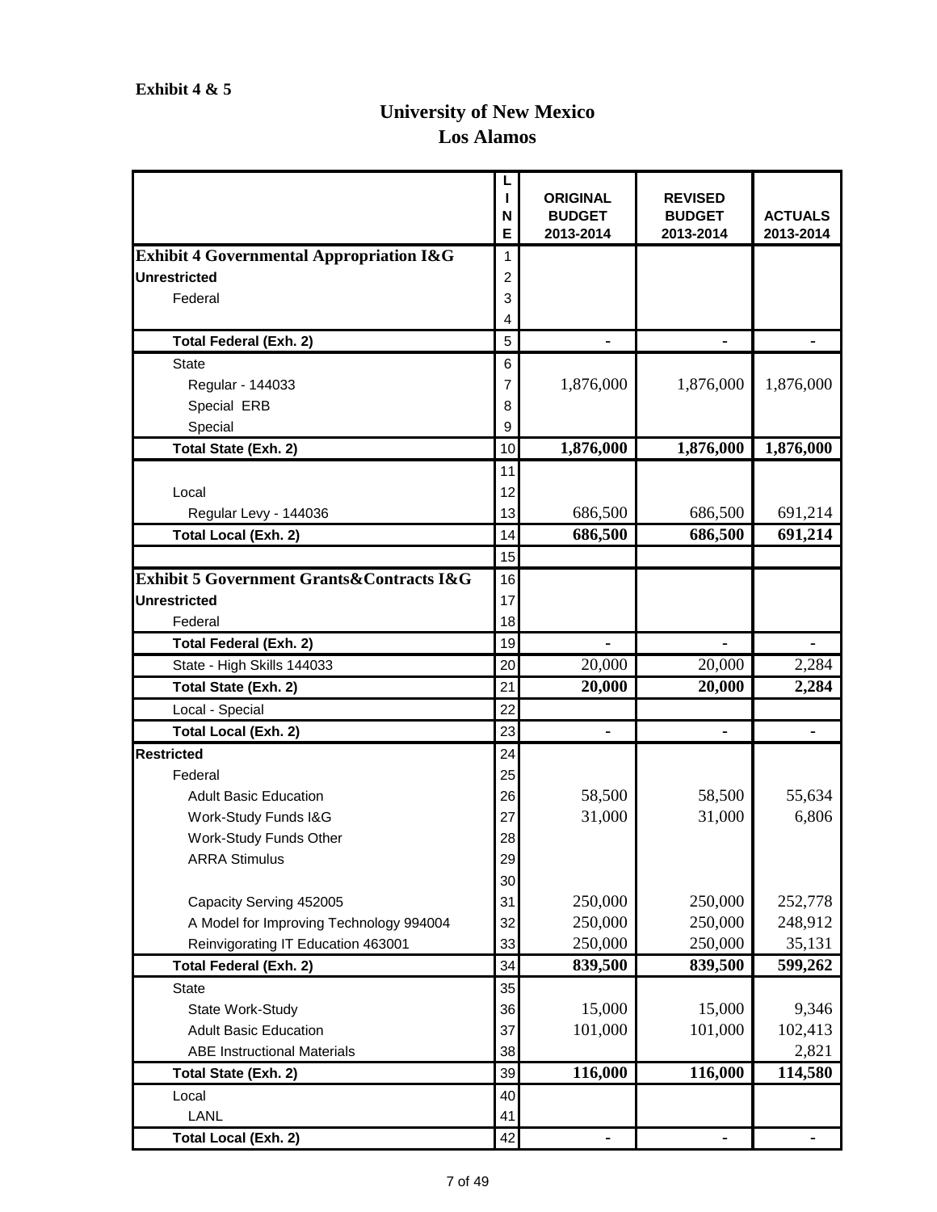Exhibit 4 & 5

# University of New Mexico
## Los Alamos

| | LINE | ORIGINAL BUDGET 2013-2014 | REVISED BUDGET 2013-2014 | ACTUALS 2013-2014 |
|---|---|---|---|---|
| **Exhibit 4 Governmental Appropriation I&G** | 1 | | | |
| **Unrestricted** | 2 | | | |
| Federal | 3 | | | |
| | 4 | | | |
| **Total Federal (Exh. 2)** | 5 | - | - | - |
| State | 6 | | | |
| Regular - 144033 | 7 | 1,876,000 | 1,876,000 | 1,876,000 |
| Special ERB | 8 | | | |
| Special | 9 | | | |
| **Total State (Exh. 2)** | 10 | **1,876,000** | **1,876,000** | **1,876,000** |
| | 11 | | | |
| Local | 12 | | | |
| Regular Levy - 144036 | 13 | 686,500 | 686,500 | 691,214 |
| **Total Local (Exh. 2)** | 14 | **686,500** | **686,500** | **691,214** |
| | 15 | | | |
| **Exhibit 5 Government Grants&Contracts I&G** | 16 | | | |
| **Unrestricted** | 17 | | | |
| Federal | 18 | | | |
| **Total Federal (Exh. 2)** | 19 | - | - | - |
| State - High Skills 144033 | 20 | 20,000 | 20,000 | 2,284 |
| **Total State (Exh. 2)** | 21 | **20,000** | **20,000** | **2,284** |
| Local - Special | 22 | | | |
| **Total Local (Exh. 2)** | 23 | - | - | - |
| **Restricted** | 24 | | | |
| Federal | 25 | | | |
| Adult Basic Education | 26 | 58,500 | 58,500 | 55,634 |
| Work-Study Funds I&G | 27 | 31,000 | 31,000 | 6,806 |
| Work-Study Funds Other | 28 | | | |
| ARRA Stimulus | 29 | | | |
| | 30 | | | |
| Capacity Serving 452005 | 31 | 250,000 | 250,000 | 252,778 |
| A Model for Improving Technology 994004 | 32 | 250,000 | 250,000 | 248,912 |
| Reinvigorating IT Education 463001 | 33 | 250,000 | 250,000 | 35,131 |
| **Total Federal (Exh. 2)** | 34 | **839,500** | **839,500** | **599,262** |
| State | 35 | | | |
| State Work-Study | 36 | 15,000 | 15,000 | 9,346 |
| Adult Basic Education | 37 | 101,000 | 101,000 | 102,413 |
| ABE Instructional Materials | 38 | | | 2,821 |
| **Total State (Exh. 2)** | 39 | **116,000** | **116,000** | **114,580** |
| Local | 40 | | | |
| LANL | 41 | | | |
| **Total Local (Exh. 2)** | 42 | - | - | - |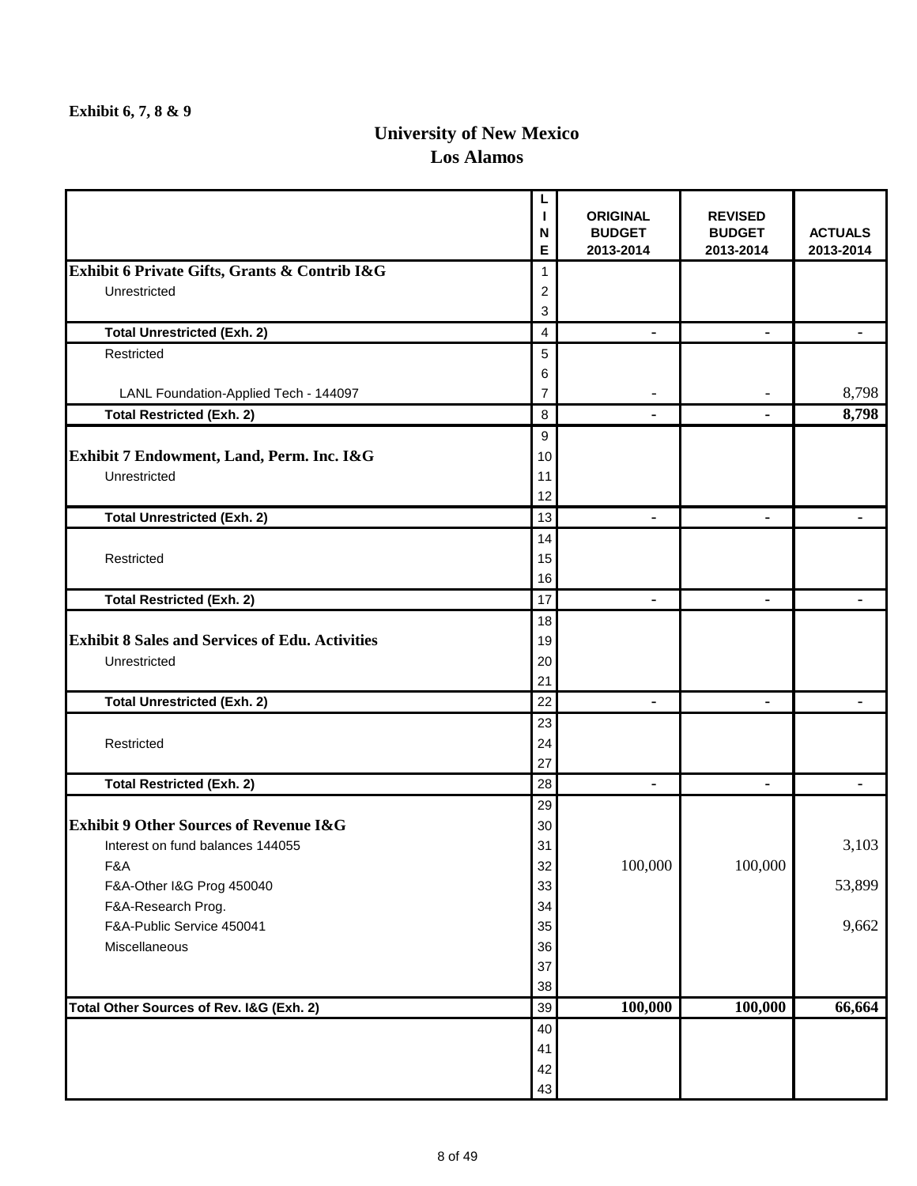Exhibit 6, 7, 8 & 9

# University of New Mexico
## Los Alamos

| | LINE | ORIGINAL BUDGET 2013-2014 | REVISED BUDGET 2013-2014 | ACTUALS 2013-2014 |
|---|---|---|---|---|
| **Exhibit 6 Private Gifts, Grants & Contrib I&G** | 1 | | | |
| Unrestricted | 2 | | | |
| | 3 | | | |
| **Total Unrestricted (Exh. 2)** | 4 | - | - | - |
| Restricted | 5 | | | |
| | 6 | | | |
| LANL Foundation-Applied Tech - 144097 | 7 | - | - | 8,798 |
| **Total Restricted (Exh. 2)** | 8 | - | - | **8,798** |
| | 9 | | | |
| **Exhibit 7 Endowment, Land, Perm. Inc. I&G** | 10 | | | |
| Unrestricted | 11 | | | |
| | 12 | | | |
| **Total Unrestricted (Exh. 2)** | 13 | - | - | - |
| | 14 | | | |
| Restricted | 15 | | | |
| | 16 | | | |
| **Total Restricted (Exh. 2)** | 17 | - | - | - |
| | 18 | | | |
| **Exhibit 8 Sales and Services of Edu. Activities** | 19 | | | |
| Unrestricted | 20 | | | |
| | 21 | | | |
| **Total Unrestricted (Exh. 2)** | 22 | - | - | - |
| | 23 | | | |
| Restricted | 24 | | | |
| | 27 | | | |
| **Total Restricted (Exh. 2)** | 28 | - | - | - |
| | 29 | | | |
| **Exhibit 9 Other Sources of Revenue I&G** | 30 | | | |
| Interest on fund balances 144055 | 31 | | | 3,103 |
| F&A | 32 | 100,000 | 100,000 | |
| F&A-Other I&G Prog 450040 | 33 | | | 53,899 |
| F&A-Research Prog. | 34 | | | |
| F&A-Public Service 450041 | 35 | | | 9,662 |
| Miscellaneous | 36 | | | |
| | 37 | | | |
| | 38 | | | |
| **Total Other Sources of Rev. I&G (Exh. 2)** | 39 | **100,000** | **100,000** | **66,664** |
| | 40 | | | |
| | 41 | | | |
| | 42 | | | |
| | 43 | | | |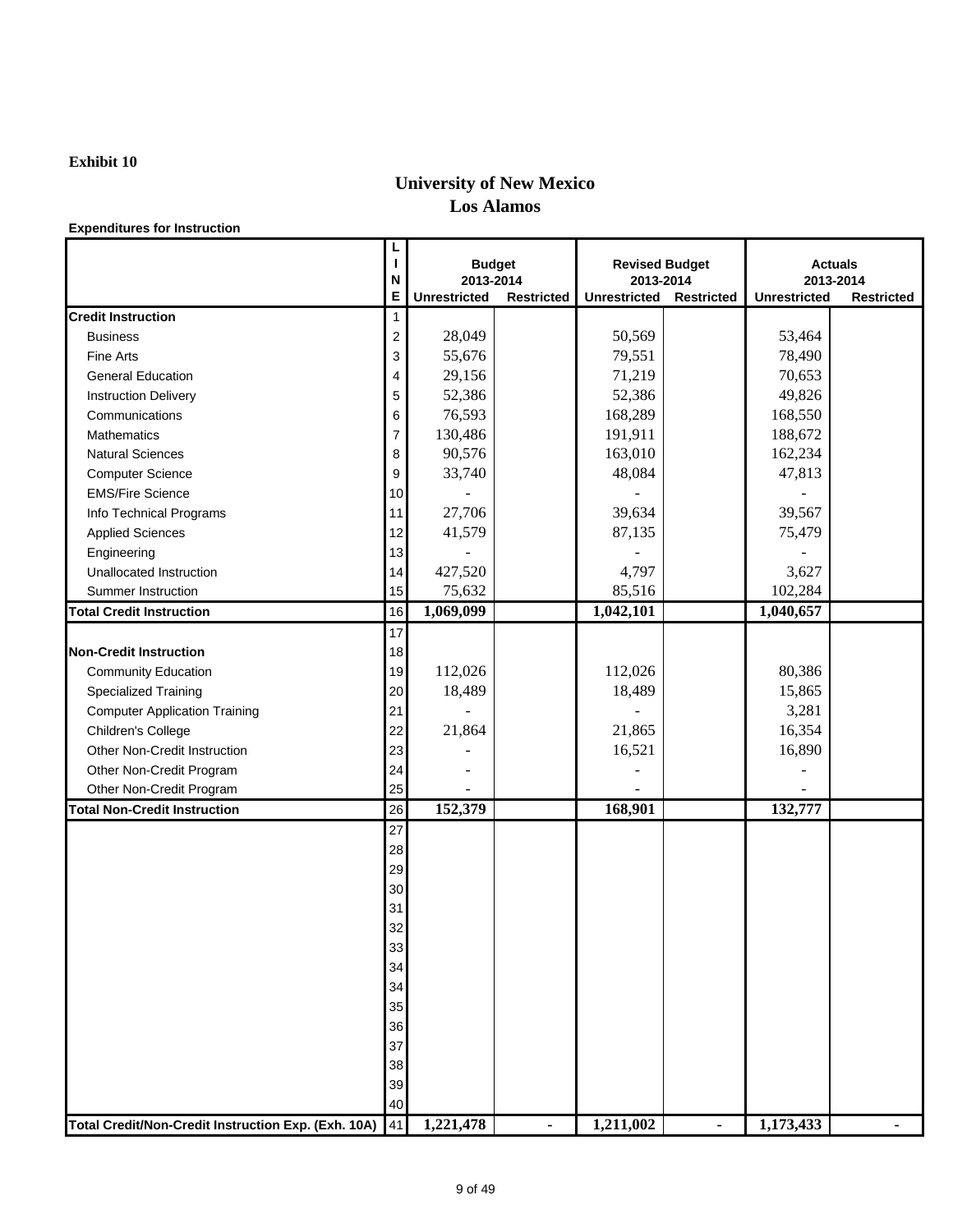**Exhibit 10**

# University of New Mexico
## Los Alamos

**Expenditures for Instruction**

| | LINE | Budget 2013-2014 | | Revised Budget 2013-2014 | | Actuals 2013-2014 | |
|---|---|---|---|---|---|---|---|
| | | Unrestricted | Restricted | Unrestricted | Restricted | Unrestricted | Restricted |
| **Credit Instruction** | 1 | | | | | | |
| Business | 2 | 28,049 | | 50,569 | | 53,464 | |
| Fine Arts | 3 | 55,676 | | 79,551 | | 78,490 | |
| General Education | 4 | 29,156 | | 71,219 | | 70,653 | |
| Instruction Delivery | 5 | 52,386 | | 52,386 | | 49,826 | |
| Communications | 6 | 76,593 | | 168,289 | | 168,550 | |
| Mathematics | 7 | 130,486 | | 191,911 | | 188,672 | |
| Natural Sciences | 8 | 90,576 | | 163,010 | | 162,234 | |
| Computer Science | 9 | 33,740 | | 48,084 | | 47,813 | |
| EMS/Fire Science | 10 | - | | - | | - | |
| Info Technical Programs | 11 | 27,706 | | 39,634 | | 39,567 | |
| Applied Sciences | 12 | 41,579 | | 87,135 | | 75,479 | |
| Engineering | 13 | - | | - | | - | |
| Unallocated Instruction | 14 | 427,520 | | 4,797 | | 3,627 | |
| Summer Instruction | 15 | 75,632 | | 85,516 | | 102,284 | |
| **Total Credit Instruction** | 16 | **1,069,099** | | **1,042,101** | | **1,040,657** | |
| | 17 | | | | | | |
| **Non-Credit Instruction** | 18 | | | | | | |
| Community Education | 19 | 112,026 | | 112,026 | | 80,386 | |
| Specialized Training | 20 | 18,489 | | 18,489 | | 15,865 | |
| Computer Application Training | 21 | - | | - | | 3,281 | |
| Children's College | 22 | 21,864 | | 21,865 | | 16,354 | |
| Other Non-Credit Instruction | 23 | - | | 16,521 | | 16,890 | |
| Other Non-Credit Program | 24 | - | | - | | - | |
| Other Non-Credit Program | 25 | - | | - | | - | |
| **Total Non-Credit Instruction** | 26 | **152,379** | | **168,901** | | **132,777** | |
| | 27 | | | | | | |
| | 28 | | | | | | |
| | 29 | | | | | | |
| | 30 | | | | | | |
| | 31 | | | | | | |
| | 32 | | | | | | |
| | 33 | | | | | | |
| | 34 | | | | | | |
| | 34 | | | | | | |
| | 35 | | | | | | |
| | 36 | | | | | | |
| | 37 | | | | | | |
| | 38 | | | | | | |
| | 39 | | | | | | |
| | 40 | | | | | | |
| **Total Credit/Non-Credit Instruction Exp. (Exh. 10A)** | 41 | **1,221,478** | **-** | **1,211,002** | **-** | **1,173,433** | **-** |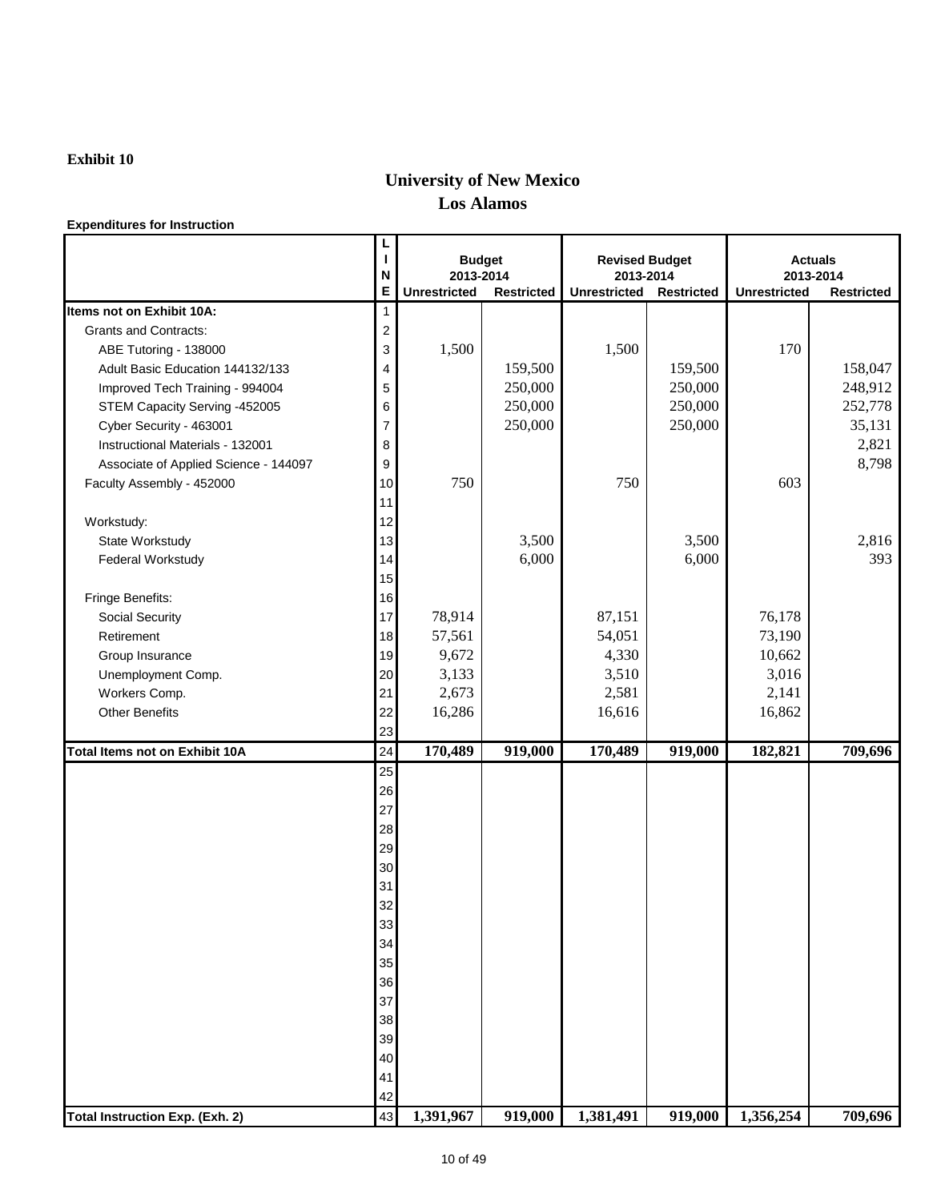**Exhibit 10**

# University of New Mexico
## Los Alamos

**Expenditures for Instruction**

| | LINE | Budget 2013-2014 | | Revised Budget 2013-2014 | | Actuals 2013-2014 | |
|---|---|---|---|---|---|---|---|
| | | Unrestricted | Restricted | Unrestricted | Restricted | Unrestricted | Restricted |
| **Items not on Exhibit 10A:** | 1 | | | | | | |
| Grants and Contracts: | 2 | | | | | | |
| ABE Tutoring - 138000 | 3 | 1,500 | | 1,500 | | 170 | |
| Adult Basic Education 144132/133 | 4 | | 159,500 | | 159,500 | | 158,047 |
| Improved Tech Training - 994004 | 5 | | 250,000 | | 250,000 | | 248,912 |
| STEM Capacity Serving -452005 | 6 | | 250,000 | | 250,000 | | 252,778 |
| Cyber Security - 463001 | 7 | | 250,000 | | 250,000 | | 35,131 |
| Instructional Materials - 132001 | 8 | | | | | | 2,821 |
| Associate of Applied Science - 144097 | 9 | | | | | | 8,798 |
| Faculty Assembly - 452000 | 10 | 750 | | 750 | | 603 | |
| | 11 | | | | | | |
| Workstudy: | 12 | | | | | | |
| State Workstudy | 13 | | 3,500 | | 3,500 | | 2,816 |
| Federal Workstudy | 14 | | 6,000 | | 6,000 | | 393 |
| | 15 | | | | | | |
| Fringe Benefits: | 16 | | | | | | |
| Social Security | 17 | 78,914 | | 87,151 | | 76,178 | |
| Retirement | 18 | 57,561 | | 54,051 | | 73,190 | |
| Group Insurance | 19 | 9,672 | | 4,330 | | 10,662 | |
| Unemployment Comp. | 20 | 3,133 | | 3,510 | | 3,016 | |
| Workers Comp. | 21 | 2,673 | | 2,581 | | 2,141 | |
| Other Benefits | 22 | 16,286 | | 16,616 | | 16,862 | |
| | 23 | | | | | | |
| **Total Items not on Exhibit 10A** | 24 | **170,489** | **919,000** | **170,489** | **919,000** | **182,821** | **709,696** |
| | 25 | | | | | | |
| | 26 | | | | | | |
| | 27 | | | | | | |
| | 28 | | | | | | |
| | 29 | | | | | | |
| | 30 | | | | | | |
| | 31 | | | | | | |
| | 32 | | | | | | |
| | 33 | | | | | | |
| | 34 | | | | | | |
| | 35 | | | | | | |
| | 36 | | | | | | |
| | 37 | | | | | | |
| | 38 | | | | | | |
| | 39 | | | | | | |
| | 40 | | | | | | |
| | 41 | | | | | | |
| | 42 | | | | | | |
| **Total Instruction Exp. (Exh. 2)** | 43 | **1,391,967** | **919,000** | **1,381,491** | **919,000** | **1,356,254** | **709,696** |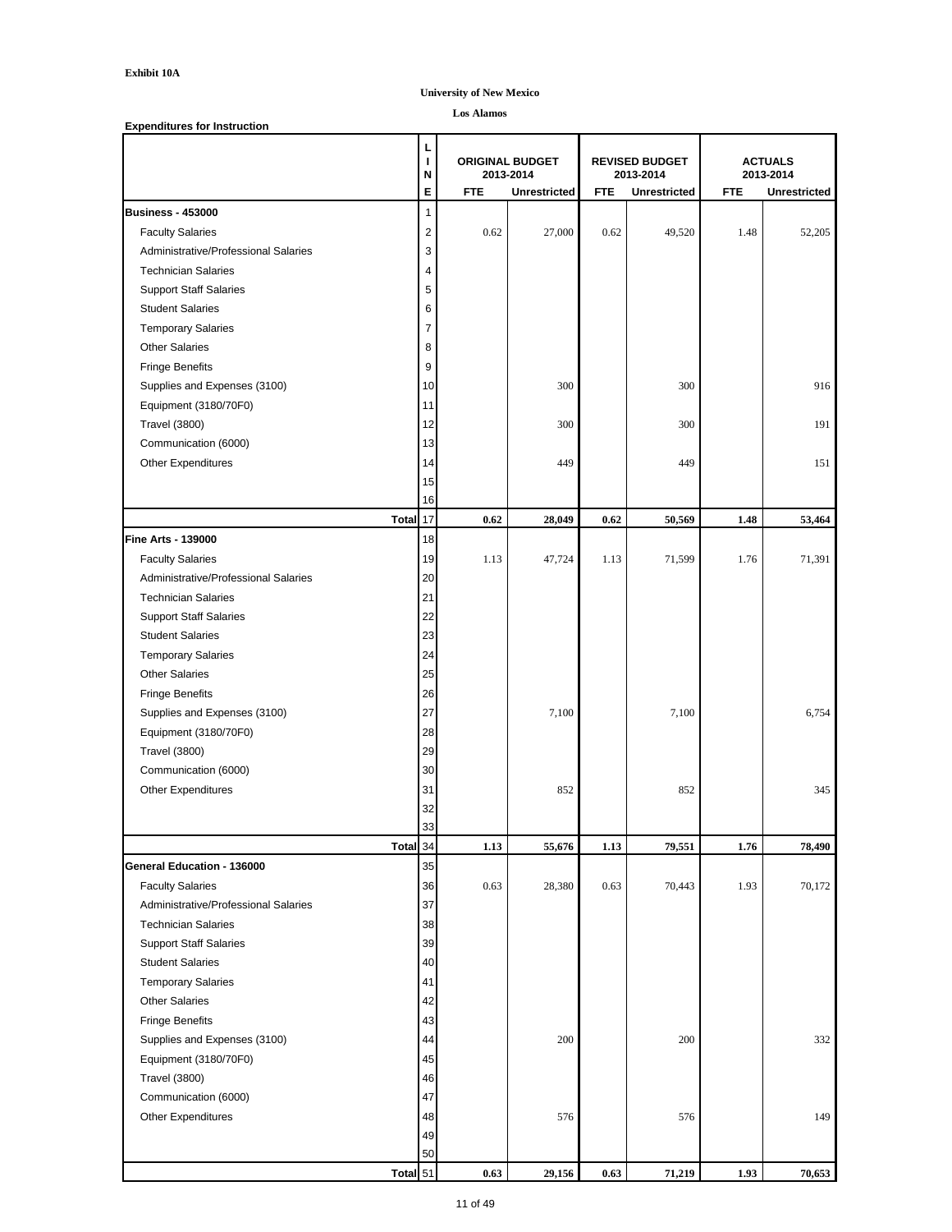Exhibit 10A

University of New Mexico

Los Alamos

Expenditures for Instruction

| | LINE | ORIGINAL BUDGET 2013-2014 | | REVISED BUDGET 2013-2014 | | ACTUALS 2013-2014 | |
|---|---|---|---|---|---|---|---|
| | | FTE | Unrestricted | FTE | Unrestricted | FTE | Unrestricted |
| **Business - 453000** | 1 | | | | | | |
| Faculty Salaries | 2 | 0.62 | 27,000 | 0.62 | 49,520 | 1.48 | 52,205 |
| Administrative/Professional Salaries | 3 | | | | | | |
| Technician Salaries | 4 | | | | | | |
| Support Staff Salaries | 5 | | | | | | |
| Student Salaries | 6 | | | | | | |
| Temporary Salaries | 7 | | | | | | |
| Other Salaries | 8 | | | | | | |
| Fringe Benefits | 9 | | | | | | |
| Supplies and Expenses (3100) | 10 | | 300 | | 300 | | 916 |
| Equipment (3180/70F0) | 11 | | | | | | |
| Travel (3800) | 12 | | 300 | | 300 | | 191 |
| Communication (6000) | 13 | | | | | | |
| Other Expenditures | 14 | | 449 | | 449 | | 151 |
| | 15 | | | | | | |
| | 16 | | | | | | |
| Total | 17 | 0.62 | 28,049 | 0.62 | 50,569 | 1.48 | 53,464 |
| **Fine Arts - 139000** | 18 | | | | | | |
| Faculty Salaries | 19 | 1.13 | 47,724 | 1.13 | 71,599 | 1.76 | 71,391 |
| Administrative/Professional Salaries | 20 | | | | | | |
| Technician Salaries | 21 | | | | | | |
| Support Staff Salaries | 22 | | | | | | |
| Student Salaries | 23 | | | | | | |
| Temporary Salaries | 24 | | | | | | |
| Other Salaries | 25 | | | | | | |
| Fringe Benefits | 26 | | | | | | |
| Supplies and Expenses (3100) | 27 | | 7,100 | | 7,100 | | 6,754 |
| Equipment (3180/70F0) | 28 | | | | | | |
| Travel (3800) | 29 | | | | | | |
| Communication (6000) | 30 | | | | | | |
| Other Expenditures | 31 | | 852 | | 852 | | 345 |
| | 32 | | | | | | |
| | 33 | | | | | | |
| Total | 34 | 1.13 | 55,676 | 1.13 | 79,551 | 1.76 | 78,490 |
| **General Education - 136000** | 35 | | | | | | |
| Faculty Salaries | 36 | 0.63 | 28,380 | 0.63 | 70,443 | 1.93 | 70,172 |
| Administrative/Professional Salaries | 37 | | | | | | |
| Technician Salaries | 38 | | | | | | |
| Support Staff Salaries | 39 | | | | | | |
| Student Salaries | 40 | | | | | | |
| Temporary Salaries | 41 | | | | | | |
| Other Salaries | 42 | | | | | | |
| Fringe Benefits | 43 | | | | | | |
| Supplies and Expenses (3100) | 44 | | 200 | | 200 | | 332 |
| Equipment (3180/70F0) | 45 | | | | | | |
| Travel (3800) | 46 | | | | | | |
| Communication (6000) | 47 | | | | | | |
| Other Expenditures | 48 | | 576 | | 576 | | 149 |
| | 49 | | | | | | |
| | 50 | | | | | | |
| Total | 51 | 0.63 | 29,156 | 0.63 | 71,219 | 1.93 | 70,653 |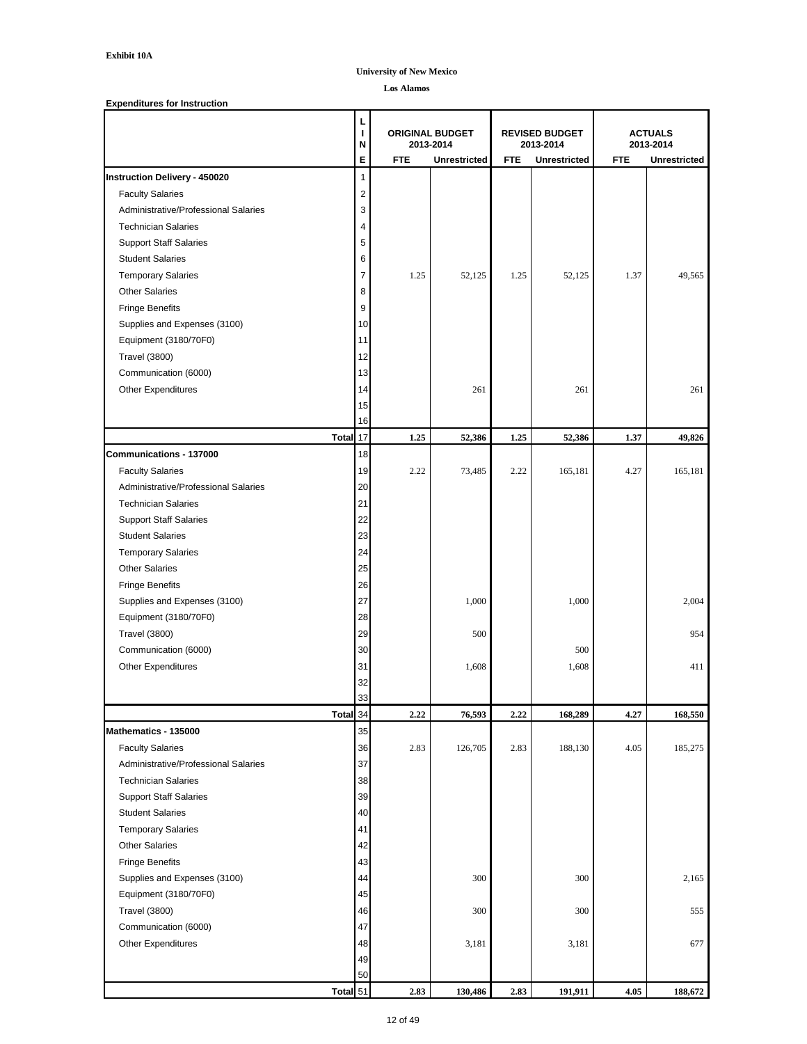**Exhibit 10A**

**University of New Mexico**

**Los Alamos**

**Expenditures for Instruction**

| | LINE | ORIGINAL BUDGET 2013-2014 | | REVISED BUDGET 2013-2014 | | ACTUALS 2013-2014 | |
|---|---|---|---|---|---|---|---|
| | | FTE | Unrestricted | FTE | Unrestricted | FTE | Unrestricted |
| **Instruction Delivery - 450020** | 1 | | | | | | |
| Faculty Salaries | 2 | | | | | | |
| Administrative/Professional Salaries | 3 | | | | | | |
| Technician Salaries | 4 | | | | | | |
| Support Staff Salaries | 5 | | | | | | |
| Student Salaries | 6 | | | | | | |
| Temporary Salaries | 7 | 1.25 | 52,125 | 1.25 | 52,125 | 1.37 | 49,565 |
| Other Salaries | 8 | | | | | | |
| Fringe Benefits | 9 | | | | | | |
| Supplies and Expenses (3100) | 10 | | | | | | |
| Equipment (3180/70F0) | 11 | | | | | | |
| Travel (3800) | 12 | | | | | | |
| Communication (6000) | 13 | | | | | | |
| Other Expenditures | 14 | | 261 | | 261 | | 261 |
| | 15 | | | | | | |
| | 16 | | | | | | |
| **Total** | 17 | **1.25** | **52,386** | **1.25** | **52,386** | **1.37** | **49,826** |
| **Communications - 137000** | 18 | | | | | | |
| Faculty Salaries | 19 | 2.22 | 73,485 | 2.22 | 165,181 | 4.27 | 165,181 |
| Administrative/Professional Salaries | 20 | | | | | | |
| Technician Salaries | 21 | | | | | | |
| Support Staff Salaries | 22 | | | | | | |
| Student Salaries | 23 | | | | | | |
| Temporary Salaries | 24 | | | | | | |
| Other Salaries | 25 | | | | | | |
| Fringe Benefits | 26 | | | | | | |
| Supplies and Expenses (3100) | 27 | | 1,000 | | 1,000 | | 2,004 |
| Equipment (3180/70F0) | 28 | | | | | | |
| Travel (3800) | 29 | | 500 | | | | 954 |
| Communication (6000) | 30 | | | | 500 | | |
| Other Expenditures | 31 | | 1,608 | | 1,608 | | 411 |
| | 32 | | | | | | |
| | 33 | | | | | | |
| **Total** | 34 | **2.22** | **76,593** | **2.22** | **168,289** | **4.27** | **168,550** |
| **Mathematics - 135000** | 35 | | | | | | |
| Faculty Salaries | 36 | 2.83 | 126,705 | 2.83 | 188,130 | 4.05 | 185,275 |
| Administrative/Professional Salaries | 37 | | | | | | |
| Technician Salaries | 38 | | | | | | |
| Support Staff Salaries | 39 | | | | | | |
| Student Salaries | 40 | | | | | | |
| Temporary Salaries | 41 | | | | | | |
| Other Salaries | 42 | | | | | | |
| Fringe Benefits | 43 | | | | | | |
| Supplies and Expenses (3100) | 44 | | 300 | | 300 | | 2,165 |
| Equipment (3180/70F0) | 45 | | | | | | |
| Travel (3800) | 46 | | 300 | | 300 | | 555 |
| Communication (6000) | 47 | | | | | | |
| Other Expenditures | 48 | | 3,181 | | 3,181 | | 677 |
| | 49 | | | | | | |
| | 50 | | | | | | |
| **Total** | 51 | **2.83** | **130,486** | **2.83** | **191,911** | **4.05** | **188,672** |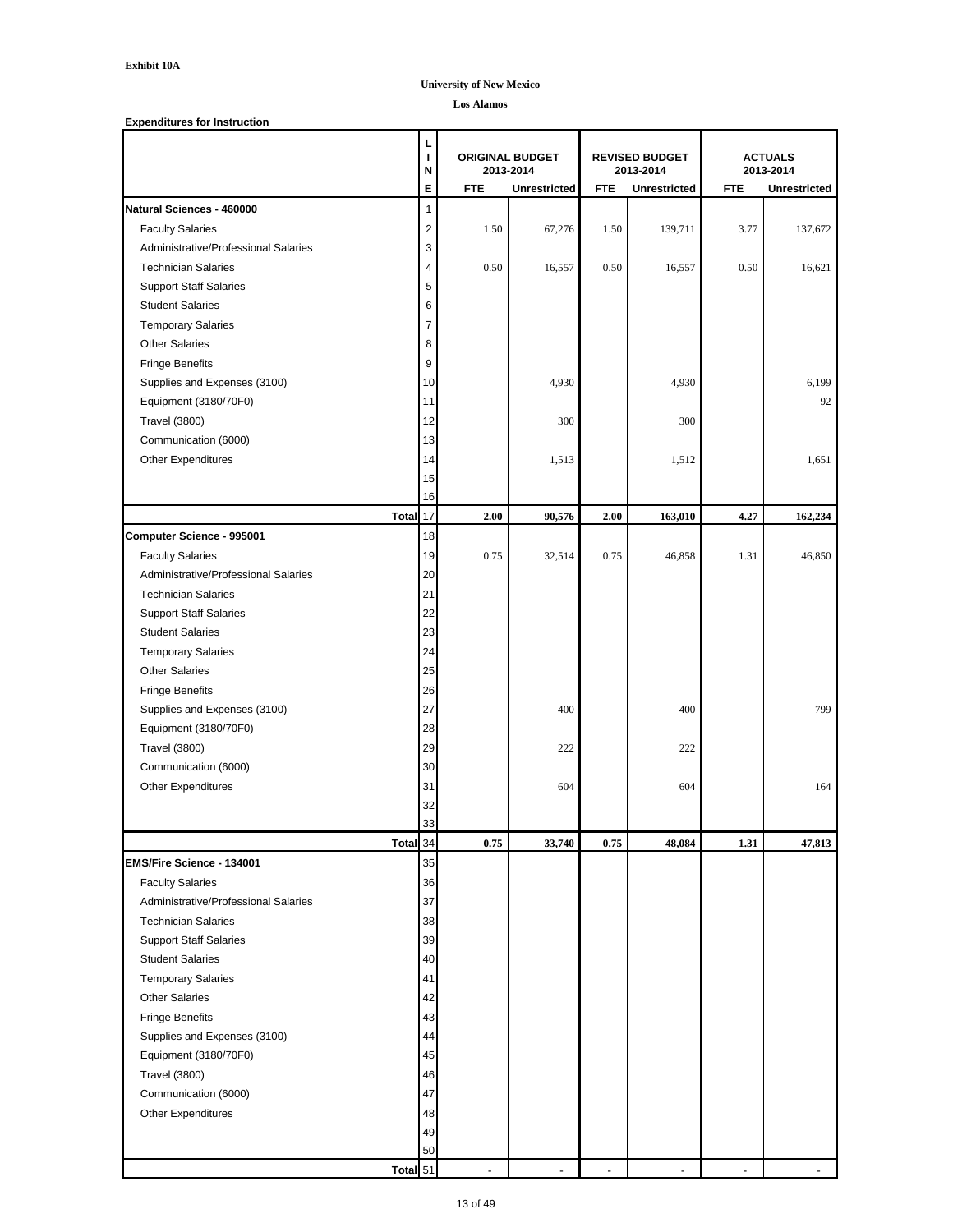**Exhibit 10A**

**University of New Mexico**

**Los Alamos**

**Expenditures for Instruction**

| | LINE | ORIGINAL BUDGET 2013-2014 | | REVISED BUDGET 2013-2014 | | ACTUALS 2013-2014 | |
|---|---|---|---|---|---|---|---|
| | | FTE | Unrestricted | FTE | Unrestricted | FTE | Unrestricted |
| **Natural Sciences - 460000** | 1 | | | | | | |
| Faculty Salaries | 2 | 1.50 | 67,276 | 1.50 | 139,711 | 3.77 | 137,672 |
| Administrative/Professional Salaries | 3 | | | | | | |
| Technician Salaries | 4 | 0.50 | 16,557 | 0.50 | 16,557 | 0.50 | 16,621 |
| Support Staff Salaries | 5 | | | | | | |
| Student Salaries | 6 | | | | | | |
| Temporary Salaries | 7 | | | | | | |
| Other Salaries | 8 | | | | | | |
| Fringe Benefits | 9 | | | | | | |
| Supplies and Expenses (3100) | 10 | | 4,930 | | 4,930 | | 6,199 |
| Equipment (3180/70F0) | 11 | | | | | | 92 |
| Travel (3800) | 12 | | 300 | | 300 | | |
| Communication (6000) | 13 | | | | | | |
| Other Expenditures | 14 | | 1,513 | | 1,512 | | 1,651 |
| | 15 | | | | | | |
| | 16 | | | | | | |
| **Total** | 17 | **2.00** | **90,576** | **2.00** | **163,010** | **4.27** | **162,234** |
| **Computer Science - 995001** | 18 | | | | | | |
| Faculty Salaries | 19 | 0.75 | 32,514 | 0.75 | 46,858 | 1.31 | 46,850 |
| Administrative/Professional Salaries | 20 | | | | | | |
| Technician Salaries | 21 | | | | | | |
| Support Staff Salaries | 22 | | | | | | |
| Student Salaries | 23 | | | | | | |
| Temporary Salaries | 24 | | | | | | |
| Other Salaries | 25 | | | | | | |
| Fringe Benefits | 26 | | | | | | |
| Supplies and Expenses (3100) | 27 | | 400 | | 400 | | 799 |
| Equipment (3180/70F0) | 28 | | | | | | |
| Travel (3800) | 29 | | 222 | | 222 | | |
| Communication (6000) | 30 | | | | | | |
| Other Expenditures | 31 | | 604 | | 604 | | 164 |
| | 32 | | | | | | |
| | 33 | | | | | | |
| **Total** | 34 | **0.75** | **33,740** | **0.75** | **48,084** | **1.31** | **47,813** |
| **EMS/Fire Science - 134001** | 35 | | | | | | |
| Faculty Salaries | 36 | | | | | | |
| Administrative/Professional Salaries | 37 | | | | | | |
| Technician Salaries | 38 | | | | | | |
| Support Staff Salaries | 39 | | | | | | |
| Student Salaries | 40 | | | | | | |
| Temporary Salaries | 41 | | | | | | |
| Other Salaries | 42 | | | | | | |
| Fringe Benefits | 43 | | | | | | |
| Supplies and Expenses (3100) | 44 | | | | | | |
| Equipment (3180/70F0) | 45 | | | | | | |
| Travel (3800) | 46 | | | | | | |
| Communication (6000) | 47 | | | | | | |
| Other Expenditures | 48 | | | | | | |
| | 49 | | | | | | |
| | 50 | | | | | | |
| **Total** | 51 | - | - | - | - | - | - |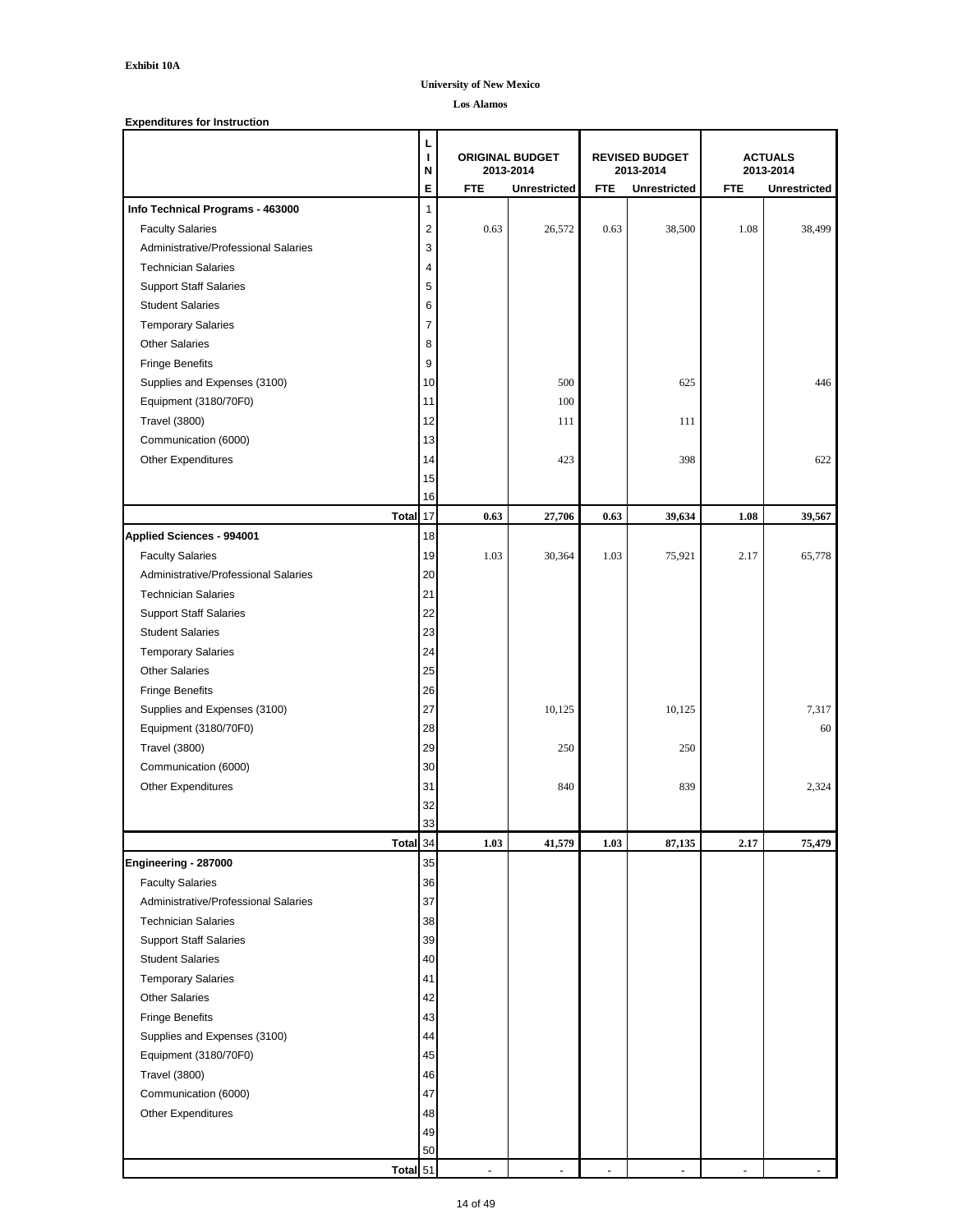**Exhibit 10A**

**University of New Mexico**

**Los Alamos**

**Expenditures for Instruction**

| | LINE | ORIGINAL BUDGET 2013-2014 | | REVISED BUDGET 2013-2014 | | ACTUALS 2013-2014 | |
|---|---|---|---|---|---|---|---|
| | | FTE | Unrestricted | FTE | Unrestricted | FTE | Unrestricted |
| **Info Technical Programs - 463000** | 1 | | | | | | |
| Faculty Salaries | 2 | 0.63 | 26,572 | 0.63 | 38,500 | 1.08 | 38,499 |
| Administrative/Professional Salaries | 3 | | | | | | |
| Technician Salaries | 4 | | | | | | |
| Support Staff Salaries | 5 | | | | | | |
| Student Salaries | 6 | | | | | | |
| Temporary Salaries | 7 | | | | | | |
| Other Salaries | 8 | | | | | | |
| Fringe Benefits | 9 | | | | | | |
| Supplies and Expenses (3100) | 10 | | 500 | | 625 | | 446 |
| Equipment (3180/70F0) | 11 | | 100 | | | | |
| Travel (3800) | 12 | | 111 | | 111 | | |
| Communication (6000) | 13 | | | | | | |
| Other Expenditures | 14 | | 423 | | 398 | | 622 |
| | 15 | | | | | | |
| | 16 | | | | | | |
| **Total** | 17 | **0.63** | **27,706** | **0.63** | **39,634** | **1.08** | **39,567** |
| **Applied Sciences - 994001** | 18 | | | | | | |
| Faculty Salaries | 19 | 1.03 | 30,364 | 1.03 | 75,921 | 2.17 | 65,778 |
| Administrative/Professional Salaries | 20 | | | | | | |
| Technician Salaries | 21 | | | | | | |
| Support Staff Salaries | 22 | | | | | | |
| Student Salaries | 23 | | | | | | |
| Temporary Salaries | 24 | | | | | | |
| Other Salaries | 25 | | | | | | |
| Fringe Benefits | 26 | | | | | | |
| Supplies and Expenses (3100) | 27 | | 10,125 | | 10,125 | | 7,317 |
| Equipment (3180/70F0) | 28 | | | | | | 60 |
| Travel (3800) | 29 | | 250 | | 250 | | |
| Communication (6000) | 30 | | | | | | |
| Other Expenditures | 31 | | 840 | | 839 | | 2,324 |
| | 32 | | | | | | |
| | 33 | | | | | | |
| **Total** | 34 | **1.03** | **41,579** | **1.03** | **87,135** | **2.17** | **75,479** |
| **Engineering - 287000** | 35 | | | | | | |
| Faculty Salaries | 36 | | | | | | |
| Administrative/Professional Salaries | 37 | | | | | | |
| Technician Salaries | 38 | | | | | | |
| Support Staff Salaries | 39 | | | | | | |
| Student Salaries | 40 | | | | | | |
| Temporary Salaries | 41 | | | | | | |
| Other Salaries | 42 | | | | | | |
| Fringe Benefits | 43 | | | | | | |
| Supplies and Expenses (3100) | 44 | | | | | | |
| Equipment (3180/70F0) | 45 | | | | | | |
| Travel (3800) | 46 | | | | | | |
| Communication (6000) | 47 | | | | | | |
| Other Expenditures | 48 | | | | | | |
| | 49 | | | | | | |
| | 50 | | | | | | |
| **Total** | 51 | - | - | - | - | - | - |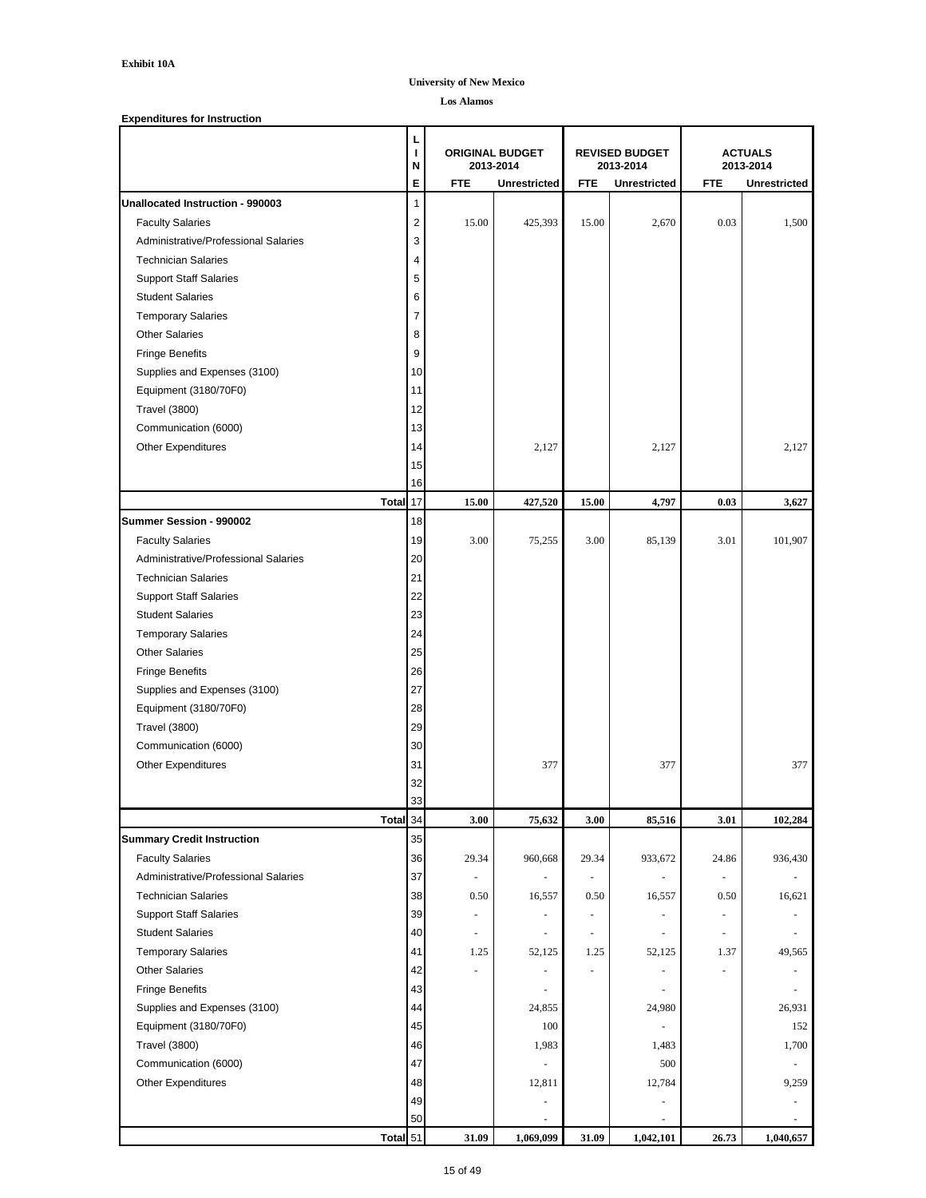**Exhibit 10A**

**University of New Mexico**

**Los Alamos**

**Expenditures for Instruction**

| | LINE | ORIGINAL BUDGET 2013-2014 | | REVISED BUDGET 2013-2014 | | ACTUALS 2013-2014 | |
|---|---|---|---|---|---|---|---|
| | | FTE | Unrestricted | FTE | Unrestricted | FTE | Unrestricted |
| **Unallocated Instruction - 990003** | 1 | | | | | | |
| Faculty Salaries | 2 | 15.00 | 425,393 | 15.00 | 2,670 | 0.03 | 1,500 |
| Administrative/Professional Salaries | 3 | | | | | | |
| Technician Salaries | 4 | | | | | | |
| Support Staff Salaries | 5 | | | | | | |
| Student Salaries | 6 | | | | | | |
| Temporary Salaries | 7 | | | | | | |
| Other Salaries | 8 | | | | | | |
| Fringe Benefits | 9 | | | | | | |
| Supplies and Expenses (3100) | 10 | | | | | | |
| Equipment (3180/70F0) | 11 | | | | | | |
| Travel (3800) | 12 | | | | | | |
| Communication (6000) | 13 | | | | | | |
| Other Expenditures | 14 | | 2,127 | | 2,127 | | 2,127 |
| | 15 | | | | | | |
| | 16 | | | | | | |
| **Total** | 17 | **15.00** | **427,520** | **15.00** | **4,797** | **0.03** | **3,627** |
| **Summer Session - 990002** | 18 | | | | | | |
| Faculty Salaries | 19 | 3.00 | 75,255 | 3.00 | 85,139 | 3.01 | 101,907 |
| Administrative/Professional Salaries | 20 | | | | | | |
| Technician Salaries | 21 | | | | | | |
| Support Staff Salaries | 22 | | | | | | |
| Student Salaries | 23 | | | | | | |
| Temporary Salaries | 24 | | | | | | |
| Other Salaries | 25 | | | | | | |
| Fringe Benefits | 26 | | | | | | |
| Supplies and Expenses (3100) | 27 | | | | | | |
| Equipment (3180/70F0) | 28 | | | | | | |
| Travel (3800) | 29 | | | | | | |
| Communication (6000) | 30 | | | | | | |
| Other Expenditures | 31 | | 377 | | 377 | | 377 |
| | 32 | | | | | | |
| | 33 | | | | | | |
| **Total** | 34 | **3.00** | **75,632** | **3.00** | **85,516** | **3.01** | **102,284** |
| **Summary Credit Instruction** | 35 | | | | | | |
| Faculty Salaries | 36 | 29.34 | 960,668 | 29.34 | 933,672 | 24.86 | 936,430 |
| Administrative/Professional Salaries | 37 | - | - | - | - | - | - |
| Technician Salaries | 38 | 0.50 | 16,557 | 0.50 | 16,557 | 0.50 | 16,621 |
| Support Staff Salaries | 39 | - | - | - | - | - | - |
| Student Salaries | 40 | - | - | - | - | - | - |
| Temporary Salaries | 41 | 1.25 | 52,125 | 1.25 | 52,125 | 1.37 | 49,565 |
| Other Salaries | 42 | - | - | - | - | - | - |
| Fringe Benefits | 43 | | - | | - | | - |
| Supplies and Expenses (3100) | 44 | | 24,855 | | 24,980 | | 26,931 |
| Equipment (3180/70F0) | 45 | | 100 | | - | | 152 |
| Travel (3800) | 46 | | 1,983 | | 1,483 | | 1,700 |
| Communication (6000) | 47 | | - | | 500 | | - |
| Other Expenditures | 48 | | 12,811 | | 12,784 | | 9,259 |
| | 49 | | - | | - | | - |
| | 50 | | - | | - | | - |
| **Total** | 51 | **31.09** | **1,069,099** | **31.09** | **1,042,101** | **26.73** | **1,040,657** |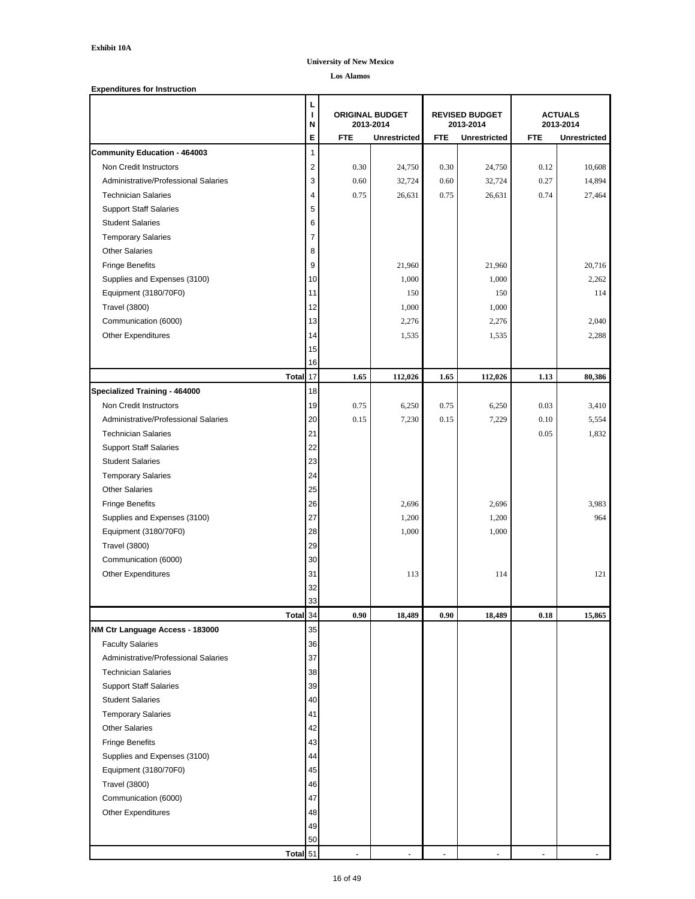**Exhibit 10A**

**University of New Mexico**

**Los Alamos**

**Expenditures for Instruction**

| | LINE | ORIGINAL BUDGET 2013-2014 | | REVISED BUDGET 2013-2014 | | ACTUALS 2013-2014 | |
|---|---|---|---|---|---|---|---|
| | | FTE | Unrestricted | FTE | Unrestricted | FTE | Unrestricted |
| **Community Education - 464003** | 1 | | | | | | |
| Non Credit Instructors | 2 | 0.30 | 24,750 | 0.30 | 24,750 | 0.12 | 10,608 |
| Administrative/Professional Salaries | 3 | 0.60 | 32,724 | 0.60 | 32,724 | 0.27 | 14,894 |
| Technician Salaries | 4 | 0.75 | 26,631 | 0.75 | 26,631 | 0.74 | 27,464 |
| Support Staff Salaries | 5 | | | | | | |
| Student Salaries | 6 | | | | | | |
| Temporary Salaries | 7 | | | | | | |
| Other Salaries | 8 | | | | | | |
| Fringe Benefits | 9 | | 21,960 | | 21,960 | | 20,716 |
| Supplies and Expenses (3100) | 10 | | 1,000 | | 1,000 | | 2,262 |
| Equipment (3180/70F0) | 11 | | 150 | | 150 | | 114 |
| Travel (3800) | 12 | | 1,000 | | 1,000 | | |
| Communication (6000) | 13 | | 2,276 | | 2,276 | | 2,040 |
| Other Expenditures | 14 | | 1,535 | | 1,535 | | 2,288 |
| | 15 | | | | | | |
| | 16 | | | | | | |
| **Total** | 17 | **1.65** | **112,026** | **1.65** | **112,026** | **1.13** | **80,386** |
| **Specialized Training - 464000** | 18 | | | | | | |
| Non Credit Instructors | 19 | 0.75 | 6,250 | 0.75 | 6,250 | 0.03 | 3,410 |
| Administrative/Professional Salaries | 20 | 0.15 | 7,230 | 0.15 | 7,229 | 0.10 | 5,554 |
| Technician Salaries | 21 | | | | | 0.05 | 1,832 |
| Support Staff Salaries | 22 | | | | | | |
| Student Salaries | 23 | | | | | | |
| Temporary Salaries | 24 | | | | | | |
| Other Salaries | 25 | | | | | | |
| Fringe Benefits | 26 | | 2,696 | | 2,696 | | 3,983 |
| Supplies and Expenses (3100) | 27 | | 1,200 | | 1,200 | | 964 |
| Equipment (3180/70F0) | 28 | | 1,000 | | 1,000 | | |
| Travel (3800) | 29 | | | | | | |
| Communication (6000) | 30 | | | | | | |
| Other Expenditures | 31 | | 113 | | 114 | | 121 |
| | 32 | | | | | | |
| | 33 | | | | | | |
| **Total** | 34 | **0.90** | **18,489** | **0.90** | **18,489** | **0.18** | **15,865** |
| **NM Ctr Language Access - 183000** | 35 | | | | | | |
| Faculty Salaries | 36 | | | | | | |
| Administrative/Professional Salaries | 37 | | | | | | |
| Technician Salaries | 38 | | | | | | |
| Support Staff Salaries | 39 | | | | | | |
| Student Salaries | 40 | | | | | | |
| Temporary Salaries | 41 | | | | | | |
| Other Salaries | 42 | | | | | | |
| Fringe Benefits | 43 | | | | | | |
| Supplies and Expenses (3100) | 44 | | | | | | |
| Equipment (3180/70F0) | 45 | | | | | | |
| Travel (3800) | 46 | | | | | | |
| Communication (6000) | 47 | | | | | | |
| Other Expenditures | 48 | | | | | | |
| | 49 | | | | | | |
| | 50 | | | | | | |
| **Total** | 51 | - | - | - | - | - | - |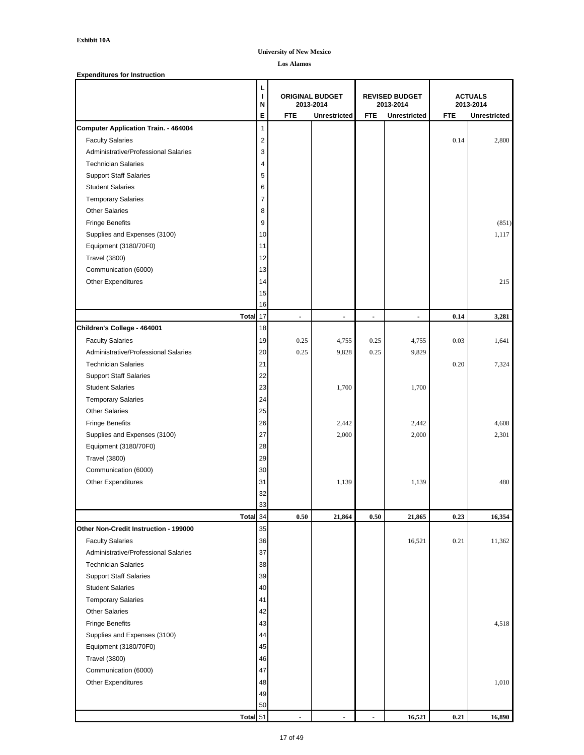**Exhibit 10A**

**University of New Mexico**

**Los Alamos**

**Expenditures for Instruction**

| | LINE | ORIGINAL BUDGET 2013-2014 | | REVISED BUDGET 2013-2014 | | ACTUALS 2013-2014 | |
|---|---|---|---|---|---|---|---|
| | | FTE | Unrestricted | FTE | Unrestricted | FTE | Unrestricted |
| **Computer Application Train. - 464004** | 1 | | | | | | |
| Faculty Salaries | 2 | | | | | 0.14 | 2,800 |
| Administrative/Professional Salaries | 3 | | | | | | |
| Technician Salaries | 4 | | | | | | |
| Support Staff Salaries | 5 | | | | | | |
| Student Salaries | 6 | | | | | | |
| Temporary Salaries | 7 | | | | | | |
| Other Salaries | 8 | | | | | | |
| Fringe Benefits | 9 | | | | | | (851) |
| Supplies and Expenses (3100) | 10 | | | | | | 1,117 |
| Equipment (3180/70F0) | 11 | | | | | | |
| Travel (3800) | 12 | | | | | | |
| Communication (6000) | 13 | | | | | | |
| Other Expenditures | 14 | | | | | | 215 |
| | 15 | | | | | | |
| | 16 | | | | | | |
| **Total** | 17 | - | - | - | - | **0.14** | **3,281** |
| **Children's College - 464001** | 18 | | | | | | |
| Faculty Salaries | 19 | 0.25 | 4,755 | 0.25 | 4,755 | 0.03 | 1,641 |
| Administrative/Professional Salaries | 20 | 0.25 | 9,828 | 0.25 | 9,829 | | |
| Technician Salaries | 21 | | | | | 0.20 | 7,324 |
| Support Staff Salaries | 22 | | | | | | |
| Student Salaries | 23 | | 1,700 | | 1,700 | | |
| Temporary Salaries | 24 | | | | | | |
| Other Salaries | 25 | | | | | | |
| Fringe Benefits | 26 | | 2,442 | | 2,442 | | 4,608 |
| Supplies and Expenses (3100) | 27 | | 2,000 | | 2,000 | | 2,301 |
| Equipment (3180/70F0) | 28 | | | | | | |
| Travel (3800) | 29 | | | | | | |
| Communication (6000) | 30 | | | | | | |
| Other Expenditures | 31 | | 1,139 | | 1,139 | | 480 |
| | 32 | | | | | | |
| | 33 | | | | | | |
| **Total** | 34 | **0.50** | **21,864** | **0.50** | **21,865** | **0.23** | **16,354** |
| **Other Non-Credit Instruction - 199000** | 35 | | | | | | |
| Faculty Salaries | 36 | | | | 16,521 | 0.21 | 11,362 |
| Administrative/Professional Salaries | 37 | | | | | | |
| Technician Salaries | 38 | | | | | | |
| Support Staff Salaries | 39 | | | | | | |
| Student Salaries | 40 | | | | | | |
| Temporary Salaries | 41 | | | | | | |
| Other Salaries | 42 | | | | | | |
| Fringe Benefits | 43 | | | | | | 4,518 |
| Supplies and Expenses (3100) | 44 | | | | | | |
| Equipment (3180/70F0) | 45 | | | | | | |
| Travel (3800) | 46 | | | | | | |
| Communication (6000) | 47 | | | | | | |
| Other Expenditures | 48 | | | | | | 1,010 |
| | 49 | | | | | | |
| | 50 | | | | | | |
| **Total** | 51 | - | - | - | **16,521** | **0.21** | **16,890** |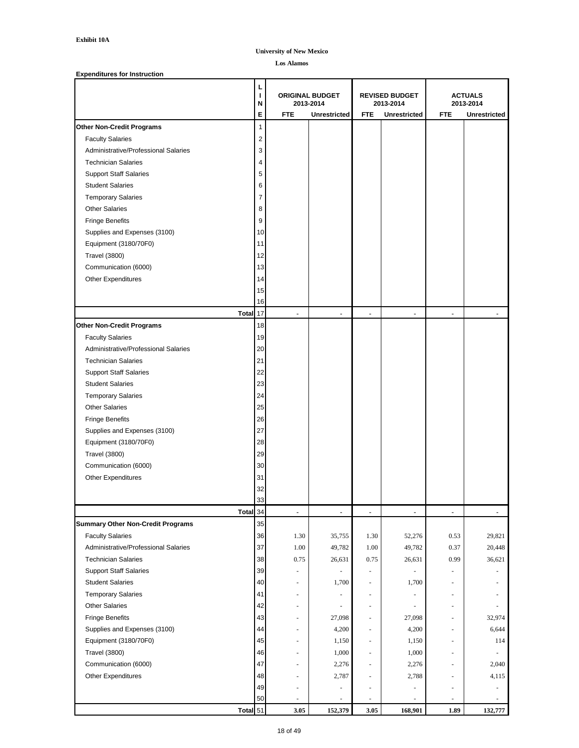**Exhibit 10A**

**University of New Mexico**

**Los Alamos**

**Expenditures for Instruction**

| | LINE | ORIGINAL BUDGET 2013-2014 | | REVISED BUDGET 2013-2014 | | ACTUALS 2013-2014 | |
|---|---|---|---|---|---|---|---|
| | | FTE | Unrestricted | FTE | Unrestricted | FTE | Unrestricted |
| **Other Non-Credit Programs** | 1 | | | | | | |
| Faculty Salaries | 2 | | | | | | |
| Administrative/Professional Salaries | 3 | | | | | | |
| Technician Salaries | 4 | | | | | | |
| Support Staff Salaries | 5 | | | | | | |
| Student Salaries | 6 | | | | | | |
| Temporary Salaries | 7 | | | | | | |
| Other Salaries | 8 | | | | | | |
| Fringe Benefits | 9 | | | | | | |
| Supplies and Expenses (3100) | 10 | | | | | | |
| Equipment (3180/70F0) | 11 | | | | | | |
| Travel (3800) | 12 | | | | | | |
| Communication (6000) | 13 | | | | | | |
| Other Expenditures | 14 | | | | | | |
| | 15 | | | | | | |
| | 16 | | | | | | |
| Total | 17 | - | - | - | - | - | - |
| **Other Non-Credit Programs** | 18 | | | | | | |
| Faculty Salaries | 19 | | | | | | |
| Administrative/Professional Salaries | 20 | | | | | | |
| Technician Salaries | 21 | | | | | | |
| Support Staff Salaries | 22 | | | | | | |
| Student Salaries | 23 | | | | | | |
| Temporary Salaries | 24 | | | | | | |
| Other Salaries | 25 | | | | | | |
| Fringe Benefits | 26 | | | | | | |
| Supplies and Expenses (3100) | 27 | | | | | | |
| Equipment (3180/70F0) | 28 | | | | | | |
| Travel (3800) | 29 | | | | | | |
| Communication (6000) | 30 | | | | | | |
| Other Expenditures | 31 | | | | | | |
| | 32 | | | | | | |
| | 33 | | | | | | |
| Total | 34 | - | - | - | - | - | - |
| **Summary Other Non-Credit Programs** | 35 | | | | | | |
| Faculty Salaries | 36 | 1.30 | 35,755 | 1.30 | 52,276 | 0.53 | 29,821 |
| Administrative/Professional Salaries | 37 | 1.00 | 49,782 | 1.00 | 49,782 | 0.37 | 20,448 |
| Technician Salaries | 38 | 0.75 | 26,631 | 0.75 | 26,631 | 0.99 | 36,621 |
| Support Staff Salaries | 39 | - | - | - | - | - | - |
| Student Salaries | 40 | - | 1,700 | - | 1,700 | - | - |
| Temporary Salaries | 41 | - | - | - | - | - | - |
| Other Salaries | 42 | - | - | - | - | - | - |
| Fringe Benefits | 43 | - | 27,098 | - | 27,098 | - | 32,974 |
| Supplies and Expenses (3100) | 44 | - | 4,200 | - | 4,200 | - | 6,644 |
| Equipment (3180/70F0) | 45 | - | 1,150 | - | 1,150 | - | 114 |
| Travel (3800) | 46 | - | 1,000 | - | 1,000 | - | - |
| Communication (6000) | 47 | - | 2,276 | - | 2,276 | - | 2,040 |
| Other Expenditures | 48 | - | 2,787 | - | 2,788 | - | 4,115 |
| | 49 | - | - | - | - | - | - |
| | 50 | - | - | - | - | - | - |
| Total | 51 | 3.05 | 152,379 | 3.05 | 168,901 | 1.89 | 132,777 |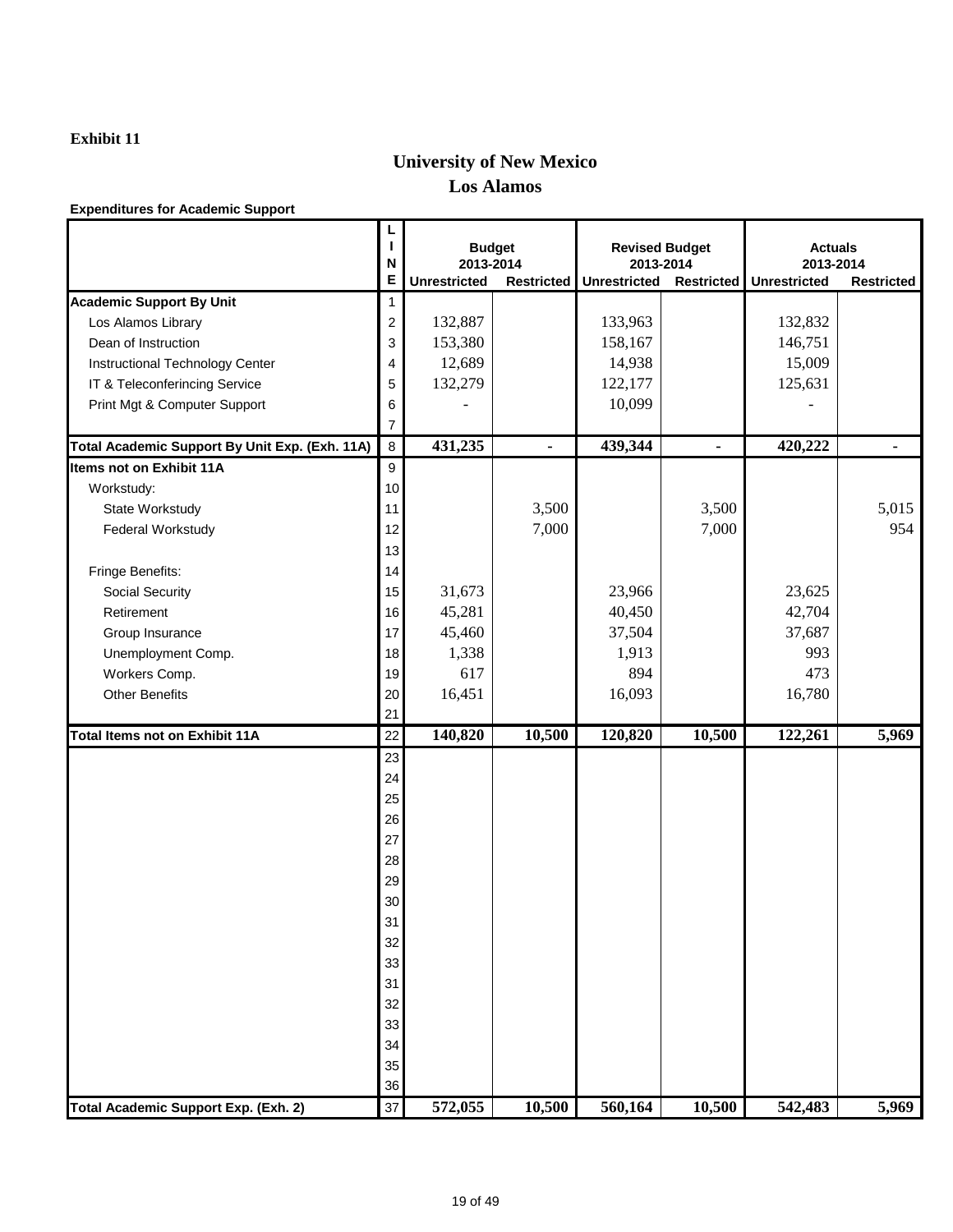**Exhibit 11**

# University of New Mexico
## Los Alamos

**Expenditures for Academic Support**

| | LINE | Budget 2013-2014 | | Revised Budget 2013-2014 | | Actuals 2013-2014 | |
|---|---|---|---|---|---|---|---|
| | | Unrestricted | Restricted | Unrestricted | Restricted | Unrestricted | Restricted |
| **Academic Support By Unit** | 1 | | | | | | |
| Los Alamos Library | 2 | 132,887 | | 133,963 | | 132,832 | |
| Dean of Instruction | 3 | 153,380 | | 158,167 | | 146,751 | |
| Instructional Technology Center | 4 | 12,689 | | 14,938 | | 15,009 | |
| IT & Teleconferincing Service | 5 | 132,279 | | 122,177 | | 125,631 | |
| Print Mgt & Computer Support | 6 | - | | 10,099 | | - | |
| | 7 | | | | | | |
| **Total Academic Support By Unit Exp. (Exh. 11A)** | 8 | **431,235** | **-** | **439,344** | **-** | **420,222** | **-** |
| **Items not on Exhibit 11A** | 9 | | | | | | |
| Workstudy: | 10 | | | | | | |
| State Workstudy | 11 | | 3,500 | | 3,500 | | 5,015 |
| Federal Workstudy | 12 | | 7,000 | | 7,000 | | 954 |
| | 13 | | | | | | |
| Fringe Benefits: | 14 | | | | | | |
| Social Security | 15 | 31,673 | | 23,966 | | 23,625 | |
| Retirement | 16 | 45,281 | | 40,450 | | 42,704 | |
| Group Insurance | 17 | 45,460 | | 37,504 | | 37,687 | |
| Unemployment Comp. | 18 | 1,338 | | 1,913 | | 993 | |
| Workers Comp. | 19 | 617 | | 894 | | 473 | |
| Other Benefits | 20 | 16,451 | | 16,093 | | 16,780 | |
| | 21 | | | | | | |
| **Total Items not on Exhibit 11A** | 22 | **140,820** | **10,500** | **120,820** | **10,500** | **122,261** | **5,969** |
| | 23 | | | | | | |
| | 24 | | | | | | |
| | 25 | | | | | | |
| | 26 | | | | | | |
| | 27 | | | | | | |
| | 28 | | | | | | |
| | 29 | | | | | | |
| | 30 | | | | | | |
| | 31 | | | | | | |
| | 32 | | | | | | |
| | 33 | | | | | | |
| | 31 | | | | | | |
| | 32 | | | | | | |
| | 33 | | | | | | |
| | 34 | | | | | | |
| | 35 | | | | | | |
| | 36 | | | | | | |
| **Total Academic Support Exp. (Exh. 2)** | 37 | **572,055** | **10,500** | **560,164** | **10,500** | **542,483** | **5,969** |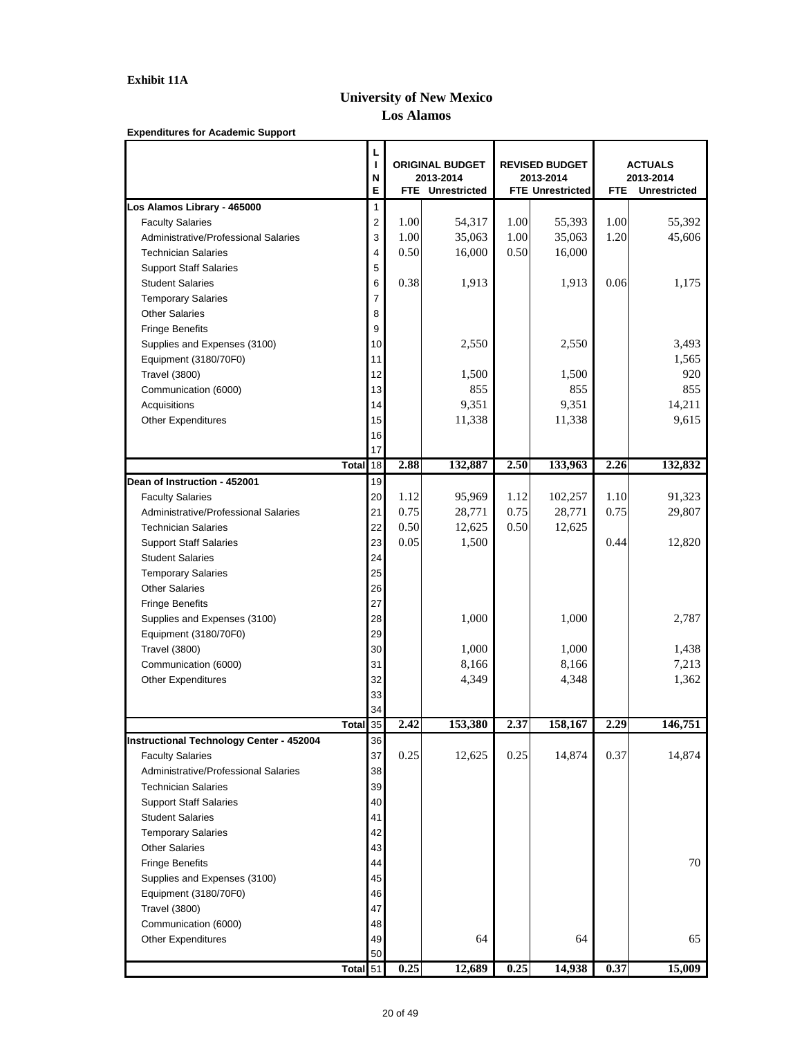**Exhibit 11A**

## University of New Mexico
## Los Alamos

**Expenditures for Academic Support**

| | LINE | ORIGINAL BUDGET 2013-2014 FTE | ORIGINAL BUDGET 2013-2014 Unrestricted | REVISED BUDGET 2013-2014 FTE | REVISED BUDGET 2013-2014 Unrestricted | ACTUALS 2013-2014 FTE | ACTUALS 2013-2014 Unrestricted |
|---|---|---|---|---|---|---|---|
| **Los Alamos Library - 465000** | 1 | | | | | | |
| Faculty Salaries | 2 | 1.00 | 54,317 | 1.00 | 55,393 | 1.00 | 55,392 |
| Administrative/Professional Salaries | 3 | 1.00 | 35,063 | 1.00 | 35,063 | 1.20 | 45,606 |
| Technician Salaries | 4 | 0.50 | 16,000 | 0.50 | 16,000 | | |
| Support Staff Salaries | 5 | | | | | | |
| Student Salaries | 6 | 0.38 | 1,913 | | 1,913 | 0.06 | 1,175 |
| Temporary Salaries | 7 | | | | | | |
| Other Salaries | 8 | | | | | | |
| Fringe Benefits | 9 | | | | | | |
| Supplies and Expenses (3100) | 10 | | 2,550 | | 2,550 | | 3,493 |
| Equipment (3180/70F0) | 11 | | | | | | 1,565 |
| Travel (3800) | 12 | | 1,500 | | 1,500 | | 920 |
| Communication (6000) | 13 | | 855 | | 855 | | 855 |
| Acquisitions | 14 | | 9,351 | | 9,351 | | 14,211 |
| Other Expenditures | 15 | | 11,338 | | 11,338 | | 9,615 |
| | 16 | | | | | | |
| | 17 | | | | | | |
| **Total** | 18 | **2.88** | **132,887** | **2.50** | **133,963** | **2.26** | **132,832** |
| **Dean of Instruction - 452001** | 19 | | | | | | |
| Faculty Salaries | 20 | 1.12 | 95,969 | 1.12 | 102,257 | 1.10 | 91,323 |
| Administrative/Professional Salaries | 21 | 0.75 | 28,771 | 0.75 | 28,771 | 0.75 | 29,807 |
| Technician Salaries | 22 | 0.50 | 12,625 | 0.50 | 12,625 | | |
| Support Staff Salaries | 23 | 0.05 | 1,500 | | | 0.44 | 12,820 |
| Student Salaries | 24 | | | | | | |
| Temporary Salaries | 25 | | | | | | |
| Other Salaries | 26 | | | | | | |
| Fringe Benefits | 27 | | | | | | |
| Supplies and Expenses (3100) | 28 | | 1,000 | | 1,000 | | 2,787 |
| Equipment (3180/70F0) | 29 | | | | | | |
| Travel (3800) | 30 | | 1,000 | | 1,000 | | 1,438 |
| Communication (6000) | 31 | | 8,166 | | 8,166 | | 7,213 |
| Other Expenditures | 32 | | 4,349 | | 4,348 | | 1,362 |
| | 33 | | | | | | |
| | 34 | | | | | | |
| **Total** | 35 | **2.42** | **153,380** | **2.37** | **158,167** | **2.29** | **146,751** |
| **Instructional Technology Center - 452004** | 36 | | | | | | |
| Faculty Salaries | 37 | 0.25 | 12,625 | 0.25 | 14,874 | 0.37 | 14,874 |
| Administrative/Professional Salaries | 38 | | | | | | |
| Technician Salaries | 39 | | | | | | |
| Support Staff Salaries | 40 | | | | | | |
| Student Salaries | 41 | | | | | | |
| Temporary Salaries | 42 | | | | | | |
| Other Salaries | 43 | | | | | | |
| Fringe Benefits | 44 | | | | | | 70 |
| Supplies and Expenses (3100) | 45 | | | | | | |
| Equipment (3180/70F0) | 46 | | | | | | |
| Travel (3800) | 47 | | | | | | |
| Communication (6000) | 48 | | | | | | |
| Other Expenditures | 49 | | 64 | | 64 | | 65 |
| | 50 | | | | | | |
| **Total** | 51 | **0.25** | **12,689** | **0.25** | **14,938** | **0.37** | **15,009** |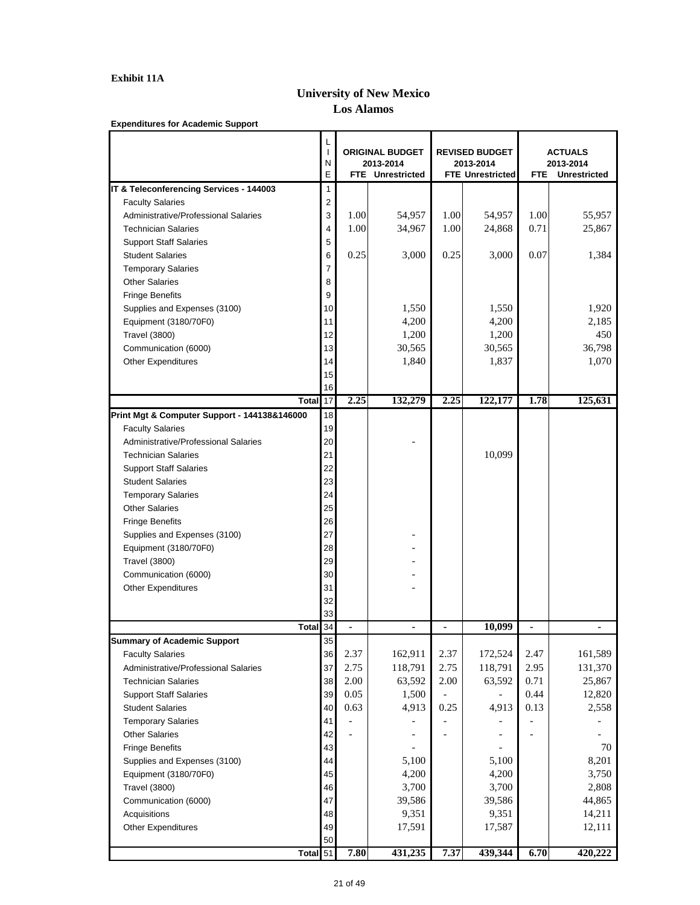**Exhibit 11A**

## University of New Mexico
## Los Alamos

**Expenditures for Academic Support**

| | LINE | ORIGINAL BUDGET 2013-2014 FTE | ORIGINAL BUDGET 2013-2014 Unrestricted | REVISED BUDGET 2013-2014 FTE | REVISED BUDGET 2013-2014 Unrestricted | ACTUALS 2013-2014 FTE | ACTUALS 2013-2014 Unrestricted |
|---|---|---|---|---|---|---|---|
| **IT & Teleconferencing Services - 144003** | 1 | | | | | | |
| Faculty Salaries | 2 | | | | | | |
| Administrative/Professional Salaries | 3 | 1.00 | 54,957 | 1.00 | 54,957 | 1.00 | 55,957 |
| Technician Salaries | 4 | 1.00 | 34,967 | 1.00 | 24,868 | 0.71 | 25,867 |
| Support Staff Salaries | 5 | | | | | | |
| Student Salaries | 6 | 0.25 | 3,000 | 0.25 | 3,000 | 0.07 | 1,384 |
| Temporary Salaries | 7 | | | | | | |
| Other Salaries | 8 | | | | | | |
| Fringe Benefits | 9 | | | | | | |
| Supplies and Expenses (3100) | 10 | | 1,550 | | 1,550 | | 1,920 |
| Equipment (3180/70F0) | 11 | | 4,200 | | 4,200 | | 2,185 |
| Travel (3800) | 12 | | 1,200 | | 1,200 | | 450 |
| Communication (6000) | 13 | | 30,565 | | 30,565 | | 36,798 |
| Other Expenditures | 14 | | 1,840 | | 1,837 | | 1,070 |
| | 15 | | | | | | |
| | 16 | | | | | | |
| **Total** | 17 | **2.25** | **132,279** | **2.25** | **122,177** | **1.78** | **125,631** |
| **Print Mgt & Computer Support - 144138&146000** | 18 | | | | | | |
| Faculty Salaries | 19 | | | | | | |
| Administrative/Professional Salaries | 20 | | - | | | | |
| Technician Salaries | 21 | | | | 10,099 | | |
| Support Staff Salaries | 22 | | | | | | |
| Student Salaries | 23 | | | | | | |
| Temporary Salaries | 24 | | | | | | |
| Other Salaries | 25 | | | | | | |
| Fringe Benefits | 26 | | | | | | |
| Supplies and Expenses (3100) | 27 | | - | | | | |
| Equipment (3180/70F0) | 28 | | - | | | | |
| Travel (3800) | 29 | | - | | | | |
| Communication (6000) | 30 | | - | | | | |
| Other Expenditures | 31 | | - | | | | |
| | 32 | | | | | | |
| | 33 | | | | | | |
| **Total** | 34 | **-** | **-** | **-** | **10,099** | **-** | **-** |
| **Summary of Academic Support** | 35 | | | | | | |
| Faculty Salaries | 36 | 2.37 | 162,911 | 2.37 | 172,524 | 2.47 | 161,589 |
| Administrative/Professional Salaries | 37 | 2.75 | 118,791 | 2.75 | 118,791 | 2.95 | 131,370 |
| Technician Salaries | 38 | 2.00 | 63,592 | 2.00 | 63,592 | 0.71 | 25,867 |
| Support Staff Salaries | 39 | 0.05 | 1,500 | - | - | 0.44 | 12,820 |
| Student Salaries | 40 | 0.63 | 4,913 | 0.25 | 4,913 | 0.13 | 2,558 |
| Temporary Salaries | 41 | - | - | - | - | - | - |
| Other Salaries | 42 | - | - | - | - | - | - |
| Fringe Benefits | 43 | | - | | - | | 70 |
| Supplies and Expenses (3100) | 44 | | 5,100 | | 5,100 | | 8,201 |
| Equipment (3180/70F0) | 45 | | 4,200 | | 4,200 | | 3,750 |
| Travel (3800) | 46 | | 3,700 | | 3,700 | | 2,808 |
| Communication (6000) | 47 | | 39,586 | | 39,586 | | 44,865 |
| Acquisitions | 48 | | 9,351 | | 9,351 | | 14,211 |
| Other Expenditures | 49 | | 17,591 | | 17,587 | | 12,111 |
| | 50 | | | | | | |
| **Total** | 51 | **7.80** | **431,235** | **7.37** | **439,344** | **6.70** | **420,222** |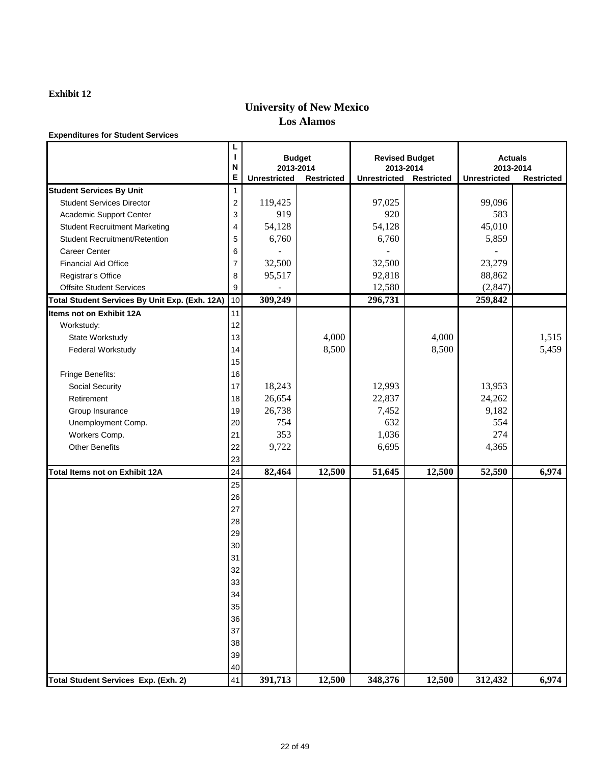**Exhibit 12**

## University of New Mexico
## Los Alamos

**Expenditures for Student Services**

| | LINE | Budget 2013-2014 Unrestricted | Budget 2013-2014 Restricted | Revised Budget 2013-2014 Unrestricted | Revised Budget 2013-2014 Restricted | Actuals 2013-2014 Unrestricted | Actuals 2013-2014 Restricted |
|---|---|---|---|---|---|---|---|
| **Student Services By Unit** | 1 | | | | | | |
| Student Services Director | 2 | 119,425 | | 97,025 | | 99,096 | |
| Academic Support Center | 3 | 919 | | 920 | | 583 | |
| Student Recruitment Marketing | 4 | 54,128 | | 54,128 | | 45,010 | |
| Student Recruitment/Retention | 5 | 6,760 | | 6,760 | | 5,859 | |
| Career Center | 6 | - | | - | | - | |
| Financial Aid Office | 7 | 32,500 | | 32,500 | | 23,279 | |
| Registrar's Office | 8 | 95,517 | | 92,818 | | 88,862 | |
| Offsite Student Services | 9 | - | | 12,580 | | (2,847) | |
| **Total Student Services By Unit Exp. (Exh. 12A)** | 10 | **309,249** | | **296,731** | | **259,842** | |
| **Items not on Exhibit 12A** | 11 | | | | | | |
| Workstudy: | 12 | | | | | | |
| State Workstudy | 13 | | 4,000 | | 4,000 | | 1,515 |
| Federal Workstudy | 14 | | 8,500 | | 8,500 | | 5,459 |
| | 15 | | | | | | |
| Fringe Benefits: | 16 | | | | | | |
| Social Security | 17 | 18,243 | | 12,993 | | 13,953 | |
| Retirement | 18 | 26,654 | | 22,837 | | 24,262 | |
| Group Insurance | 19 | 26,738 | | 7,452 | | 9,182 | |
| Unemployment Comp. | 20 | 754 | | 632 | | 554 | |
| Workers Comp. | 21 | 353 | | 1,036 | | 274 | |
| Other Benefits | 22 | 9,722 | | 6,695 | | 4,365 | |
| | 23 | | | | | | |
| **Total Items not on Exhibit 12A** | 24 | **82,464** | **12,500** | **51,645** | **12,500** | **52,590** | **6,974** |
| | 25 | | | | | | |
| | 26 | | | | | | |
| | 27 | | | | | | |
| | 28 | | | | | | |
| | 29 | | | | | | |
| | 30 | | | | | | |
| | 31 | | | | | | |
| | 32 | | | | | | |
| | 33 | | | | | | |
| | 34 | | | | | | |
| | 35 | | | | | | |
| | 36 | | | | | | |
| | 37 | | | | | | |
| | 38 | | | | | | |
| | 39 | | | | | | |
| | 40 | | | | | | |
| **Total Student Services Exp. (Exh. 2)** | 41 | **391,713** | **12,500** | **348,376** | **12,500** | **312,432** | **6,974** |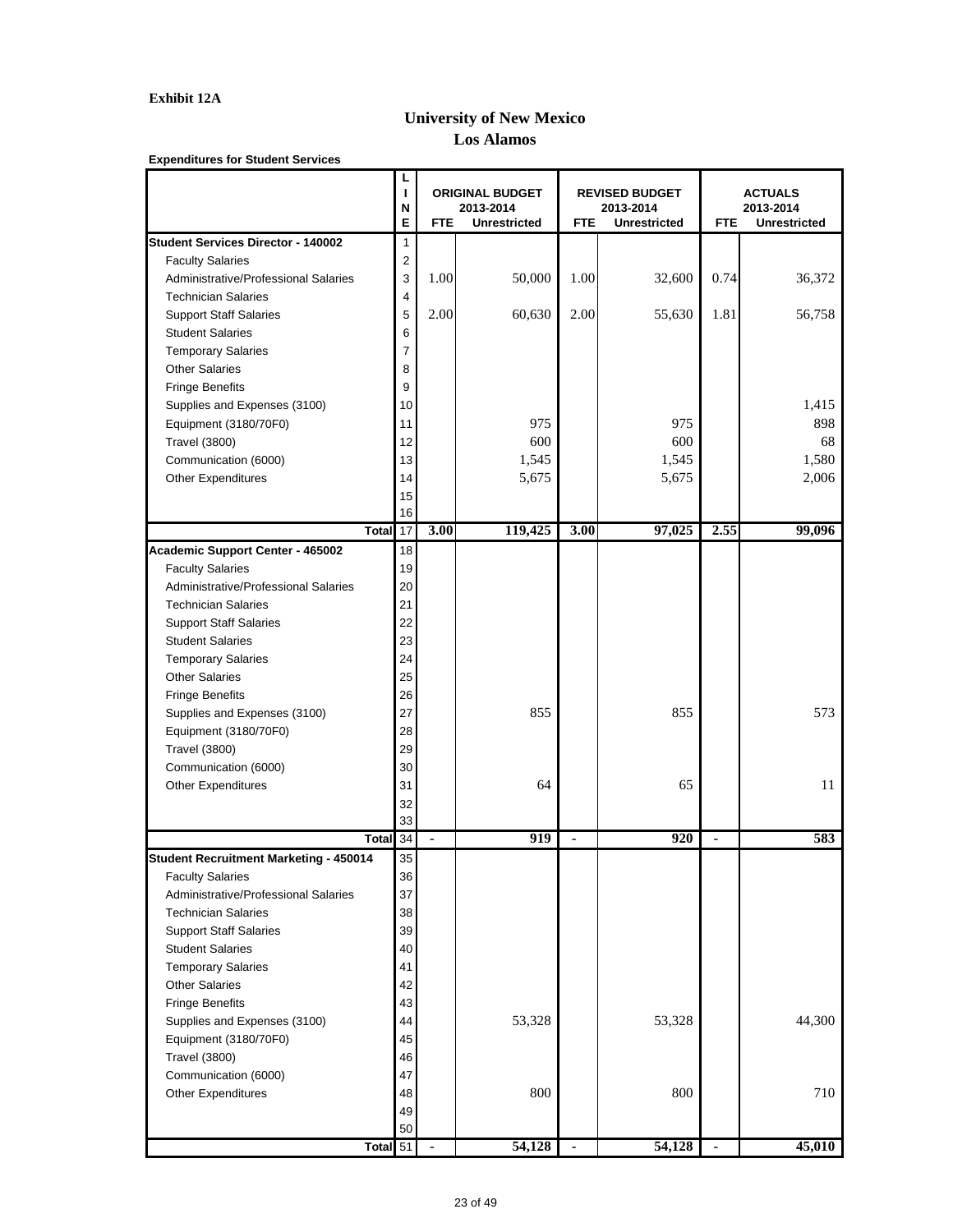**Exhibit 12A**

## University of New Mexico
## Los Alamos

**Expenditures for Student Services**

| | LINE | ORIGINAL BUDGET 2013-2014 | | REVISED BUDGET 2013-2014 | | ACTUALS 2013-2014 | |
|---|---|---|---|---|---|---|---|
| | | FTE | Unrestricted | FTE | Unrestricted | FTE | Unrestricted |
| **Student Services Director - 140002** | 1 | | | | | | |
| Faculty Salaries | 2 | | | | | | |
| Administrative/Professional Salaries | 3 | 1.00 | 50,000 | 1.00 | 32,600 | 0.74 | 36,372 |
| Technician Salaries | 4 | | | | | | |
| Support Staff Salaries | 5 | 2.00 | 60,630 | 2.00 | 55,630 | 1.81 | 56,758 |
| Student Salaries | 6 | | | | | | |
| Temporary Salaries | 7 | | | | | | |
| Other Salaries | 8 | | | | | | |
| Fringe Benefits | 9 | | | | | | |
| Supplies and Expenses (3100) | 10 | | | | | | 1,415 |
| Equipment (3180/70F0) | 11 | | 975 | | 975 | | 898 |
| Travel (3800) | 12 | | 600 | | 600 | | 68 |
| Communication (6000) | 13 | | 1,545 | | 1,545 | | 1,580 |
| Other Expenditures | 14 | | 5,675 | | 5,675 | | 2,006 |
| | 15 | | | | | | |
| | 16 | | | | | | |
| **Total** | 17 | **3.00** | **119,425** | **3.00** | **97,025** | **2.55** | **99,096** |
| **Academic Support Center - 465002** | 18 | | | | | | |
| Faculty Salaries | 19 | | | | | | |
| Administrative/Professional Salaries | 20 | | | | | | |
| Technician Salaries | 21 | | | | | | |
| Support Staff Salaries | 22 | | | | | | |
| Student Salaries | 23 | | | | | | |
| Temporary Salaries | 24 | | | | | | |
| Other Salaries | 25 | | | | | | |
| Fringe Benefits | 26 | | | | | | |
| Supplies and Expenses (3100) | 27 | | 855 | | 855 | | 573 |
| Equipment (3180/70F0) | 28 | | | | | | |
| Travel (3800) | 29 | | | | | | |
| Communication (6000) | 30 | | | | | | |
| Other Expenditures | 31 | | 64 | | 65 | | 11 |
| | 32 | | | | | | |
| | 33 | | | | | | |
| **Total** | 34 | **-** | **919** | **-** | **920** | **-** | **583** |
| **Student Recruitment Marketing - 450014** | 35 | | | | | | |
| Faculty Salaries | 36 | | | | | | |
| Administrative/Professional Salaries | 37 | | | | | | |
| Technician Salaries | 38 | | | | | | |
| Support Staff Salaries | 39 | | | | | | |
| Student Salaries | 40 | | | | | | |
| Temporary Salaries | 41 | | | | | | |
| Other Salaries | 42 | | | | | | |
| Fringe Benefits | 43 | | | | | | |
| Supplies and Expenses (3100) | 44 | | 53,328 | | 53,328 | | 44,300 |
| Equipment (3180/70F0) | 45 | | | | | | |
| Travel (3800) | 46 | | | | | | |
| Communication (6000) | 47 | | | | | | |
| Other Expenditures | 48 | | 800 | | 800 | | 710 |
| | 49 | | | | | | |
| | 50 | | | | | | |
| **Total** | 51 | **-** | **54,128** | **-** | **54,128** | **-** | **45,010** |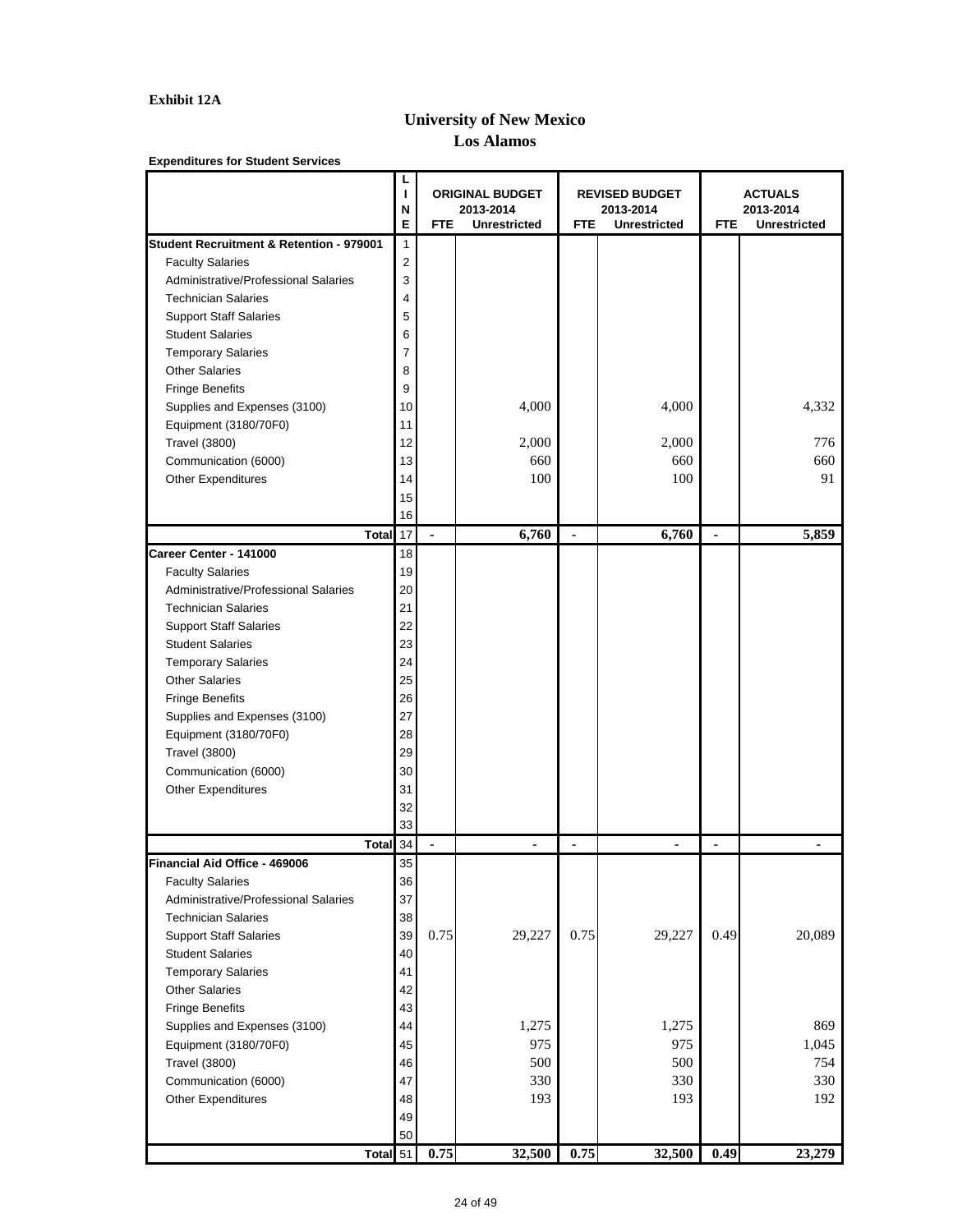**Exhibit 12A**

## University of New Mexico
## Los Alamos

**Expenditures for Student Services**

| | LINE | ORIGINAL BUDGET 2013-2014 | | REVISED BUDGET 2013-2014 | | ACTUALS 2013-2014 | |
|---|---|---|---|---|---|---|---|
| | | FTE | Unrestricted | FTE | Unrestricted | FTE | Unrestricted |
| **Student Recruitment & Retention - 979001** | 1 | | | | | | |
| Faculty Salaries | 2 | | | | | | |
| Administrative/Professional Salaries | 3 | | | | | | |
| Technician Salaries | 4 | | | | | | |
| Support Staff Salaries | 5 | | | | | | |
| Student Salaries | 6 | | | | | | |
| Temporary Salaries | 7 | | | | | | |
| Other Salaries | 8 | | | | | | |
| Fringe Benefits | 9 | | | | | | |
| Supplies and Expenses (3100) | 10 | | 4,000 | | 4,000 | | 4,332 |
| Equipment (3180/70F0) | 11 | | | | | | |
| Travel (3800) | 12 | | 2,000 | | 2,000 | | 776 |
| Communication (6000) | 13 | | 660 | | 660 | | 660 |
| Other Expenditures | 14 | | 100 | | 100 | | 91 |
| | 15 | | | | | | |
| | 16 | | | | | | |
| **Total** | 17 | - | **6,760** | - | **6,760** | - | **5,859** |
| **Career Center - 141000** | 18 | | | | | | |
| Faculty Salaries | 19 | | | | | | |
| Administrative/Professional Salaries | 20 | | | | | | |
| Technician Salaries | 21 | | | | | | |
| Support Staff Salaries | 22 | | | | | | |
| Student Salaries | 23 | | | | | | |
| Temporary Salaries | 24 | | | | | | |
| Other Salaries | 25 | | | | | | |
| Fringe Benefits | 26 | | | | | | |
| Supplies and Expenses (3100) | 27 | | | | | | |
| Equipment (3180/70F0) | 28 | | | | | | |
| Travel (3800) | 29 | | | | | | |
| Communication (6000) | 30 | | | | | | |
| Other Expenditures | 31 | | | | | | |
| | 32 | | | | | | |
| | 33 | | | | | | |
| **Total** | 34 | - | - | - | - | - | - |
| **Financial Aid Office - 469006** | 35 | | | | | | |
| Faculty Salaries | 36 | | | | | | |
| Administrative/Professional Salaries | 37 | | | | | | |
| Technician Salaries | 38 | | | | | | |
| Support Staff Salaries | 39 | 0.75 | 29,227 | 0.75 | 29,227 | 0.49 | 20,089 |
| Student Salaries | 40 | | | | | | |
| Temporary Salaries | 41 | | | | | | |
| Other Salaries | 42 | | | | | | |
| Fringe Benefits | 43 | | | | | | |
| Supplies and Expenses (3100) | 44 | | 1,275 | | 1,275 | | 869 |
| Equipment (3180/70F0) | 45 | | 975 | | 975 | | 1,045 |
| Travel (3800) | 46 | | 500 | | 500 | | 754 |
| Communication (6000) | 47 | | 330 | | 330 | | 330 |
| Other Expenditures | 48 | | 193 | | 193 | | 192 |
| | 49 | | | | | | |
| | 50 | | | | | | |
| **Total** | 51 | **0.75** | **32,500** | **0.75** | **32,500** | **0.49** | **23,279** |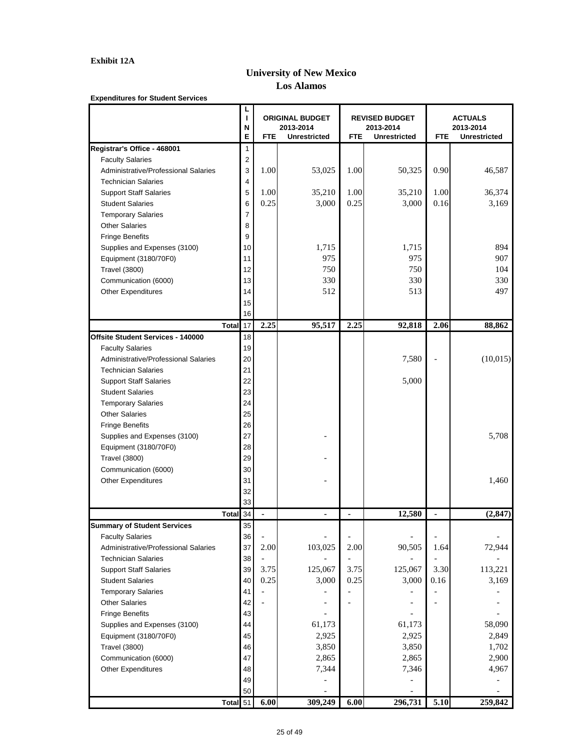**Exhibit 12A**

## University of New Mexico
## Los Alamos

**Expenditures for Student Services**

| | LINE | ORIGINAL BUDGET 2013-2014 | | REVISED BUDGET 2013-2014 | | ACTUALS 2013-2014 | |
|---|---|---|---|---|---|---|---|
| | | FTE | Unrestricted | FTE | Unrestricted | FTE | Unrestricted |
| **Registrar's Office - 468001** | 1 | | | | | | |
| Faculty Salaries | 2 | | | | | | |
| Administrative/Professional Salaries | 3 | 1.00 | 53,025 | 1.00 | 50,325 | 0.90 | 46,587 |
| Technician Salaries | 4 | | | | | | |
| Support Staff Salaries | 5 | 1.00 | 35,210 | 1.00 | 35,210 | 1.00 | 36,374 |
| Student Salaries | 6 | 0.25 | 3,000 | 0.25 | 3,000 | 0.16 | 3,169 |
| Temporary Salaries | 7 | | | | | | |
| Other Salaries | 8 | | | | | | |
| Fringe Benefits | 9 | | | | | | |
| Supplies and Expenses (3100) | 10 | | 1,715 | | 1,715 | | 894 |
| Equipment (3180/70F0) | 11 | | 975 | | 975 | | 907 |
| Travel (3800) | 12 | | 750 | | 750 | | 104 |
| Communication (6000) | 13 | | 330 | | 330 | | 330 |
| Other Expenditures | 14 | | 512 | | 513 | | 497 |
| | 15 | | | | | | |
| | 16 | | | | | | |
| **Total** | 17 | **2.25** | **95,517** | **2.25** | **92,818** | **2.06** | **88,862** |
| **Offsite Student Services - 140000** | 18 | | | | | | |
| Faculty Salaries | 19 | | | | | | |
| Administrative/Professional Salaries | 20 | | | | 7,580 | - | (10,015) |
| Technician Salaries | 21 | | | | | | |
| Support Staff Salaries | 22 | | | | 5,000 | | |
| Student Salaries | 23 | | | | | | |
| Temporary Salaries | 24 | | | | | | |
| Other Salaries | 25 | | | | | | |
| Fringe Benefits | 26 | | | | | | |
| Supplies and Expenses (3100) | 27 | | - | | | | 5,708 |
| Equipment (3180/70F0) | 28 | | | | | | |
| Travel (3800) | 29 | | - | | | | |
| Communication (6000) | 30 | | | | | | |
| Other Expenditures | 31 | | - | | | | 1,460 |
| | 32 | | | | | | |
| | 33 | | | | | | |
| **Total** | 34 | **-** | **-** | **-** | **12,580** | **-** | **(2,847)** |
| **Summary of Student Services** | 35 | | | | | | |
| Faculty Salaries | 36 | - | - | - | - | - | - |
| Administrative/Professional Salaries | 37 | 2.00 | 103,025 | 2.00 | 90,505 | 1.64 | 72,944 |
| Technician Salaries | 38 | - | - | - | - | - | - |
| Support Staff Salaries | 39 | 3.75 | 125,067 | 3.75 | 125,067 | 3.30 | 113,221 |
| Student Salaries | 40 | 0.25 | 3,000 | 0.25 | 3,000 | 0.16 | 3,169 |
| Temporary Salaries | 41 | - | - | - | - | - | - |
| Other Salaries | 42 | - | - | - | - | - | - |
| Fringe Benefits | 43 | | - | | - | | - |
| Supplies and Expenses (3100) | 44 | | 61,173 | | 61,173 | | 58,090 |
| Equipment (3180/70F0) | 45 | | 2,925 | | 2,925 | | 2,849 |
| Travel (3800) | 46 | | 3,850 | | 3,850 | | 1,702 |
| Communication (6000) | 47 | | 2,865 | | 2,865 | | 2,900 |
| Other Expenditures | 48 | | 7,344 | | 7,346 | | 4,967 |
| | 49 | | - | | - | | - |
| | 50 | | - | | - | | - |
| **Total** | 51 | **6.00** | **309,249** | **6.00** | **296,731** | **5.10** | **259,842** |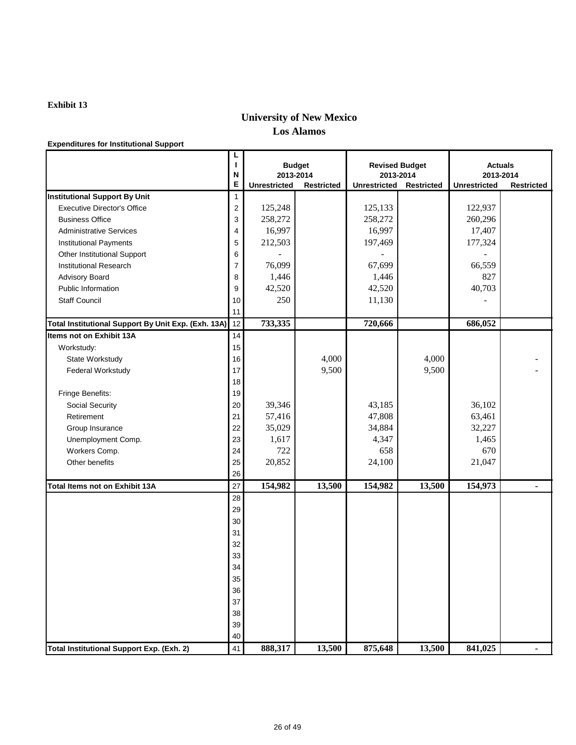**Exhibit 13**

# University of New Mexico
## Los Alamos

**Expenditures for Institutional Support**

| | LINE | Budget 2013-2014 | | Revised Budget 2013-2014 | | Actuals 2013-2014 | |
|---|---|---|---|---|---|---|---|
| | | Unrestricted | Restricted | Unrestricted | Restricted | Unrestricted | Restricted |
| **Institutional Support By Unit** | 1 | | | | | | |
| Executive Director's Office | 2 | 125,248 | | 125,133 | | 122,937 | |
| Business Office | 3 | 258,272 | | 258,272 | | 260,296 | |
| Administrative Services | 4 | 16,997 | | 16,997 | | 17,407 | |
| Institutional Payments | 5 | 212,503 | | 197,469 | | 177,324 | |
| Other Institutional Support | 6 | - | | - | | - | |
| Institutional Research | 7 | 76,099 | | 67,699 | | 66,559 | |
| Advisory Board | 8 | 1,446 | | 1,446 | | 827 | |
| Public Information | 9 | 42,520 | | 42,520 | | 40,703 | |
| Staff Council | 10 | 250 | | 11,130 | | - | |
| | 11 | | | | | | |
| **Total Institutional Support By Unit Exp. (Exh. 13A)** | 12 | **733,335** | | **720,666** | | **686,052** | |
| **Items not on Exhibit 13A** | 14 | | | | | | |
| Workstudy: | 15 | | | | | | |
| State Workstudy | 16 | | 4,000 | | 4,000 | | - |
| Federal Workstudy | 17 | | 9,500 | | 9,500 | | - |
| | 18 | | | | | | |
| Fringe Benefits: | 19 | | | | | | |
| Social Security | 20 | 39,346 | | 43,185 | | 36,102 | |
| Retirement | 21 | 57,416 | | 47,808 | | 63,461 | |
| Group Insurance | 22 | 35,029 | | 34,884 | | 32,227 | |
| Unemployment Comp. | 23 | 1,617 | | 4,347 | | 1,465 | |
| Workers Comp. | 24 | 722 | | 658 | | 670 | |
| Other benefits | 25 | 20,852 | | 24,100 | | 21,047 | |
| | 26 | | | | | | |
| **Total Items not on Exhibit 13A** | 27 | **154,982** | **13,500** | **154,982** | **13,500** | **154,973** | **-** |
| | 28 | | | | | | |
| | 29 | | | | | | |
| | 30 | | | | | | |
| | 31 | | | | | | |
| | 32 | | | | | | |
| | 33 | | | | | | |
| | 34 | | | | | | |
| | 35 | | | | | | |
| | 36 | | | | | | |
| | 37 | | | | | | |
| | 38 | | | | | | |
| | 39 | | | | | | |
| | 40 | | | | | | |
| **Total Institutional Support Exp. (Exh. 2)** | 41 | **888,317** | **13,500** | **875,648** | **13,500** | **841,025** | **-** |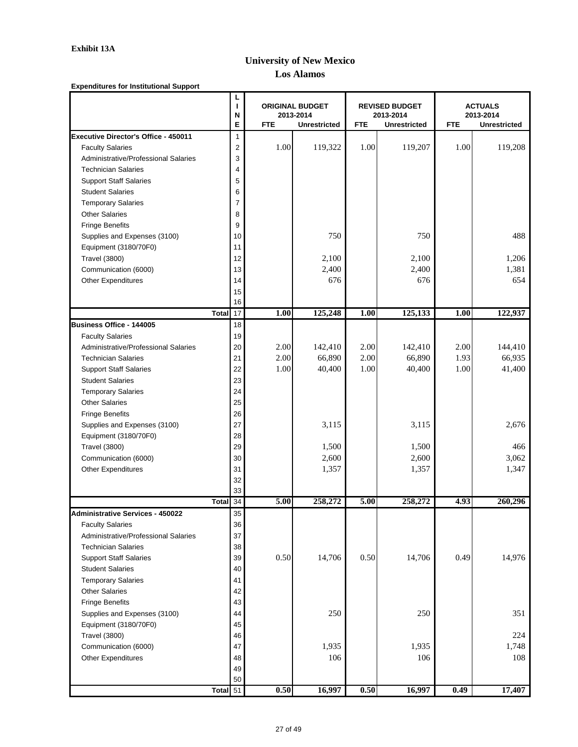Exhibit 13A

# University of New Mexico
## Los Alamos

**Expenditures for Institutional Support**

| | LINE | ORIGINAL BUDGET 2013-2014 FTE | ORIGINAL BUDGET 2013-2014 Unrestricted | REVISED BUDGET 2013-2014 FTE | REVISED BUDGET 2013-2014 Unrestricted | ACTUALS 2013-2014 FTE | ACTUALS 2013-2014 Unrestricted |
|---|---|---|---|---|---|---|---|
| **Executive Director's Office - 450011** | 1 | | | | | | |
| Faculty Salaries | 2 | 1.00 | 119,322 | 1.00 | 119,207 | 1.00 | 119,208 |
| Administrative/Professional Salaries | 3 | | | | | | |
| Technician Salaries | 4 | | | | | | |
| Support Staff Salaries | 5 | | | | | | |
| Student Salaries | 6 | | | | | | |
| Temporary Salaries | 7 | | | | | | |
| Other Salaries | 8 | | | | | | |
| Fringe Benefits | 9 | | | | | | |
| Supplies and Expenses (3100) | 10 | | 750 | | 750 | | 488 |
| Equipment (3180/70F0) | 11 | | | | | | |
| Travel (3800) | 12 | | 2,100 | | 2,100 | | 1,206 |
| Communication (6000) | 13 | | 2,400 | | 2,400 | | 1,381 |
| Other Expenditures | 14 | | 676 | | 676 | | 654 |
| | 15 | | | | | | |
| | 16 | | | | | | |
| **Total** | 17 | **1.00** | **125,248** | **1.00** | **125,133** | **1.00** | **122,937** |
| **Business Office - 144005** | 18 | | | | | | |
| Faculty Salaries | 19 | | | | | | |
| Administrative/Professional Salaries | 20 | 2.00 | 142,410 | 2.00 | 142,410 | 2.00 | 144,410 |
| Technician Salaries | 21 | 2.00 | 66,890 | 2.00 | 66,890 | 1.93 | 66,935 |
| Support Staff Salaries | 22 | 1.00 | 40,400 | 1.00 | 40,400 | 1.00 | 41,400 |
| Student Salaries | 23 | | | | | | |
| Temporary Salaries | 24 | | | | | | |
| Other Salaries | 25 | | | | | | |
| Fringe Benefits | 26 | | | | | | |
| Supplies and Expenses (3100) | 27 | | 3,115 | | 3,115 | | 2,676 |
| Equipment (3180/70F0) | 28 | | | | | | |
| Travel (3800) | 29 | | 1,500 | | 1,500 | | 466 |
| Communication (6000) | 30 | | 2,600 | | 2,600 | | 3,062 |
| Other Expenditures | 31 | | 1,357 | | 1,357 | | 1,347 |
| | 32 | | | | | | |
| | 33 | | | | | | |
| **Total** | 34 | **5.00** | **258,272** | **5.00** | **258,272** | **4.93** | **260,296** |
| **Administrative Services - 450022** | 35 | | | | | | |
| Faculty Salaries | 36 | | | | | | |
| Administrative/Professional Salaries | 37 | | | | | | |
| Technician Salaries | 38 | | | | | | |
| Support Staff Salaries | 39 | 0.50 | 14,706 | 0.50 | 14,706 | 0.49 | 14,976 |
| Student Salaries | 40 | | | | | | |
| Temporary Salaries | 41 | | | | | | |
| Other Salaries | 42 | | | | | | |
| Fringe Benefits | 43 | | | | | | |
| Supplies and Expenses (3100) | 44 | | 250 | | 250 | | 351 |
| Equipment (3180/70F0) | 45 | | | | | | |
| Travel (3800) | 46 | | | | | | 224 |
| Communication (6000) | 47 | | 1,935 | | 1,935 | | 1,748 |
| Other Expenditures | 48 | | 106 | | 106 | | 108 |
| | 49 | | | | | | |
| | 50 | | | | | | |
| **Total** | 51 | **0.50** | **16,997** | **0.50** | **16,997** | **0.49** | **17,407** |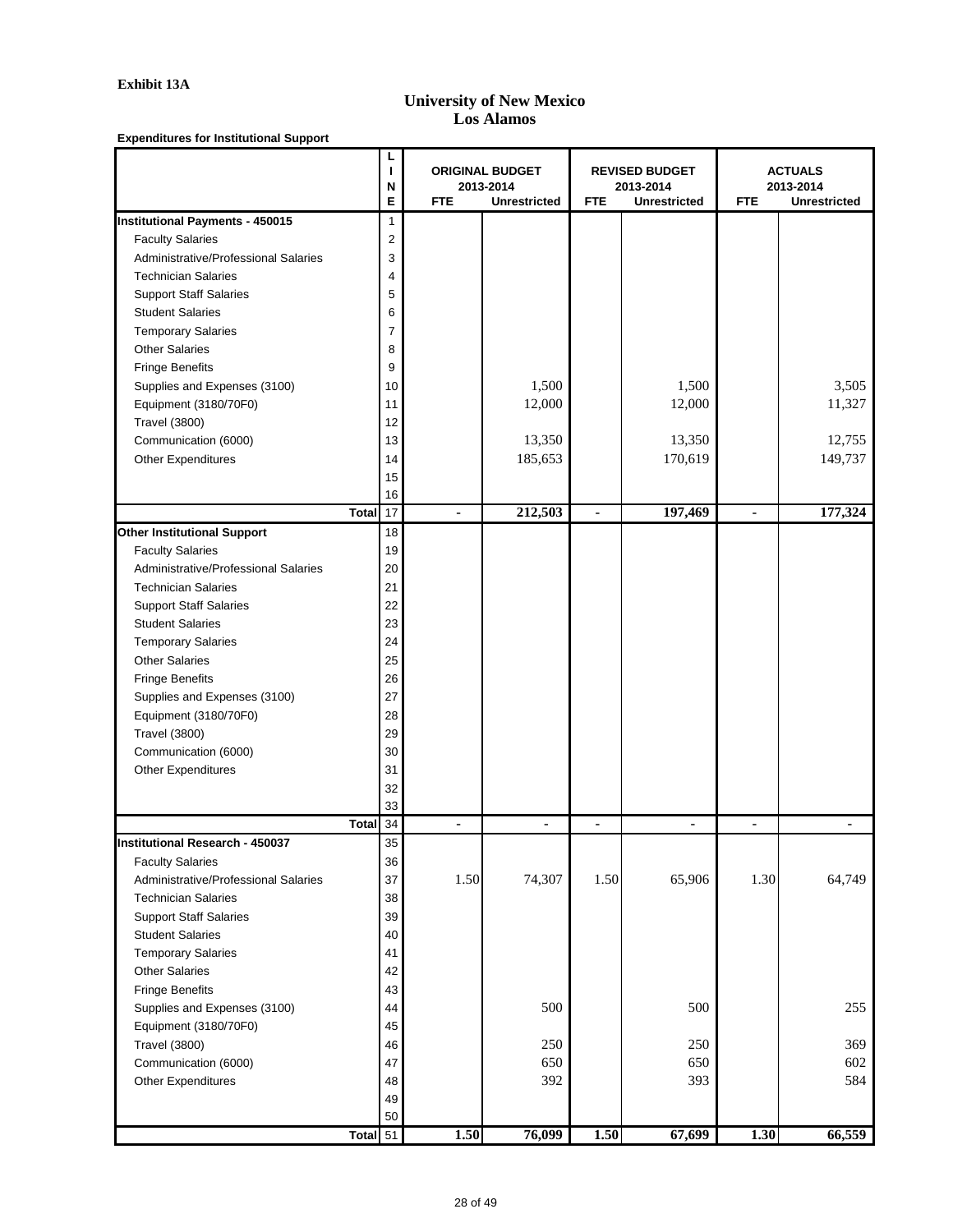Exhibit 13A

# University of New Mexico
## Los Alamos

**Expenditures for Institutional Support**

| | LINE | ORIGINAL BUDGET 2013-2014 | | REVISED BUDGET 2013-2014 | | ACTUALS 2013-2014 | |
|---|---|---|---|---|---|---|---|
| | | FTE | Unrestricted | FTE | Unrestricted | FTE | Unrestricted |
| **Institutional Payments - 450015** | 1 | | | | | | |
| Faculty Salaries | 2 | | | | | | |
| Administrative/Professional Salaries | 3 | | | | | | |
| Technician Salaries | 4 | | | | | | |
| Support Staff Salaries | 5 | | | | | | |
| Student Salaries | 6 | | | | | | |
| Temporary Salaries | 7 | | | | | | |
| Other Salaries | 8 | | | | | | |
| Fringe Benefits | 9 | | | | | | |
| Supplies and Expenses (3100) | 10 | | 1,500 | | 1,500 | | 3,505 |
| Equipment (3180/70F0) | 11 | | 12,000 | | 12,000 | | 11,327 |
| Travel (3800) | 12 | | | | | | |
| Communication (6000) | 13 | | 13,350 | | 13,350 | | 12,755 |
| Other Expenditures | 14 | | 185,653 | | 170,619 | | 149,737 |
| | 15 | | | | | | |
| | 16 | | | | | | |
| **Total** | 17 | - | **212,503** | - | **197,469** | - | **177,324** |
| **Other Institutional Support** | 18 | | | | | | |
| Faculty Salaries | 19 | | | | | | |
| Administrative/Professional Salaries | 20 | | | | | | |
| Technician Salaries | 21 | | | | | | |
| Support Staff Salaries | 22 | | | | | | |
| Student Salaries | 23 | | | | | | |
| Temporary Salaries | 24 | | | | | | |
| Other Salaries | 25 | | | | | | |
| Fringe Benefits | 26 | | | | | | |
| Supplies and Expenses (3100) | 27 | | | | | | |
| Equipment (3180/70F0) | 28 | | | | | | |
| Travel (3800) | 29 | | | | | | |
| Communication (6000) | 30 | | | | | | |
| Other Expenditures | 31 | | | | | | |
| | 32 | | | | | | |
| | 33 | | | | | | |
| **Total** | 34 | - | - | - | - | - | - |
| **Institutional Research - 450037** | 35 | | | | | | |
| Faculty Salaries | 36 | | | | | | |
| Administrative/Professional Salaries | 37 | 1.50 | 74,307 | 1.50 | 65,906 | 1.30 | 64,749 |
| Technician Salaries | 38 | | | | | | |
| Support Staff Salaries | 39 | | | | | | |
| Student Salaries | 40 | | | | | | |
| Temporary Salaries | 41 | | | | | | |
| Other Salaries | 42 | | | | | | |
| Fringe Benefits | 43 | | | | | | |
| Supplies and Expenses (3100) | 44 | | 500 | | 500 | | 255 |
| Equipment (3180/70F0) | 45 | | | | | | |
| Travel (3800) | 46 | | 250 | | 250 | | 369 |
| Communication (6000) | 47 | | 650 | | 650 | | 602 |
| Other Expenditures | 48 | | 392 | | 393 | | 584 |
| | 49 | | | | | | |
| | 50 | | | | | | |
| **Total** | 51 | **1.50** | **76,099** | **1.50** | **67,699** | **1.30** | **66,559** |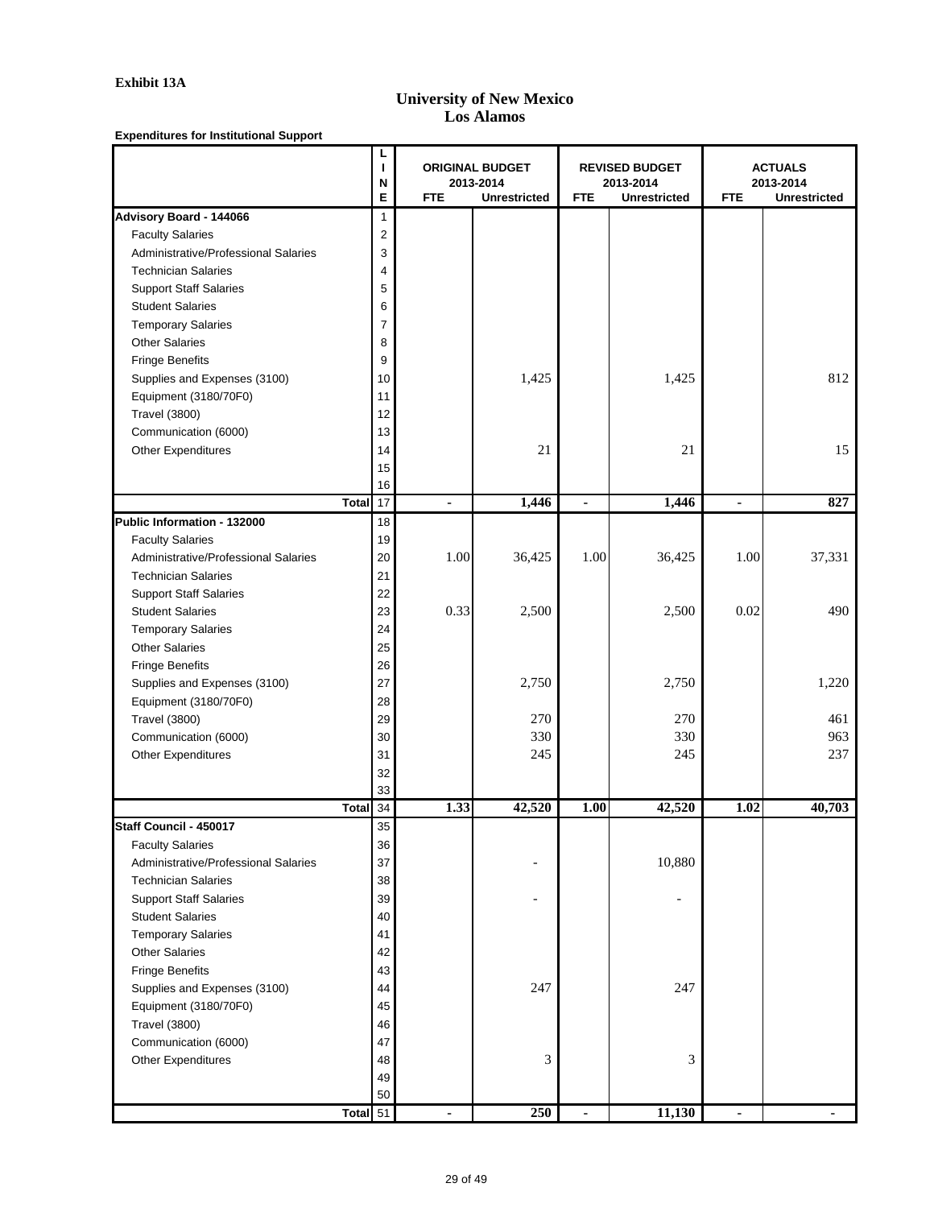**Exhibit 13A**

## University of New Mexico
## Los Alamos

**Expenditures for Institutional Support**

| | LINE | ORIGINAL BUDGET 2013-2014 | | REVISED BUDGET 2013-2014 | | ACTUALS 2013-2014 | |
|---|---|---|---|---|---|---|---|
| | | FTE | Unrestricted | FTE | Unrestricted | FTE | Unrestricted |
| **Advisory Board - 144066** | 1 | | | | | | |
| Faculty Salaries | 2 | | | | | | |
| Administrative/Professional Salaries | 3 | | | | | | |
| Technician Salaries | 4 | | | | | | |
| Support Staff Salaries | 5 | | | | | | |
| Student Salaries | 6 | | | | | | |
| Temporary Salaries | 7 | | | | | | |
| Other Salaries | 8 | | | | | | |
| Fringe Benefits | 9 | | | | | | |
| Supplies and Expenses (3100) | 10 | | 1,425 | | 1,425 | | 812 |
| Equipment (3180/70F0) | 11 | | | | | | |
| Travel (3800) | 12 | | | | | | |
| Communication (6000) | 13 | | | | | | |
| Other Expenditures | 14 | | 21 | | 21 | | 15 |
| | 15 | | | | | | |
| | 16 | | | | | | |
| **Total** | 17 | - | **1,446** | - | **1,446** | - | **827** |
| **Public Information - 132000** | 18 | | | | | | |
| Faculty Salaries | 19 | | | | | | |
| Administrative/Professional Salaries | 20 | 1.00 | 36,425 | 1.00 | 36,425 | 1.00 | 37,331 |
| Technician Salaries | 21 | | | | | | |
| Support Staff Salaries | 22 | | | | | | |
| Student Salaries | 23 | 0.33 | 2,500 | | 2,500 | 0.02 | 490 |
| Temporary Salaries | 24 | | | | | | |
| Other Salaries | 25 | | | | | | |
| Fringe Benefits | 26 | | | | | | |
| Supplies and Expenses (3100) | 27 | | 2,750 | | 2,750 | | 1,220 |
| Equipment (3180/70F0) | 28 | | | | | | |
| Travel (3800) | 29 | | 270 | | 270 | | 461 |
| Communication (6000) | 30 | | 330 | | 330 | | 963 |
| Other Expenditures | 31 | | 245 | | 245 | | 237 |
| | 32 | | | | | | |
| | 33 | | | | | | |
| **Total** | 34 | **1.33** | **42,520** | **1.00** | **42,520** | **1.02** | **40,703** |
| **Staff Council - 450017** | 35 | | | | | | |
| Faculty Salaries | 36 | | | | | | |
| Administrative/Professional Salaries | 37 | | - | | 10,880 | | |
| Technician Salaries | 38 | | | | | | |
| Support Staff Salaries | 39 | | - | | - | | |
| Student Salaries | 40 | | | | | | |
| Temporary Salaries | 41 | | | | | | |
| Other Salaries | 42 | | | | | | |
| Fringe Benefits | 43 | | | | | | |
| Supplies and Expenses (3100) | 44 | | 247 | | 247 | | |
| Equipment (3180/70F0) | 45 | | | | | | |
| Travel (3800) | 46 | | | | | | |
| Communication (6000) | 47 | | | | | | |
| Other Expenditures | 48 | | 3 | | 3 | | |
| | 49 | | | | | | |
| | 50 | | | | | | |
| **Total** | 51 | - | **250** | - | **11,130** | - | - |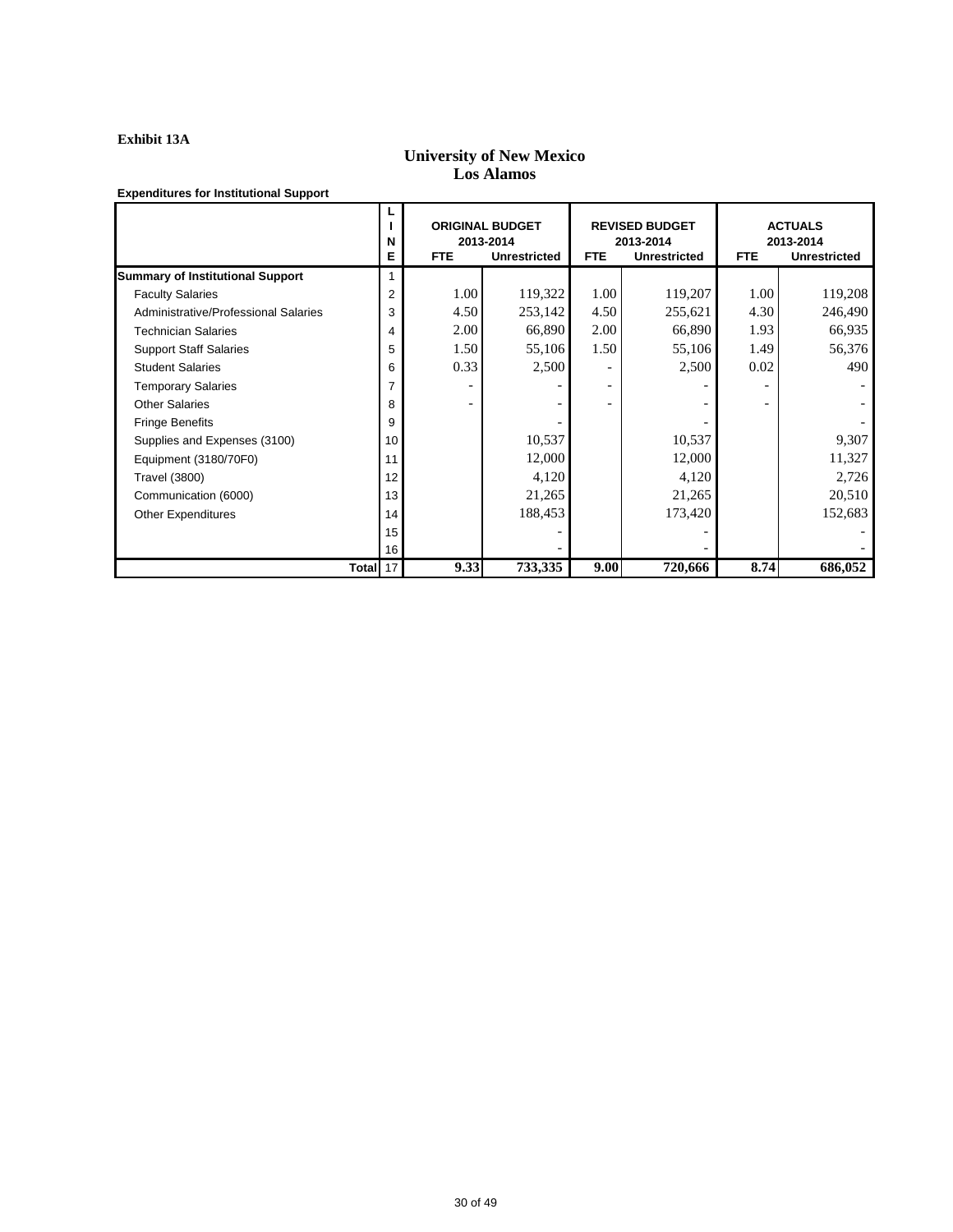Exhibit 13A

## University of New Mexico
## Los Alamos

**Expenditures for Institutional Support**

| | LINE | ORIGINAL BUDGET 2013-2014 | | REVISED BUDGET 2013-2014 | | ACTUALS 2013-2014 | |
|---|---|---|---|---|---|---|---|
| | | FTE | Unrestricted | FTE | Unrestricted | FTE | Unrestricted |
| **Summary of Institutional Support** | 1 | | | | | | |
| Faculty Salaries | 2 | 1.00 | 119,322 | 1.00 | 119,207 | 1.00 | 119,208 |
| Administrative/Professional Salaries | 3 | 4.50 | 253,142 | 4.50 | 255,621 | 4.30 | 246,490 |
| Technician Salaries | 4 | 2.00 | 66,890 | 2.00 | 66,890 | 1.93 | 66,935 |
| Support Staff Salaries | 5 | 1.50 | 55,106 | 1.50 | 55,106 | 1.49 | 56,376 |
| Student Salaries | 6 | 0.33 | 2,500 | - | 2,500 | 0.02 | 490 |
| Temporary Salaries | 7 | - | - | - | - | - | - |
| Other Salaries | 8 | - | - | - | - | - | - |
| Fringe Benefits | 9 | | - | | - | | - |
| Supplies and Expenses (3100) | 10 | | 10,537 | | 10,537 | | 9,307 |
| Equipment (3180/70F0) | 11 | | 12,000 | | 12,000 | | 11,327 |
| Travel (3800) | 12 | | 4,120 | | 4,120 | | 2,726 |
| Communication (6000) | 13 | | 21,265 | | 21,265 | | 20,510 |
| Other Expenditures | 14 | | 188,453 | | 173,420 | | 152,683 |
| | 15 | | - | | - | | - |
| | 16 | | - | | - | | - |
| **Total** | 17 | **9.33** | **733,335** | **9.00** | **720,666** | **8.74** | **686,052** |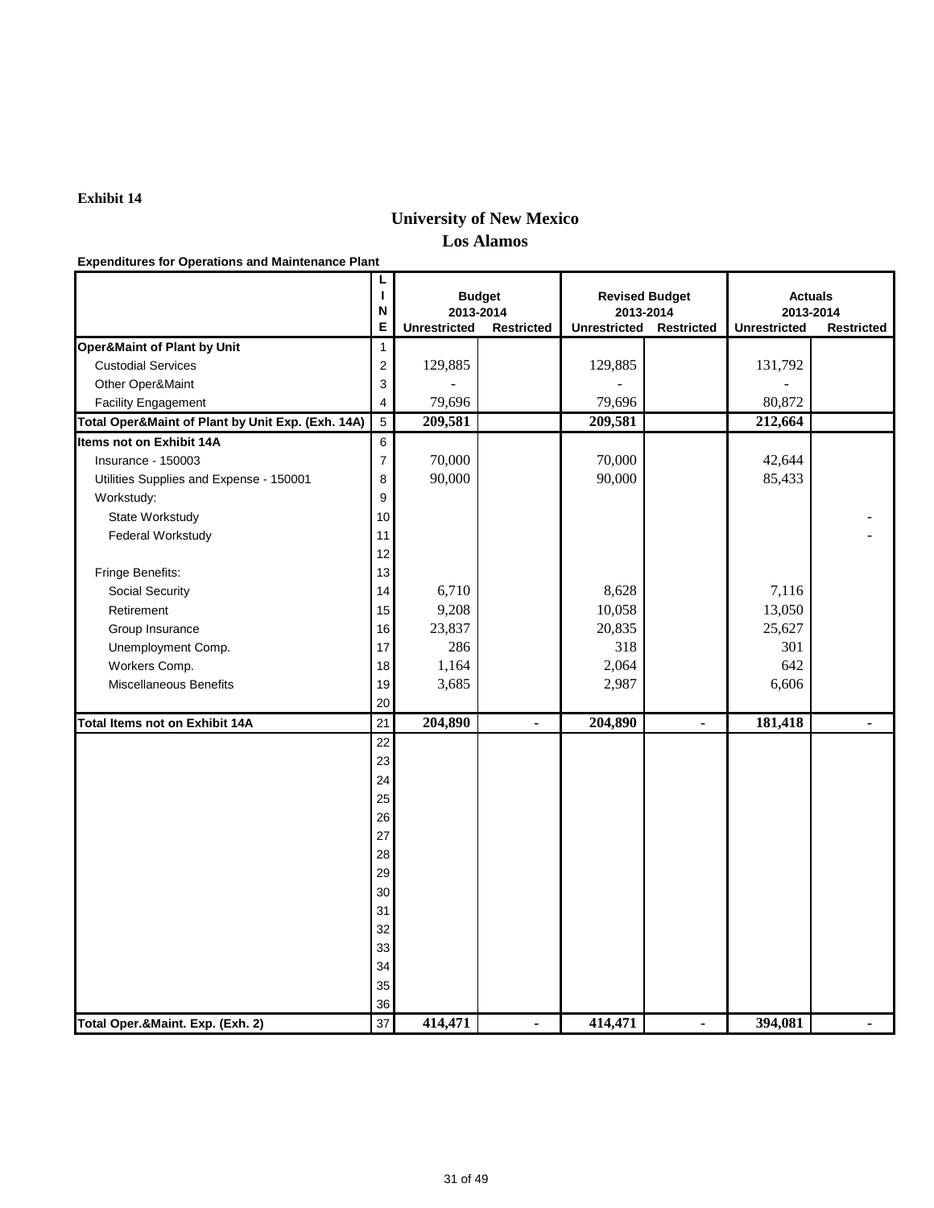Exhibit 14

# University of New Mexico
## Los Alamos

**Expenditures for Operations and Maintenance Plant**

| | LINE | Budget 2013-2014 | | Revised Budget 2013-2014 | | Actuals 2013-2014 | |
|---|---|---|---|---|---|---|---|
| | | Unrestricted | Restricted | Unrestricted | Restricted | Unrestricted | Restricted |
| **Oper&Maint of Plant by Unit** | 1 | | | | | | |
| Custodial Services | 2 | 129,885 | | 129,885 | | 131,792 | |
| Other Oper&Maint | 3 | - | | - | | - | |
| Facility Engagement | 4 | 79,696 | | 79,696 | | 80,872 | |
| **Total Oper&Maint of Plant by Unit Exp. (Exh. 14A)** | 5 | **209,581** | | **209,581** | | **212,664** | |
| **Items not on Exhibit 14A** | 6 | | | | | | |
| Insurance - 150003 | 7 | 70,000 | | 70,000 | | 42,644 | |
| Utilities Supplies and Expense - 150001 | 8 | 90,000 | | 90,000 | | 85,433 | |
| Workstudy: | 9 | | | | | | |
| State Workstudy | 10 | | | | | | - |
| Federal Workstudy | 11 | | | | | | - |
| | 12 | | | | | | |
| Fringe Benefits: | 13 | | | | | | |
| Social Security | 14 | 6,710 | | 8,628 | | 7,116 | |
| Retirement | 15 | 9,208 | | 10,058 | | 13,050 | |
| Group Insurance | 16 | 23,837 | | 20,835 | | 25,627 | |
| Unemployment Comp. | 17 | 286 | | 318 | | 301 | |
| Workers Comp. | 18 | 1,164 | | 2,064 | | 642 | |
| Miscellaneous Benefits | 19 | 3,685 | | 2,987 | | 6,606 | |
| | 20 | | | | | | |
| **Total Items not on Exhibit 14A** | 21 | **204,890** | - | **204,890** | - | **181,418** | - |
| | 22 | | | | | | |
| | 23 | | | | | | |
| | 24 | | | | | | |
| | 25 | | | | | | |
| | 26 | | | | | | |
| | 27 | | | | | | |
| | 28 | | | | | | |
| | 29 | | | | | | |
| | 30 | | | | | | |
| | 31 | | | | | | |
| | 32 | | | | | | |
| | 33 | | | | | | |
| | 34 | | | | | | |
| | 35 | | | | | | |
| | 36 | | | | | | |
| **Total Oper.&Maint. Exp. (Exh. 2)** | 37 | **414,471** | - | **414,471** | - | **394,081** | - |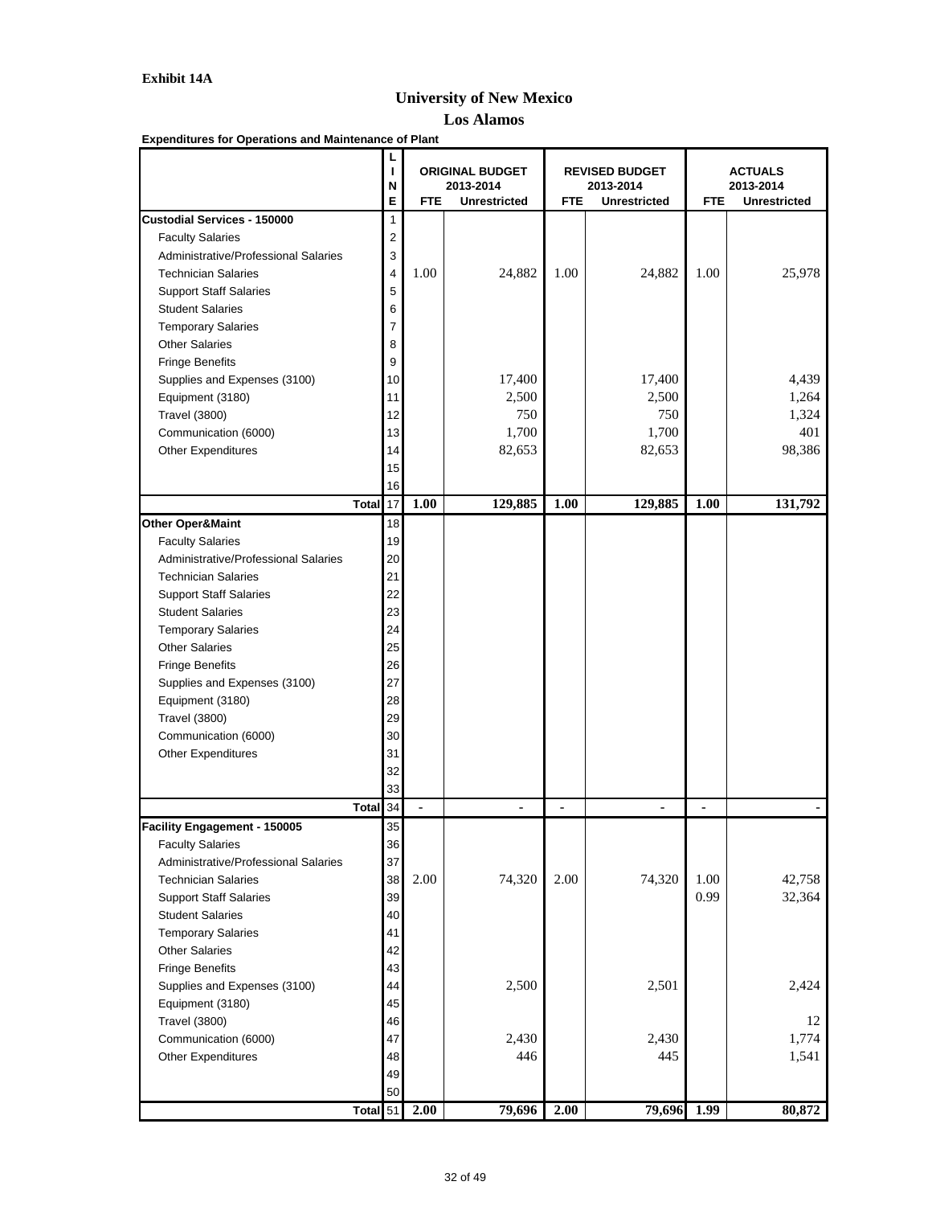**Exhibit 14A**

# University of New Mexico

## Los Alamos

**Expenditures for Operations and Maintenance of Plant**

| | LINE | ORIGINAL BUDGET 2013-2014 | | REVISED BUDGET 2013-2014 | | ACTUALS 2013-2014 | |
|---|---|---|---|---|---|---|---|
| | | FTE | Unrestricted | FTE | Unrestricted | FTE | Unrestricted |
| **Custodial Services - 150000** | 1 | | | | | | |
| Faculty Salaries | 2 | | | | | | |
| Administrative/Professional Salaries | 3 | | | | | | |
| Technician Salaries | 4 | 1.00 | 24,882 | 1.00 | 24,882 | 1.00 | 25,978 |
| Support Staff Salaries | 5 | | | | | | |
| Student Salaries | 6 | | | | | | |
| Temporary Salaries | 7 | | | | | | |
| Other Salaries | 8 | | | | | | |
| Fringe Benefits | 9 | | | | | | |
| Supplies and Expenses (3100) | 10 | | 17,400 | | 17,400 | | 4,439 |
| Equipment (3180) | 11 | | 2,500 | | 2,500 | | 1,264 |
| Travel (3800) | 12 | | 750 | | 750 | | 1,324 |
| Communication (6000) | 13 | | 1,700 | | 1,700 | | 401 |
| Other Expenditures | 14 | | 82,653 | | 82,653 | | 98,386 |
| | 15 | | | | | | |
| | 16 | | | | | | |
| **Total** | 17 | **1.00** | **129,885** | **1.00** | **129,885** | **1.00** | **131,792** |
| **Other Oper&Maint** | 18 | | | | | | |
| Faculty Salaries | 19 | | | | | | |
| Administrative/Professional Salaries | 20 | | | | | | |
| Technician Salaries | 21 | | | | | | |
| Support Staff Salaries | 22 | | | | | | |
| Student Salaries | 23 | | | | | | |
| Temporary Salaries | 24 | | | | | | |
| Other Salaries | 25 | | | | | | |
| Fringe Benefits | 26 | | | | | | |
| Supplies and Expenses (3100) | 27 | | | | | | |
| Equipment (3180) | 28 | | | | | | |
| Travel (3800) | 29 | | | | | | |
| Communication (6000) | 30 | | | | | | |
| Other Expenditures | 31 | | | | | | |
| | 32 | | | | | | |
| | 33 | | | | | | |
| **Total** | 34 | - | - | - | - | - | - |
| **Facility Engagement - 150005** | 35 | | | | | | |
| Faculty Salaries | 36 | | | | | | |
| Administrative/Professional Salaries | 37 | | | | | | |
| Technician Salaries | 38 | 2.00 | 74,320 | 2.00 | 74,320 | 1.00 | 42,758 |
| Support Staff Salaries | 39 | | | | | 0.99 | 32,364 |
| Student Salaries | 40 | | | | | | |
| Temporary Salaries | 41 | | | | | | |
| Other Salaries | 42 | | | | | | |
| Fringe Benefits | 43 | | | | | | |
| Supplies and Expenses (3100) | 44 | | 2,500 | | 2,501 | | 2,424 |
| Equipment (3180) | 45 | | | | | | |
| Travel (3800) | 46 | | | | | | 12 |
| Communication (6000) | 47 | | 2,430 | | 2,430 | | 1,774 |
| Other Expenditures | 48 | | 446 | | 445 | | 1,541 |
| | 49 | | | | | | |
| | 50 | | | | | | |
| **Total** | 51 | **2.00** | **79,696** | **2.00** | **79,696** | **1.99** | **80,872** |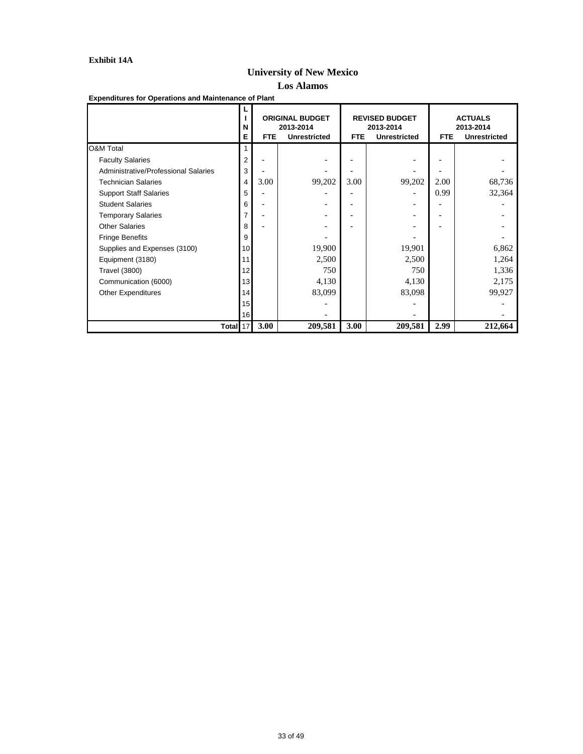**Exhibit 14A**

## University of New Mexico

## Los Alamos

**Expenditures for Operations and Maintenance of Plant**

| | LINE | ORIGINAL BUDGET 2013-2014 | | REVISED BUDGET 2013-2014 | | ACTUALS 2013-2014 | |
|---|---|---|---|---|---|---|---|
| | | FTE | Unrestricted | FTE | Unrestricted | FTE | Unrestricted |
| O&M Total | 1 | | | | | | |
| Faculty Salaries | 2 | - | - | - | - | - | - |
| Administrative/Professional Salaries | 3 | - | - | - | - | - | - |
| Technician Salaries | 4 | 3.00 | 99,202 | 3.00 | 99,202 | 2.00 | 68,736 |
| Support Staff Salaries | 5 | - | - | - | - | 0.99 | 32,364 |
| Student Salaries | 6 | - | - | - | - | - | - |
| Temporary Salaries | 7 | - | - | - | - | - | - |
| Other Salaries | 8 | - | - | - | - | - | - |
| Fringe Benefits | 9 | | - | | - | | - |
| Supplies and Expenses (3100) | 10 | | 19,900 | | 19,901 | | 6,862 |
| Equipment (3180) | 11 | | 2,500 | | 2,500 | | 1,264 |
| Travel (3800) | 12 | | 750 | | 750 | | 1,336 |
| Communication (6000) | 13 | | 4,130 | | 4,130 | | 2,175 |
| Other Expenditures | 14 | | 83,099 | | 83,098 | | 99,927 |
| | 15 | | - | | - | | - |
| | 16 | | - | | - | | - |
| **Total** | 17 | **3.00** | **209,581** | **3.00** | **209,581** | **2.99** | **212,664** |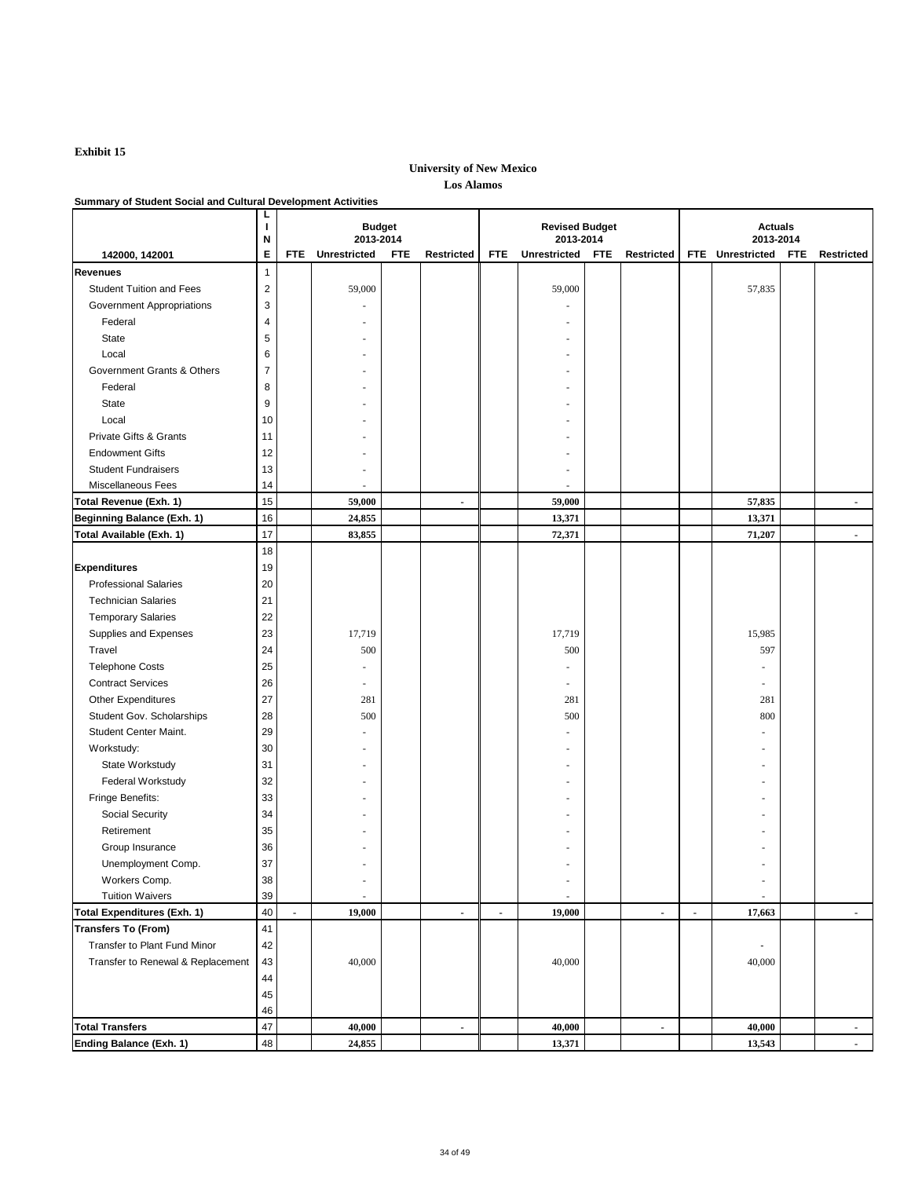**Exhibit 15**

**University of New Mexico**

**Los Alamos**

**Summary of Student Social and Cultural Development Activities**

| 142000, 142001 | LINE | Budget 2013-2014 FTE | Unrestricted | FTE | Restricted | Revised Budget 2013-2014 FTE | Unrestricted | FTE | Restricted | Actuals 2013-2014 FTE | Unrestricted | FTE | Restricted |
|---|---|---|---|---|---|---|---|---|---|---|---|---|---|
| **Revenues** | 1 | | | | | | | | | | | | |
| Student Tuition and Fees | 2 | | 59,000 | | | | 59,000 | | | | 57,835 | | |
| Government Appropriations | 3 | | - | | | | - | | | | | | |
| Federal | 4 | | - | | | | - | | | | | | |
| State | 5 | | - | | | | - | | | | | | |
| Local | 6 | | - | | | | - | | | | | | |
| Government Grants & Others | 7 | | - | | | | - | | | | | | |
| Federal | 8 | | - | | | | - | | | | | | |
| State | 9 | | - | | | | - | | | | | | |
| Local | 10 | | - | | | | - | | | | | | |
| Private Gifts & Grants | 11 | | - | | | | - | | | | | | |
| Endowment Gifts | 12 | | - | | | | - | | | | | | |
| Student Fundraisers | 13 | | - | | | | - | | | | | | |
| Miscellaneous Fees | 14 | | - | | | | - | | | | | | |
| **Total Revenue (Exh. 1)** | 15 | | **59,000** | | - | | **59,000** | | | | **57,835** | | - |
| **Beginning Balance (Exh. 1)** | 16 | | **24,855** | | | | **13,371** | | | | **13,371** | | |
| **Total Available (Exh. 1)** | 17 | | **83,855** | | | | **72,371** | | | | **71,207** | | - |
| | 18 | | | | | | | | | | | | |
| **Expenditures** | 19 | | | | | | | | | | | | |
| Professional Salaries | 20 | | | | | | | | | | | | |
| Technician Salaries | 21 | | | | | | | | | | | | |
| Temporary Salaries | 22 | | | | | | | | | | | | |
| Supplies and Expenses | 23 | | 17,719 | | | | 17,719 | | | | 15,985 | | |
| Travel | 24 | | 500 | | | | 500 | | | | 597 | | |
| Telephone Costs | 25 | | - | | | | - | | | | - | | |
| Contract Services | 26 | | - | | | | - | | | | - | | |
| Other Expenditures | 27 | | 281 | | | | 281 | | | | 281 | | |
| Student Gov. Scholarships | 28 | | 500 | | | | 500 | | | | 800 | | |
| Student Center Maint. | 29 | | - | | | | - | | | | - | | |
| Workstudy: | 30 | | - | | | | - | | | | - | | |
| State Workstudy | 31 | | - | | | | - | | | | - | | |
| Federal Workstudy | 32 | | - | | | | - | | | | - | | |
| Fringe Benefits: | 33 | | - | | | | - | | | | - | | |
| Social Security | 34 | | - | | | | - | | | | - | | |
| Retirement | 35 | | - | | | | - | | | | - | | |
| Group Insurance | 36 | | - | | | | - | | | | - | | |
| Unemployment Comp. | 37 | | - | | | | - | | | | - | | |
| Workers Comp. | 38 | | - | | | | - | | | | - | | |
| Tuition Waivers | 39 | | - | | | | - | | | | - | | |
| **Total Expenditures (Exh. 1)** | 40 | - | **19,000** | | - | - | **19,000** | | - | - | **17,663** | | - |
| **Transfers To (From)** | 41 | | | | | | | | | | | | |
| Transfer to Plant Fund Minor | 42 | | | | | | | | | | - | | |
| Transfer to Renewal & Replacement | 43 | | 40,000 | | | | 40,000 | | | | 40,000 | | |
| | 44 | | | | | | | | | | | | |
| | 45 | | | | | | | | | | | | |
| | 46 | | | | | | | | | | | | |
| **Total Transfers** | 47 | | **40,000** | | - | | **40,000** | | - | | **40,000** | | - |
| **Ending Balance (Exh. 1)** | 48 | | **24,855** | | | | **13,371** | | | | **13,543** | | - |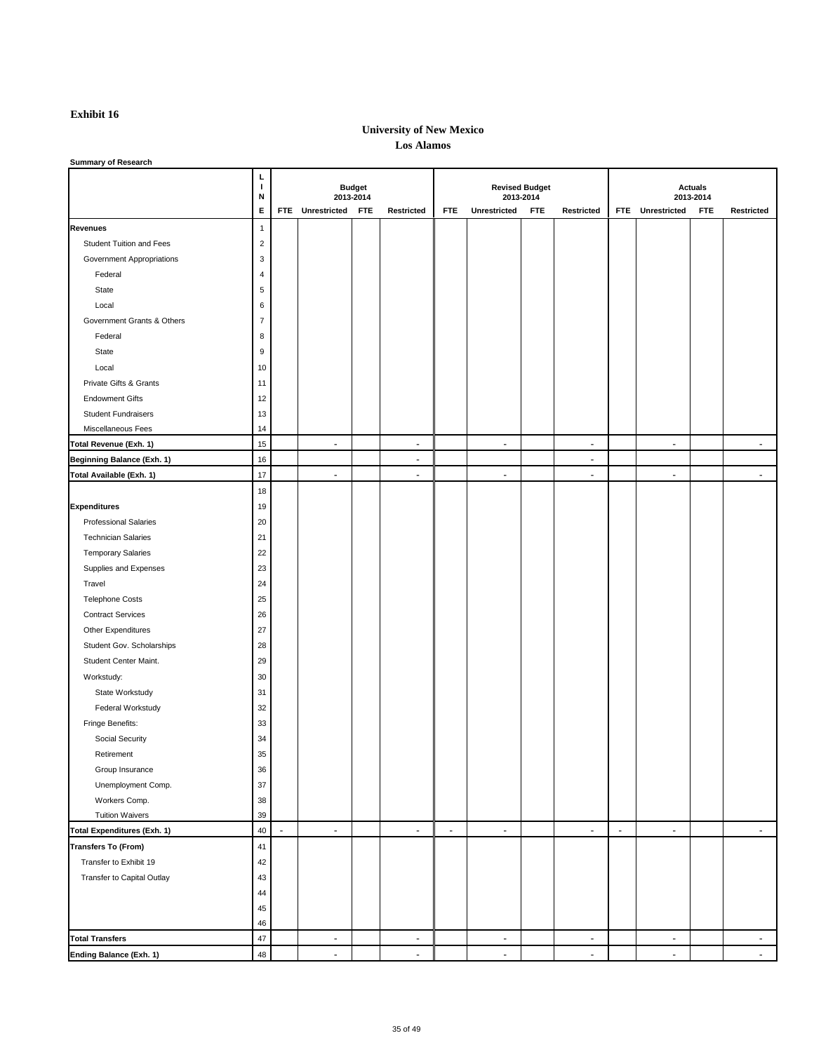**Exhibit 16**

# University of New Mexico
## Los Alamos

**Summary of Research**

| | LINE | Budget 2013-2014 | | | | Revised Budget 2013-2014 | | | | Actuals 2013-2014 | | | |
|---|---|---|---|---|---|---|---|---|---|---|---|---|---|
| | | FTE | Unrestricted | FTE | Restricted | FTE | Unrestricted | FTE | Restricted | FTE | Unrestricted | FTE | Restricted |
| **Revenues** | 1 | | | | | | | | | | | | |
| Student Tuition and Fees | 2 | | | | | | | | | | | | |
| Government Appropriations | 3 | | | | | | | | | | | | |
| Federal | 4 | | | | | | | | | | | | |
| State | 5 | | | | | | | | | | | | |
| Local | 6 | | | | | | | | | | | | |
| Government Grants & Others | 7 | | | | | | | | | | | | |
| Federal | 8 | | | | | | | | | | | | |
| State | 9 | | | | | | | | | | | | |
| Local | 10 | | | | | | | | | | | | |
| Private Gifts & Grants | 11 | | | | | | | | | | | | |
| Endowment Gifts | 12 | | | | | | | | | | | | |
| Student Fundraisers | 13 | | | | | | | | | | | | |
| Miscellaneous Fees | 14 | | | | | | | | | | | | |
| **Total Revenue (Exh. 1)** | 15 | | - | | - | | - | | - | | - | | - |
| **Beginning Balance (Exh. 1)** | 16 | | | | - | | | | - | | | | |
| **Total Available (Exh. 1)** | 17 | | - | | - | | - | | - | | - | | - |
| | 18 | | | | | | | | | | | | |
| **Expenditures** | 19 | | | | | | | | | | | | |
| Professional Salaries | 20 | | | | | | | | | | | | |
| Technician Salaries | 21 | | | | | | | | | | | | |
| Temporary Salaries | 22 | | | | | | | | | | | | |
| Supplies and Expenses | 23 | | | | | | | | | | | | |
| Travel | 24 | | | | | | | | | | | | |
| Telephone Costs | 25 | | | | | | | | | | | | |
| Contract Services | 26 | | | | | | | | | | | | |
| Other Expenditures | 27 | | | | | | | | | | | | |
| Student Gov. Scholarships | 28 | | | | | | | | | | | | |
| Student Center Maint. | 29 | | | | | | | | | | | | |
| Workstudy: | 30 | | | | | | | | | | | | |
| State Workstudy | 31 | | | | | | | | | | | | |
| Federal Workstudy | 32 | | | | | | | | | | | | |
| Fringe Benefits: | 33 | | | | | | | | | | | | |
| Social Security | 34 | | | | | | | | | | | | |
| Retirement | 35 | | | | | | | | | | | | |
| Group Insurance | 36 | | | | | | | | | | | | |
| Unemployment Comp. | 37 | | | | | | | | | | | | |
| Workers Comp. | 38 | | | | | | | | | | | | |
| Tuition Waivers | 39 | | | | | | | | | | | | |
| **Total Expenditures (Exh. 1)** | 40 | - | - | | - | - | - | | - | - | - | | - |
| **Transfers To (From)** | 41 | | | | | | | | | | | | |
| Transfer to Exhibit 19 | 42 | | | | | | | | | | | | |
| Transfer to Capital Outlay | 43 | | | | | | | | | | | | |
| | 44 | | | | | | | | | | | | |
| | 45 | | | | | | | | | | | | |
| | 46 | | | | | | | | | | | | |
| **Total Transfers** | 47 | | - | | - | | - | | - | | - | | - |
| **Ending Balance (Exh. 1)** | 48 | | - | | - | | - | | - | | - | | - |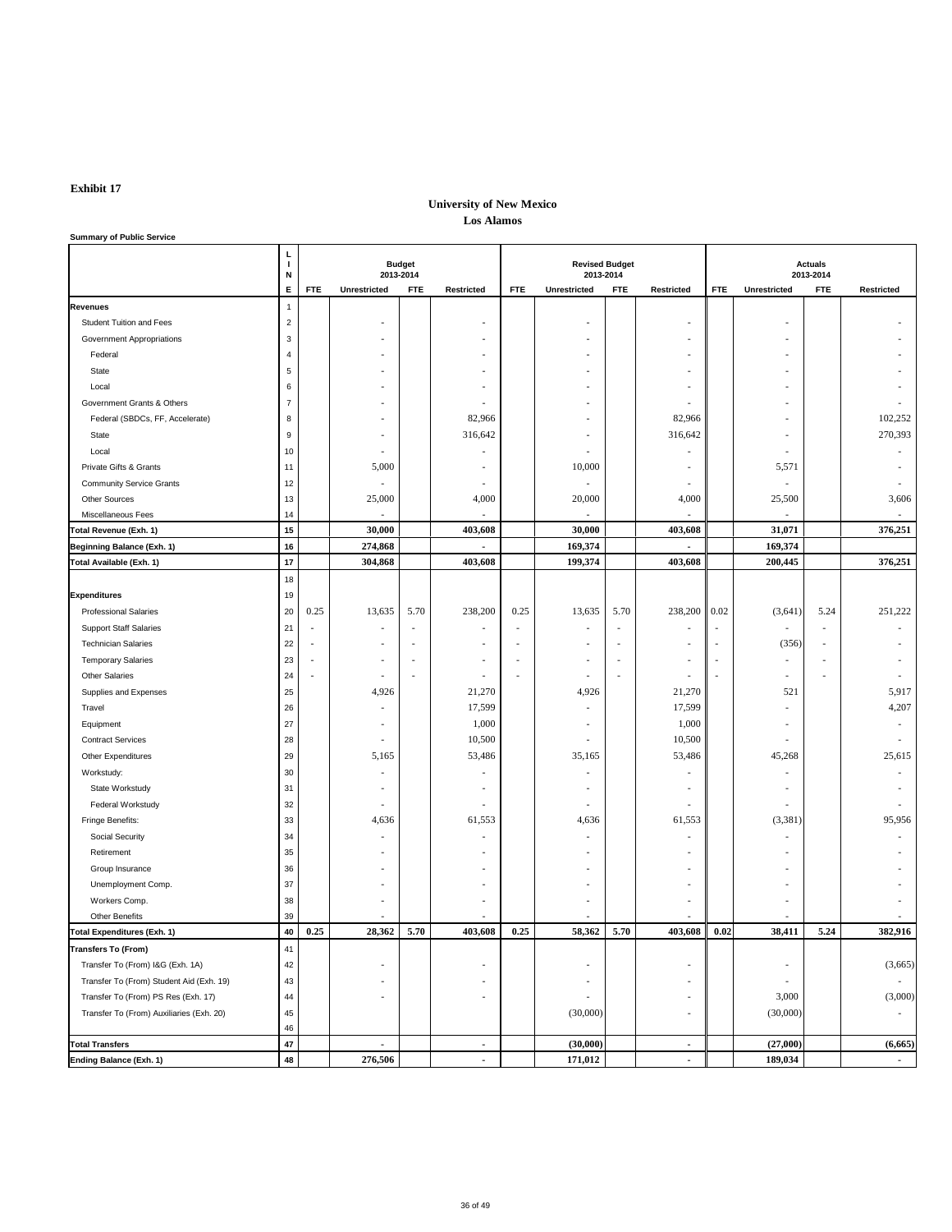**Exhibit 17**

**University of New Mexico**
**Los Alamos**

**Summary of Public Service**

| | LINE | Budget 2013-2014 | | | | Revised Budget 2013-2014 | | | | Actuals 2013-2014 | | | |
|---|---|---|---|---|---|---|---|---|---|---|---|---|---|
| | | FTE | Unrestricted | FTE | Restricted | FTE | Unrestricted | FTE | Restricted | FTE | Unrestricted | FTE | Restricted |
| **Revenues** | 1 | | | | | | | | | | | | |
| Student Tuition and Fees | 2 | | - | | - | | - | | - | | - | | - |
| Government Appropriations | 3 | | - | | - | | - | | - | | - | | - |
| Federal | 4 | | - | | - | | - | | - | | - | | - |
| State | 5 | | - | | - | | - | | - | | - | | - |
| Local | 6 | | - | | - | | - | | - | | - | | - |
| Government Grants & Others | 7 | | - | | - | | - | | - | | - | | - |
| Federal (SBDCs, FF, Accelerate) | 8 | | - | | 82,966 | | - | | 82,966 | | - | | 102,252 |
| State | 9 | | - | | 316,642 | | - | | 316,642 | | - | | 270,393 |
| Local | 10 | | - | | - | | - | | - | | - | | - |
| Private Gifts & Grants | 11 | | 5,000 | | - | | 10,000 | | - | | 5,571 | | - |
| Community Service Grants | 12 | | - | | - | | - | | - | | - | | - |
| Other Sources | 13 | | 25,000 | | 4,000 | | 20,000 | | 4,000 | | 25,500 | | 3,606 |
| Miscellaneous Fees | 14 | | - | | - | | - | | - | | - | | - |
| **Total Revenue (Exh. 1)** | **15** | | **30,000** | | **403,608** | | **30,000** | | **403,608** | | **31,071** | | **376,251** |
| **Beginning Balance (Exh. 1)** | **16** | | **274,868** | | **-** | | **169,374** | | **-** | | **169,374** | | |
| **Total Available (Exh. 1)** | **17** | | **304,868** | | **403,608** | | **199,374** | | **403,608** | | **200,445** | | **376,251** |
| | 18 | | | | | | | | | | | | |
| **Expenditures** | 19 | | | | | | | | | | | | |
| Professional Salaries | 20 | 0.25 | 13,635 | 5.70 | 238,200 | 0.25 | 13,635 | 5.70 | 238,200 | 0.02 | (3,641) | 5.24 | 251,222 |
| Support Staff Salaries | 21 | - | - | - | - | - | - | - | - | - | - | - | - |
| Technician Salaries | 22 | - | - | - | - | - | - | - | - | - | (356) | - | - |
| Temporary Salaries | 23 | - | - | - | - | - | - | - | - | - | - | - | - |
| Other Salaries | 24 | - | - | - | - | - | - | - | - | - | - | - | - |
| Supplies and Expenses | 25 | | 4,926 | | 21,270 | | 4,926 | | 21,270 | | 521 | | 5,917 |
| Travel | 26 | | - | | 17,599 | | - | | 17,599 | | - | | 4,207 |
| Equipment | 27 | | - | | 1,000 | | - | | 1,000 | | - | | - |
| Contract Services | 28 | | - | | 10,500 | | - | | 10,500 | | - | | - |
| Other Expenditures | 29 | | 5,165 | | 53,486 | | 35,165 | | 53,486 | | 45,268 | | 25,615 |
| Workstudy: | 30 | | - | | - | | - | | - | | - | | - |
| State Workstudy | 31 | | - | | - | | - | | - | | - | | - |
| Federal Workstudy | 32 | | - | | - | | - | | - | | - | | - |
| Fringe Benefits: | 33 | | 4,636 | | 61,553 | | 4,636 | | 61,553 | | (3,381) | | 95,956 |
| Social Security | 34 | | - | | - | | - | | - | | - | | - |
| Retirement | 35 | | - | | - | | - | | - | | - | | - |
| Group Insurance | 36 | | - | | - | | - | | - | | - | | - |
| Unemployment Comp. | 37 | | - | | - | | - | | - | | - | | - |
| Workers Comp. | 38 | | - | | - | | - | | - | | - | | - |
| Other Benefits | 39 | | - | | - | | - | | - | | - | | - |
| **Total Expenditures (Exh. 1)** | **40** | **0.25** | **28,362** | **5.70** | **403,608** | **0.25** | **58,362** | **5.70** | **403,608** | **0.02** | **38,411** | **5.24** | **382,916** |
| **Transfers To (From)** | 41 | | | | | | | | | | | | |
| Transfer To (From) I&G (Exh. 1A) | 42 | | - | | - | | - | | - | | - | | (3,665) |
| Transfer To (From) Student Aid (Exh. 19) | 43 | | - | | - | | - | | - | | - | | - |
| Transfer To (From) PS Res (Exh. 17) | 44 | | - | | - | | - | | - | | 3,000 | | (3,000) |
| Transfer To (From) Auxiliaries (Exh. 20) | 45 | | | | | | (30,000) | | - | | (30,000) | | - |
| | 46 | | | | | | | | | | | | |
| **Total Transfers** | **47** | | **-** | | **-** | | **(30,000)** | | **-** | | **(27,000)** | | **(6,665)** |
| **Ending Balance (Exh. 1)** | **48** | | **276,506** | | **-** | | **171,012** | | **-** | | **189,034** | | **-** |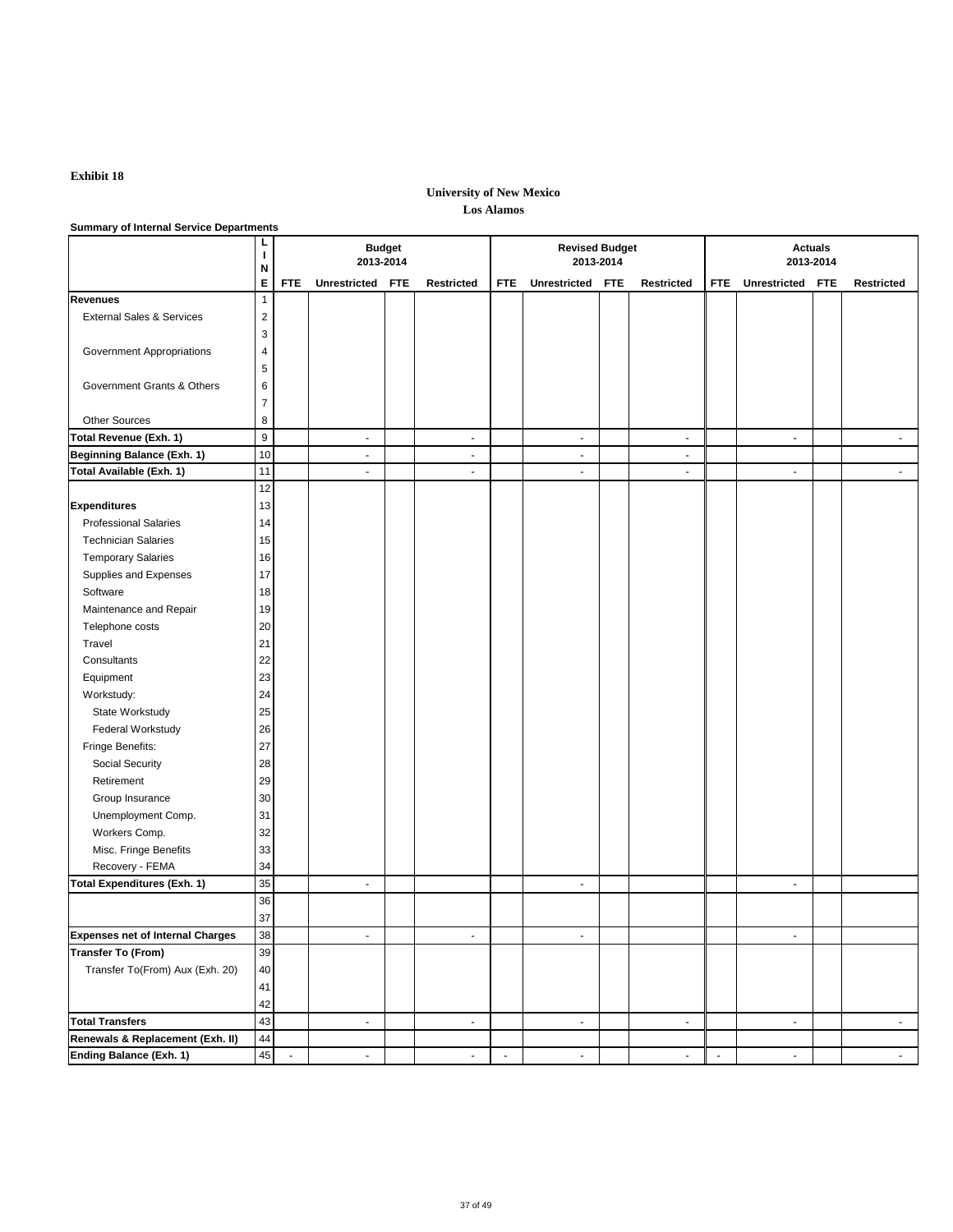**Exhibit 18**

**University of New Mexico**

**Los Alamos**

**Summary of Internal Service Departments**

| | LINE | Budget 2013-2014 | | | | Revised Budget 2013-2014 | | | | Actuals 2013-2014 | | | |
|---|---|---|---|---|---|---|---|---|---|---|---|---|---|
| | | FTE | Unrestricted | FTE | Restricted | FTE | Unrestricted | FTE | Restricted | FTE | Unrestricted | FTE | Restricted |
| **Revenues** | 1 | | | | | | | | | | | | |
| External Sales & Services | 2 | | | | | | | | | | | | |
| | 3 | | | | | | | | | | | | |
| Government Appropriations | 4 | | | | | | | | | | | | |
| | 5 | | | | | | | | | | | | |
| Government Grants & Others | 6 | | | | | | | | | | | | |
| | 7 | | | | | | | | | | | | |
| Other Sources | 8 | | | | | | | | | | | | |
| **Total Revenue (Exh. 1)** | 9 | | - | | - | | - | | - | | - | | - |
| **Beginning Balance (Exh. 1)** | 10 | | - | | - | | - | | - | | | | |
| **Total Available (Exh. 1)** | 11 | | - | | - | | - | | - | | - | | - |
| | 12 | | | | | | | | | | | | |
| **Expenditures** | 13 | | | | | | | | | | | | |
| Professional Salaries | 14 | | | | | | | | | | | | |
| Technician Salaries | 15 | | | | | | | | | | | | |
| Temporary Salaries | 16 | | | | | | | | | | | | |
| Supplies and Expenses | 17 | | | | | | | | | | | | |
| Software | 18 | | | | | | | | | | | | |
| Maintenance and Repair | 19 | | | | | | | | | | | | |
| Telephone costs | 20 | | | | | | | | | | | | |
| Travel | 21 | | | | | | | | | | | | |
| Consultants | 22 | | | | | | | | | | | | |
| Equipment | 23 | | | | | | | | | | | | |
| Workstudy: | 24 | | | | | | | | | | | | |
| State Workstudy | 25 | | | | | | | | | | | | |
| Federal Workstudy | 26 | | | | | | | | | | | | |
| Fringe Benefits: | 27 | | | | | | | | | | | | |
| Social Security | 28 | | | | | | | | | | | | |
| Retirement | 29 | | | | | | | | | | | | |
| Group Insurance | 30 | | | | | | | | | | | | |
| Unemployment Comp. | 31 | | | | | | | | | | | | |
| Workers Comp. | 32 | | | | | | | | | | | | |
| Misc. Fringe Benefits | 33 | | | | | | | | | | | | |
| Recovery - FEMA | 34 | | | | | | | | | | | | |
| **Total Expenditures (Exh. 1)** | 35 | | - | | | | - | | | | - | | |
| | 36 | | | | | | | | | | | | |
| | 37 | | | | | | | | | | | | |
| **Expenses net of Internal Charges** | 38 | | - | | - | | - | | | | - | | |
| **Transfer To (From)** | 39 | | | | | | | | | | | | |
| Transfer To(From) Aux (Exh. 20) | 40 | | | | | | | | | | | | |
| | 41 | | | | | | | | | | | | |
| | 42 | | | | | | | | | | | | |
| **Total Transfers** | 43 | | - | | - | | - | | - | | - | | - |
| **Renewals & Replacement (Exh. II)** | 44 | | | | | | | | | | | | |
| **Ending Balance (Exh. 1)** | 45 | - | - | | - | - | - | | - | - | - | | - |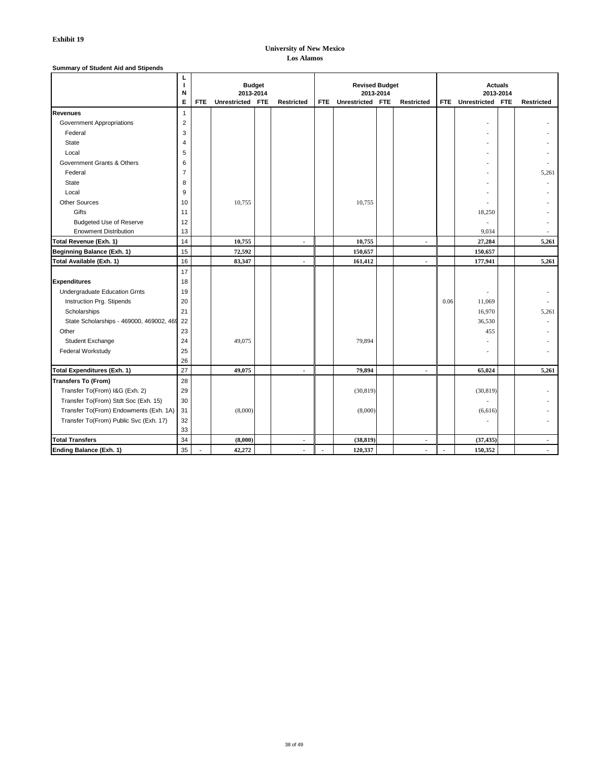Exhibit 19

**University of New Mexico**
**Los Alamos**

**Summary of Student Aid and Stipends**

| | LINE | Budget 2013-2014 | | | | Revised Budget 2013-2014 | | | | Actuals 2013-2014 | | | |
|---|---|---|---|---|---|---|---|---|---|---|---|---|---|
| | | FTE | Unrestricted | FTE | Restricted | FTE | Unrestricted | FTE | Restricted | FTE | Unrestricted | FTE | Restricted |
| **Revenues** | 1 | | | | | | | | | | | | |
| Government Appropriations | 2 | | | | | | | | | | - | | - |
| Federal | 3 | | | | | | | | | | - | | - |
| State | 4 | | | | | | | | | | - | | - |
| Local | 5 | | | | | | | | | | - | | - |
| Government Grants & Others | 6 | | | | | | | | | | - | | - |
| Federal | 7 | | | | | | | | | | - | | 5,261 |
| State | 8 | | | | | | | | | | - | | - |
| Local | 9 | | | | | | | | | | - | | - |
| Other Sources | 10 | | 10,755 | | | | 10,755 | | | | - | | - |
| Gifts | 11 | | | | | | | | | | 18,250 | | - |
| Budgeted Use of Reserve | 12 | | | | | | | | | | - | | - |
| Enowment Distribution | 13 | | | | | | | | | | 9,034 | | - |
| **Total Revenue (Exh. 1)** | 14 | | **10,755** | | **-** | | **10,755** | | **-** | | **27,284** | | **5,261** |
| **Beginning Balance (Exh. 1)** | 15 | | **72,592** | | | | **150,657** | | | | **150,657** | | |
| **Total Available (Exh. 1)** | 16 | | **83,347** | | **-** | | **161,412** | | **-** | | **177,941** | | **5,261** |
| | 17 | | | | | | | | | | | | |
| **Expenditures** | 18 | | | | | | | | | | | | |
| Undergraduate Education Grnts | 19 | | | | | | | | | | - | | - |
| Instruction Prg. Stipends | 20 | | | | | | | | | 0.06 | 11,069 | | - |
| Scholarships | 21 | | | | | | | | | | 16,970 | | 5,261 |
| State Scholarships - 469000, 469002, 469 | 22 | | | | | | | | | | 36,530 | | - |
| Other | 23 | | | | | | | | | | 455 | | - |
| Student Exchange | 24 | | 49,075 | | | | 79,894 | | | | - | | - |
| Federal Workstudy | 25 | | | | | | | | | | - | | - |
| | 26 | | | | | | | | | | | | |
| **Total Expenditures (Exh. 1)** | 27 | | **49,075** | | **-** | | **79,894** | | **-** | | **65,024** | | **5,261** |
| **Transfers To (From)** | 28 | | | | | | | | | | | | |
| Transfer To(From) I&G (Exh. 2) | 29 | | | | | | (30,819) | | | | (30,819) | | - |
| Transfer To(From) Stdt Soc (Exh. 15) | 30 | | | | | | | | | | - | | - |
| Transfer To(From) Endowments (Exh. 1A) | 31 | | (8,000) | | | | (8,000) | | | | (6,616) | | - |
| Transfer To(From) Public Svc (Exh. 17) | 32 | | | | | | | | | | - | | - |
| | 33 | | | | | | | | | | | | |
| **Total Transfers** | 34 | | **(8,000)** | | **-** | | **(38,819)** | | **-** | | **(37,435)** | | **-** |
| **Ending Balance (Exh. 1)** | 35 | - | **42,272** | | - | - | **120,337** | | - | - | **150,352** | | - |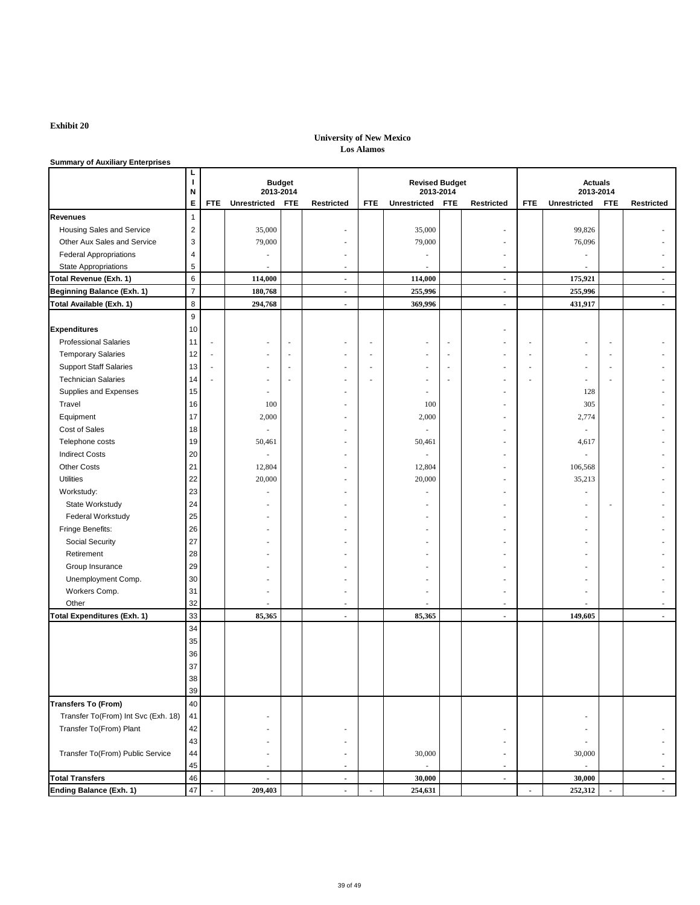**Exhibit 20**

**University of New Mexico**
**Los Alamos**

**Summary of Auxiliary Enterprises**

| | LINE | Budget 2013-2014 | | | | Revised Budget 2013-2014 | | | | Actuals 2013-2014 | | | |
|---|---|---|---|---|---|---|---|---|---|---|---|---|---|
| | | FTE | Unrestricted | FTE | Restricted | FTE | Unrestricted | FTE | Restricted | FTE | Unrestricted | FTE | Restricted |
| **Revenues** | 1 | | | | | | | | | | | | |
| Housing Sales and Service | 2 | | 35,000 | | - | | 35,000 | | - | | 99,826 | | - |
| Other Aux Sales and Service | 3 | | 79,000 | | - | | 79,000 | | - | | 76,096 | | - |
| Federal Appropriations | 4 | | - | | - | | - | | - | | - | | - |
| State Appropriations | 5 | | - | | - | | - | | - | | - | | - |
| **Total Revenue (Exh. 1)** | 6 | | **114,000** | | **-** | | **114,000** | | **-** | | **175,921** | | **-** |
| **Beginning Balance (Exh. 1)** | 7 | | **180,768** | | **-** | | **255,996** | | **-** | | **255,996** | | **-** |
| **Total Available (Exh. 1)** | 8 | | **294,768** | | **-** | | **369,996** | | **-** | | **431,917** | | **-** |
| | 9 | | | | | | | | | | | | |
| **Expenditures** | 10 | | | | | | | | - | | | | |
| Professional Salaries | 11 | - | - | - | - | - | - | - | - | - | - | - | - |
| Temporary Salaries | 12 | - | - | - | - | - | - | - | - | - | - | - | - |
| Support Staff Salaries | 13 | - | - | - | - | - | - | - | - | - | - | - | - |
| Technician Salaries | 14 | - | - | - | - | - | - | - | - | - | - | - | - |
| Supplies and Expenses | 15 | | - | | - | | - | | - | | 128 | | - |
| Travel | 16 | | 100 | | - | | 100 | | - | | 305 | | - |
| Equipment | 17 | | 2,000 | | - | | 2,000 | | - | | 2,774 | | - |
| Cost of Sales | 18 | | - | | - | | - | | - | | - | | - |
| Telephone costs | 19 | | 50,461 | | - | | 50,461 | | - | | 4,617 | | - |
| Indirect Costs | 20 | | - | | - | | - | | - | | - | | - |
| Other Costs | 21 | | 12,804 | | - | | 12,804 | | - | | 106,568 | | - |
| Utilities | 22 | | 20,000 | | - | | 20,000 | | - | | 35,213 | | - |
| Workstudy: | 23 | | - | | - | | - | | - | | - | | - |
| State Workstudy | 24 | | - | | - | | - | | - | | - | - | - |
| Federal Workstudy | 25 | | - | | - | | - | | - | | - | | - |
| Fringe Benefits: | 26 | | - | | - | | - | | - | | - | | - |
| Social Security | 27 | | - | | - | | - | | - | | - | | - |
| Retirement | 28 | | - | | - | | - | | - | | - | | - |
| Group Insurance | 29 | | - | | - | | - | | - | | - | | - |
| Unemployment Comp. | 30 | | - | | - | | - | | - | | - | | - |
| Workers Comp. | 31 | | - | | - | | - | | - | | - | | - |
| Other | 32 | | - | | - | | - | | - | | - | | - |
| **Total Expenditures (Exh. 1)** | 33 | | **85,365** | | **-** | | **85,365** | | **-** | | **149,605** | | **-** |
| | 34 | | | | | | | | | | | | |
| | 35 | | | | | | | | | | | | |
| | 36 | | | | | | | | | | | | |
| | 37 | | | | | | | | | | | | |
| | 38 | | | | | | | | | | | | |
| | 39 | | | | | | | | | | | | |
| **Transfers To (From)** | 40 | | | | | | | | | | | | |
| Transfer To(From) Int Svc (Exh. 18) | 41 | | - | | | | | | | | - | | |
| Transfer To(From) Plant | 42 | | - | | - | | | | - | | - | | - |
| | 43 | | - | | - | | | | - | | - | | - |
| Transfer To(From) Public Service | 44 | | - | | - | | 30,000 | | - | | 30,000 | | - |
| | 45 | | - | | - | | - | | - | | - | | - |
| **Total Transfers** | 46 | | **-** | | **-** | | **30,000** | | **-** | | **30,000** | | **-** |
| **Ending Balance (Exh. 1)** | 47 | - | **209,403** | | **-** | - | **254,631** | | | - | **252,312** | - | **-** |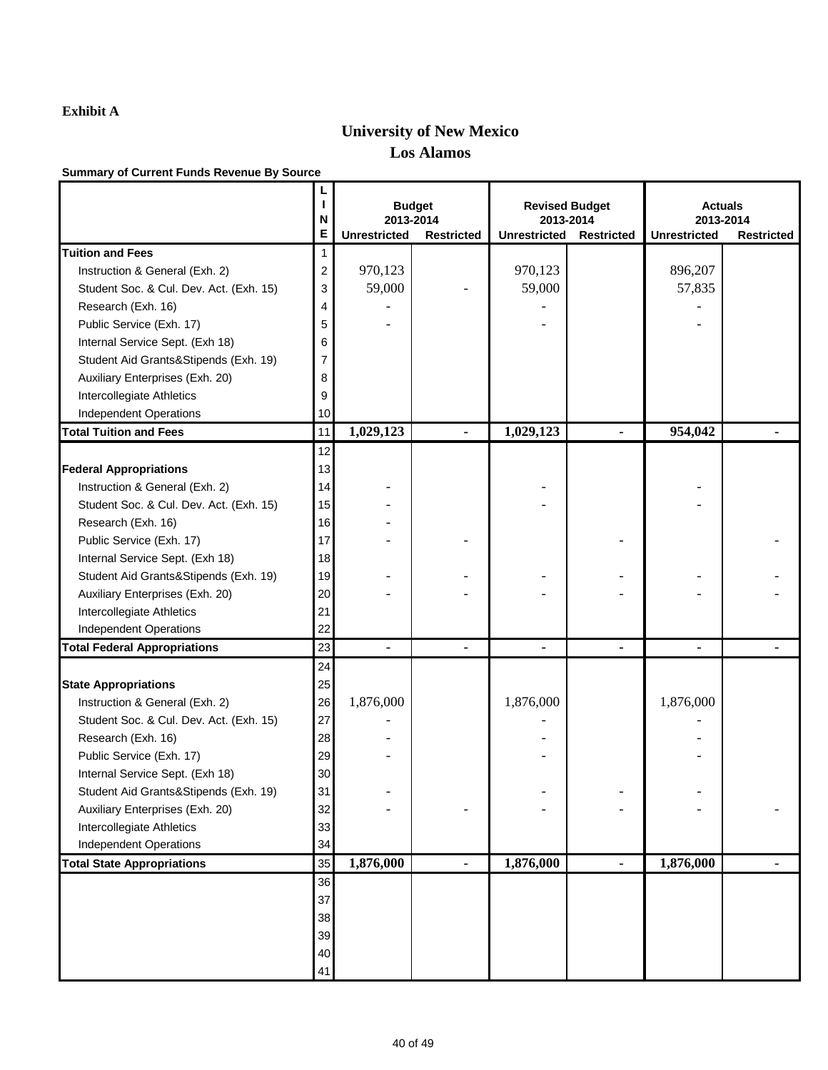**Exhibit A**

# University of New Mexico
## Los Alamos

**Summary of Current Funds Revenue By Source**

| | LINE | Budget 2013-2014 | | Revised Budget 2013-2014 | | Actuals 2013-2014 | |
|---|---|---|---|---|---|---|---|
| | | Unrestricted | Restricted | Unrestricted | Restricted | Unrestricted | Restricted |
| **Tuition and Fees** | 1 | | | | | | |
| Instruction & General (Exh. 2) | 2 | 970,123 | | 970,123 | | 896,207 | |
| Student Soc. & Cul. Dev. Act. (Exh. 15) | 3 | 59,000 | - | 59,000 | | 57,835 | |
| Research (Exh. 16) | 4 | - | | - | | - | |
| Public Service (Exh. 17) | 5 | - | | - | | - | |
| Internal Service Sept. (Exh 18) | 6 | | | | | | |
| Student Aid Grants&Stipends (Exh. 19) | 7 | | | | | | |
| Auxiliary Enterprises (Exh. 20) | 8 | | | | | | |
| Intercollegiate Athletics | 9 | | | | | | |
| Independent Operations | 10 | | | | | | |
| **Total Tuition and Fees** | 11 | **1,029,123** | **-** | **1,029,123** | **-** | **954,042** | **-** |
| | 12 | | | | | | |
| **Federal Appropriations** | 13 | | | | | | |
| Instruction & General (Exh. 2) | 14 | - | | - | | - | |
| Student Soc. & Cul. Dev. Act. (Exh. 15) | 15 | - | | - | | - | |
| Research (Exh. 16) | 16 | - | | | | | |
| Public Service (Exh. 17) | 17 | - | - | | - | | - |
| Internal Service Sept. (Exh 18) | 18 | | | | | | |
| Student Aid Grants&Stipends (Exh. 19) | 19 | - | - | - | - | - | - |
| Auxiliary Enterprises (Exh. 20) | 20 | - | - | - | - | - | - |
| Intercollegiate Athletics | 21 | | | | | | |
| Independent Operations | 22 | | | | | | |
| **Total Federal Appropriations** | 23 | **-** | **-** | **-** | **-** | **-** | **-** |
| | 24 | | | | | | |
| **State Appropriations** | 25 | | | | | | |
| Instruction & General (Exh. 2) | 26 | 1,876,000 | | 1,876,000 | | 1,876,000 | |
| Student Soc. & Cul. Dev. Act. (Exh. 15) | 27 | - | | - | | - | |
| Research (Exh. 16) | 28 | - | | - | | - | |
| Public Service (Exh. 17) | 29 | - | | - | | - | |
| Internal Service Sept. (Exh 18) | 30 | | | | | | |
| Student Aid Grants&Stipends (Exh. 19) | 31 | - | | - | - | - | |
| Auxiliary Enterprises (Exh. 20) | 32 | - | - | - | - | - | - |
| Intercollegiate Athletics | 33 | | | | | | |
| Independent Operations | 34 | | | | | | |
| **Total State Appropriations** | 35 | **1,876,000** | **-** | **1,876,000** | **-** | **1,876,000** | **-** |
| | 36 | | | | | | |
| | 37 | | | | | | |
| | 38 | | | | | | |
| | 39 | | | | | | |
| | 40 | | | | | | |
| | 41 | | | | | | |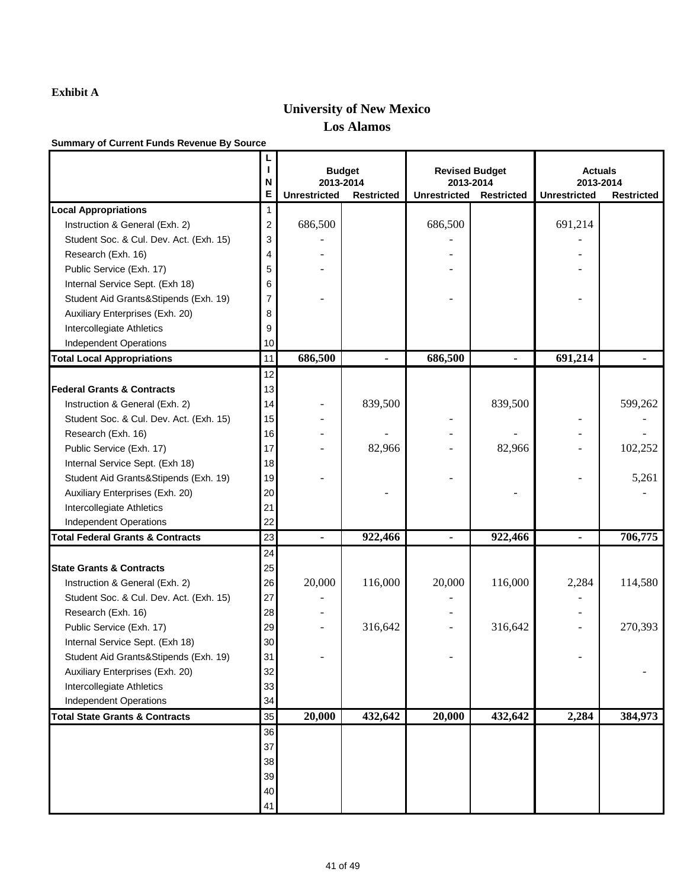**Exhibit A**

# University of New Mexico
## Los Alamos

**Summary of Current Funds Revenue By Source**

| | LINE | Budget 2013-2014 | | Revised Budget 2013-2014 | | Actuals 2013-2014 | |
|---|---|---|---|---|---|---|---|
| | | **Unrestricted** | **Restricted** | **Unrestricted** | **Restricted** | **Unrestricted** | **Restricted** |
| **Local Appropriations** | 1 | | | | | | |
| Instruction & General (Exh. 2) | 2 | 686,500 | | 686,500 | | 691,214 | |
| Student Soc. & Cul. Dev. Act. (Exh. 15) | 3 | - | | - | | - | |
| Research (Exh. 16) | 4 | - | | - | | - | |
| Public Service (Exh. 17) | 5 | - | | - | | - | |
| Internal Service Sept. (Exh 18) | 6 | | | | | | |
| Student Aid Grants&Stipends (Exh. 19) | 7 | - | | - | | - | |
| Auxiliary Enterprises (Exh. 20) | 8 | | | | | | |
| Intercollegiate Athletics | 9 | | | | | | |
| Independent Operations | 10 | | | | | | |
| **Total Local Appropriations** | 11 | **686,500** | **-** | **686,500** | **-** | **691,214** | **-** |
| | 12 | | | | | | |
| **Federal Grants & Contracts** | 13 | | | | | | |
| Instruction & General (Exh. 2) | 14 | - | 839,500 | | 839,500 | | 599,262 |
| Student Soc. & Cul. Dev. Act. (Exh. 15) | 15 | - | | - | | - | - |
| Research (Exh. 16) | 16 | - | - | - | - | - | - |
| Public Service (Exh. 17) | 17 | - | 82,966 | - | 82,966 | - | 102,252 |
| Internal Service Sept. (Exh 18) | 18 | | | | | | |
| Student Aid Grants&Stipends (Exh. 19) | 19 | - | | - | | - | 5,261 |
| Auxiliary Enterprises (Exh. 20) | 20 | | - | | - | | - |
| Intercollegiate Athletics | 21 | | | | | | |
| Independent Operations | 22 | | | | | | |
| **Total Federal Grants & Contracts** | 23 | **-** | **922,466** | **-** | **922,466** | **-** | **706,775** |
| | 24 | | | | | | |
| **State Grants & Contracts** | 25 | | | | | | |
| Instruction & General (Exh. 2) | 26 | 20,000 | 116,000 | 20,000 | 116,000 | 2,284 | 114,580 |
| Student Soc. & Cul. Dev. Act. (Exh. 15) | 27 | - | | - | | - | |
| Research (Exh. 16) | 28 | - | | - | | - | |
| Public Service (Exh. 17) | 29 | - | 316,642 | - | 316,642 | - | 270,393 |
| Internal Service Sept. (Exh 18) | 30 | | | | | | |
| Student Aid Grants&Stipends (Exh. 19) | 31 | - | | - | | - | |
| Auxiliary Enterprises (Exh. 20) | 32 | | | | | | - |
| Intercollegiate Athletics | 33 | | | | | | |
| Independent Operations | 34 | | | | | | |
| **Total State Grants & Contracts** | 35 | **20,000** | **432,642** | **20,000** | **432,642** | **2,284** | **384,973** |
| | 36 | | | | | | |
| | 37 | | | | | | |
| | 38 | | | | | | |
| | 39 | | | | | | |
| | 40 | | | | | | |
| | 41 | | | | | | |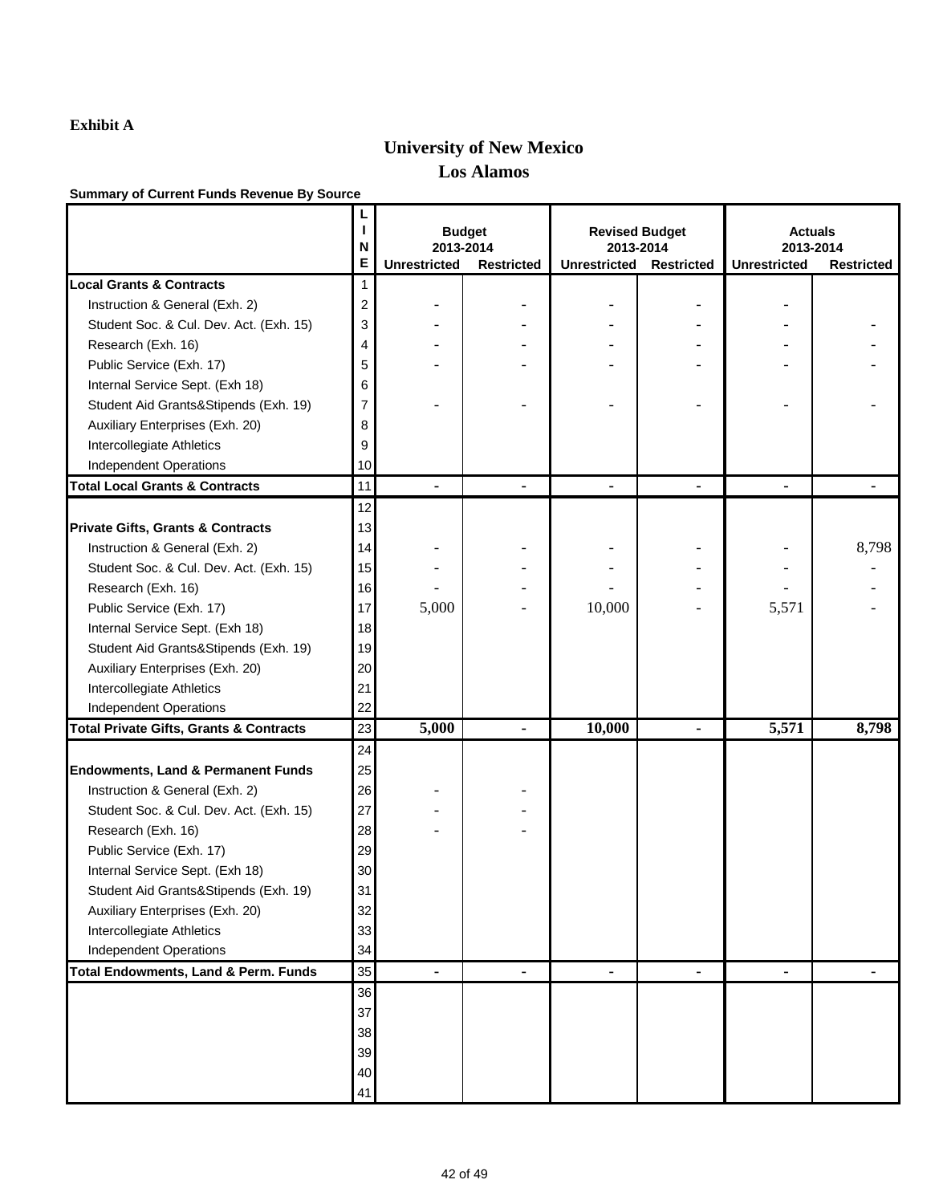**Exhibit A**

# University of New Mexico
## Los Alamos

**Summary of Current Funds Revenue By Source**

| | LINE | Budget 2013-2014 | | Revised Budget 2013-2014 | | Actuals 2013-2014 | |
|---|---|---|---|---|---|---|---|
| | | Unrestricted | Restricted | Unrestricted | Restricted | Unrestricted | Restricted |
| **Local Grants & Contracts** | 1 | | | | | | |
| Instruction & General (Exh. 2) | 2 | - | - | - | - | - | |
| Student Soc. & Cul. Dev. Act. (Exh. 15) | 3 | - | - | - | - | - | - |
| Research (Exh. 16) | 4 | - | - | - | - | - | - |
| Public Service (Exh. 17) | 5 | - | - | - | - | - | - |
| Internal Service Sept. (Exh 18) | 6 | | | | | | |
| Student Aid Grants&Stipends (Exh. 19) | 7 | - | - | - | - | - | - |
| Auxiliary Enterprises (Exh. 20) | 8 | | | | | | |
| Intercollegiate Athletics | 9 | | | | | | |
| Independent Operations | 10 | | | | | | |
| **Total Local Grants & Contracts** | 11 | - | - | - | - | - | - |
| | 12 | | | | | | |
| **Private Gifts, Grants & Contracts** | 13 | | | | | | |
| Instruction & General (Exh. 2) | 14 | - | - | - | - | - | 8,798 |
| Student Soc. & Cul. Dev. Act. (Exh. 15) | 15 | - | - | - | - | - | - |
| Research (Exh. 16) | 16 | - | - | - | - | - | - |
| Public Service (Exh. 17) | 17 | 5,000 | - | 10,000 | - | 5,571 | - |
| Internal Service Sept. (Exh 18) | 18 | | | | | | |
| Student Aid Grants&Stipends (Exh. 19) | 19 | | | | | | |
| Auxiliary Enterprises (Exh. 20) | 20 | | | | | | |
| Intercollegiate Athletics | 21 | | | | | | |
| Independent Operations | 22 | | | | | | |
| **Total Private Gifts, Grants & Contracts** | 23 | **5,000** | - | **10,000** | - | **5,571** | **8,798** |
| | 24 | | | | | | |
| **Endowments, Land & Permanent Funds** | 25 | | | | | | |
| Instruction & General (Exh. 2) | 26 | - | - | | | | |
| Student Soc. & Cul. Dev. Act. (Exh. 15) | 27 | - | - | | | | |
| Research (Exh. 16) | 28 | - | - | | | | |
| Public Service (Exh. 17) | 29 | | | | | | |
| Internal Service Sept. (Exh 18) | 30 | | | | | | |
| Student Aid Grants&Stipends (Exh. 19) | 31 | | | | | | |
| Auxiliary Enterprises (Exh. 20) | 32 | | | | | | |
| Intercollegiate Athletics | 33 | | | | | | |
| Independent Operations | 34 | | | | | | |
| **Total Endowments, Land & Perm. Funds** | 35 | - | - | - | - | - | - |
| | 36 | | | | | | |
| | 37 | | | | | | |
| | 38 | | | | | | |
| | 39 | | | | | | |
| | 40 | | | | | | |
| | 41 | | | | | | |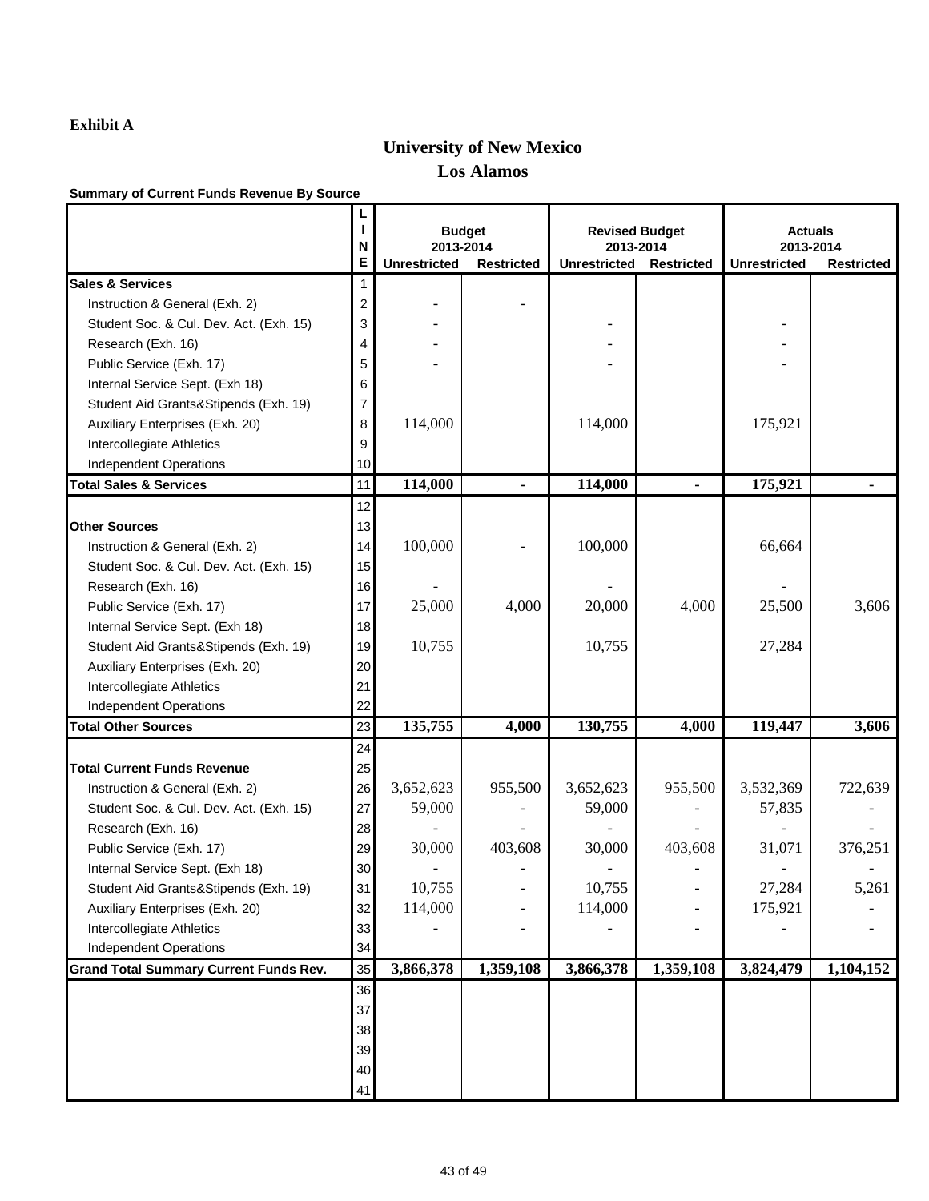**Exhibit A**

# University of New Mexico
## Los Alamos

**Summary of Current Funds Revenue By Source**

| | LINE | Budget 2013-2014 | | Revised Budget 2013-2014 | | Actuals 2013-2014 | |
|---|---|---|---|---|---|---|---|
| | | Unrestricted | Restricted | Unrestricted | Restricted | Unrestricted | Restricted |
| **Sales & Services** | 1 | | | | | | |
| Instruction & General (Exh. 2) | 2 | - | - | | | | |
| Student Soc. & Cul. Dev. Act. (Exh. 15) | 3 | - | | - | | - | |
| Research (Exh. 16) | 4 | - | | - | | - | |
| Public Service (Exh. 17) | 5 | - | | - | | - | |
| Internal Service Sept. (Exh 18) | 6 | | | | | | |
| Student Aid Grants&Stipends (Exh. 19) | 7 | | | | | | |
| Auxiliary Enterprises (Exh. 20) | 8 | 114,000 | | 114,000 | | 175,921 | |
| Intercollegiate Athletics | 9 | | | | | | |
| Independent Operations | 10 | | | | | | |
| **Total Sales & Services** | 11 | **114,000** | **-** | **114,000** | **-** | **175,921** | **-** |
| | 12 | | | | | | |
| **Other Sources** | 13 | | | | | | |
| Instruction & General (Exh. 2) | 14 | 100,000 | - | 100,000 | | 66,664 | |
| Student Soc. & Cul. Dev. Act. (Exh. 15) | 15 | | | | | | |
| Research (Exh. 16) | 16 | - | | - | | - | |
| Public Service (Exh. 17) | 17 | 25,000 | 4,000 | 20,000 | 4,000 | 25,500 | 3,606 |
| Internal Service Sept. (Exh 18) | 18 | | | | | | |
| Student Aid Grants&Stipends (Exh. 19) | 19 | 10,755 | | 10,755 | | 27,284 | |
| Auxiliary Enterprises (Exh. 20) | 20 | | | | | | |
| Intercollegiate Athletics | 21 | | | | | | |
| Independent Operations | 22 | | | | | | |
| **Total Other Sources** | 23 | **135,755** | **4,000** | **130,755** | **4,000** | **119,447** | **3,606** |
| | 24 | | | | | | |
| **Total Current Funds Revenue** | 25 | | | | | | |
| Instruction & General (Exh. 2) | 26 | 3,652,623 | 955,500 | 3,652,623 | 955,500 | 3,532,369 | 722,639 |
| Student Soc. & Cul. Dev. Act. (Exh. 15) | 27 | 59,000 | - | 59,000 | - | 57,835 | - |
| Research (Exh. 16) | 28 | - | - | - | - | - | - |
| Public Service (Exh. 17) | 29 | 30,000 | 403,608 | 30,000 | 403,608 | 31,071 | 376,251 |
| Internal Service Sept. (Exh 18) | 30 | - | - | - | - | - | - |
| Student Aid Grants&Stipends (Exh. 19) | 31 | 10,755 | - | 10,755 | - | 27,284 | 5,261 |
| Auxiliary Enterprises (Exh. 20) | 32 | 114,000 | - | 114,000 | - | 175,921 | - |
| Intercollegiate Athletics | 33 | - | - | - | - | - | - |
| Independent Operations | 34 | | | | | | |
| **Grand Total Summary Current Funds Rev.** | 35 | **3,866,378** | **1,359,108** | **3,866,378** | **1,359,108** | **3,824,479** | **1,104,152** |
| | 36 | | | | | | |
| | 37 | | | | | | |
| | 38 | | | | | | |
| | 39 | | | | | | |
| | 40 | | | | | | |
| | 41 | | | | | | |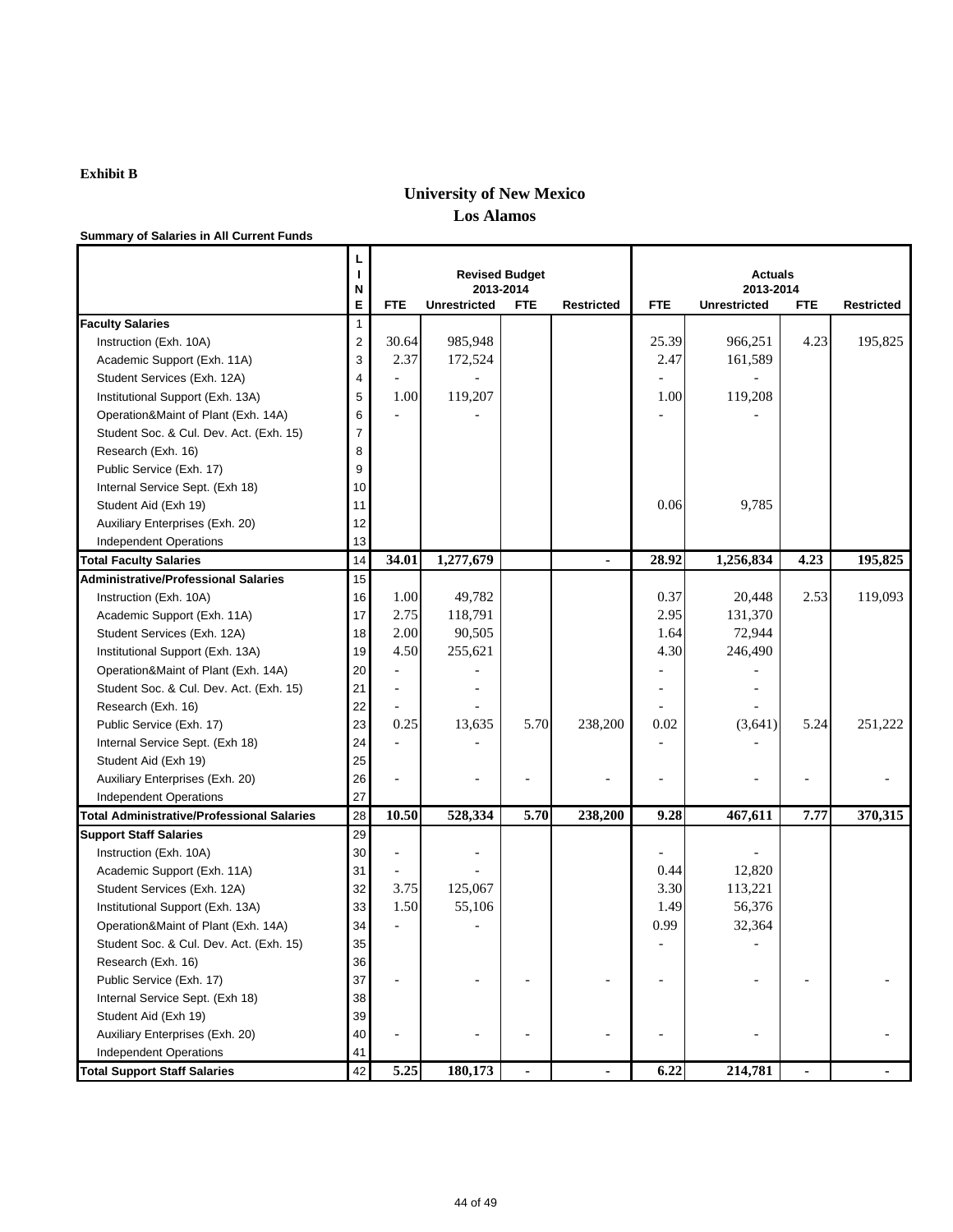**Exhibit B**

## University of New Mexico
## Los Alamos

**Summary of Salaries in All Current Funds**

| | LINE | Revised Budget 2013-2014 FTE | Revised Budget 2013-2014 Unrestricted | Revised Budget 2013-2014 FTE | Revised Budget 2013-2014 Restricted | Actuals 2013-2014 FTE | Actuals 2013-2014 Unrestricted | Actuals 2013-2014 FTE | Actuals 2013-2014 Restricted |
|---|---|---|---|---|---|---|---|---|---|
| **Faculty Salaries** | 1 | | | | | | | | |
| Instruction (Exh. 10A) | 2 | 30.64 | 985,948 | | | 25.39 | 966,251 | 4.23 | 195,825 |
| Academic Support (Exh. 11A) | 3 | 2.37 | 172,524 | | | 2.47 | 161,589 | | |
| Student Services (Exh. 12A) | 4 | - | - | | | - | - | | |
| Institutional Support (Exh. 13A) | 5 | 1.00 | 119,207 | | | 1.00 | 119,208 | | |
| Operation&Maint of Plant (Exh. 14A) | 6 | - | - | | | - | - | | |
| Student Soc. & Cul. Dev. Act. (Exh. 15) | 7 | | | | | | | | |
| Research (Exh. 16) | 8 | | | | | | | | |
| Public Service (Exh. 17) | 9 | | | | | | | | |
| Internal Service Sept. (Exh 18) | 10 | | | | | | | | |
| Student Aid (Exh 19) | 11 | | | | | 0.06 | 9,785 | | |
| Auxiliary Enterprises (Exh. 20) | 12 | | | | | | | | |
| Independent Operations | 13 | | | | | | | | |
| **Total Faculty Salaries** | 14 | **34.01** | **1,277,679** | | **-** | **28.92** | **1,256,834** | **4.23** | **195,825** |
| **Administrative/Professional Salaries** | 15 | | | | | | | | |
| Instruction (Exh. 10A) | 16 | 1.00 | 49,782 | | | 0.37 | 20,448 | 2.53 | 119,093 |
| Academic Support (Exh. 11A) | 17 | 2.75 | 118,791 | | | 2.95 | 131,370 | | |
| Student Services (Exh. 12A) | 18 | 2.00 | 90,505 | | | 1.64 | 72,944 | | |
| Institutional Support (Exh. 13A) | 19 | 4.50 | 255,621 | | | 4.30 | 246,490 | | |
| Operation&Maint of Plant (Exh. 14A) | 20 | - | - | | | - | - | | |
| Student Soc. & Cul. Dev. Act. (Exh. 15) | 21 | - | - | | | - | - | | |
| Research (Exh. 16) | 22 | - | - | | | - | - | | |
| Public Service (Exh. 17) | 23 | 0.25 | 13,635 | 5.70 | 238,200 | 0.02 | (3,641) | 5.24 | 251,222 |
| Internal Service Sept. (Exh 18) | 24 | - | - | | | - | - | | |
| Student Aid (Exh 19) | 25 | | | | | | | | |
| Auxiliary Enterprises (Exh. 20) | 26 | - | - | - | - | - | - | - | - |
| Independent Operations | 27 | | | | | | | | |
| **Total Administrative/Professional Salaries** | 28 | **10.50** | **528,334** | **5.70** | **238,200** | **9.28** | **467,611** | **7.77** | **370,315** |
| **Support Staff Salaries** | 29 | | | | | | | | |
| Instruction (Exh. 10A) | 30 | - | - | | | - | - | | |
| Academic Support (Exh. 11A) | 31 | - | - | | | 0.44 | 12,820 | | |
| Student Services (Exh. 12A) | 32 | 3.75 | 125,067 | | | 3.30 | 113,221 | | |
| Institutional Support (Exh. 13A) | 33 | 1.50 | 55,106 | | | 1.49 | 56,376 | | |
| Operation&Maint of Plant (Exh. 14A) | 34 | - | - | | | 0.99 | 32,364 | | |
| Student Soc. & Cul. Dev. Act. (Exh. 15) | 35 | | | | | - | - | | |
| Research (Exh. 16) | 36 | | | | | | | | |
| Public Service (Exh. 17) | 37 | - | - | - | - | - | - | - | - |
| Internal Service Sept. (Exh 18) | 38 | | | | | | | | |
| Student Aid (Exh 19) | 39 | | | | | | | | |
| Auxiliary Enterprises (Exh. 20) | 40 | - | - | - | - | - | - | | - |
| Independent Operations | 41 | | | | | | | | |
| **Total Support Staff Salaries** | 42 | **5.25** | **180,173** | **-** | **-** | **6.22** | **214,781** | **-** | **-** |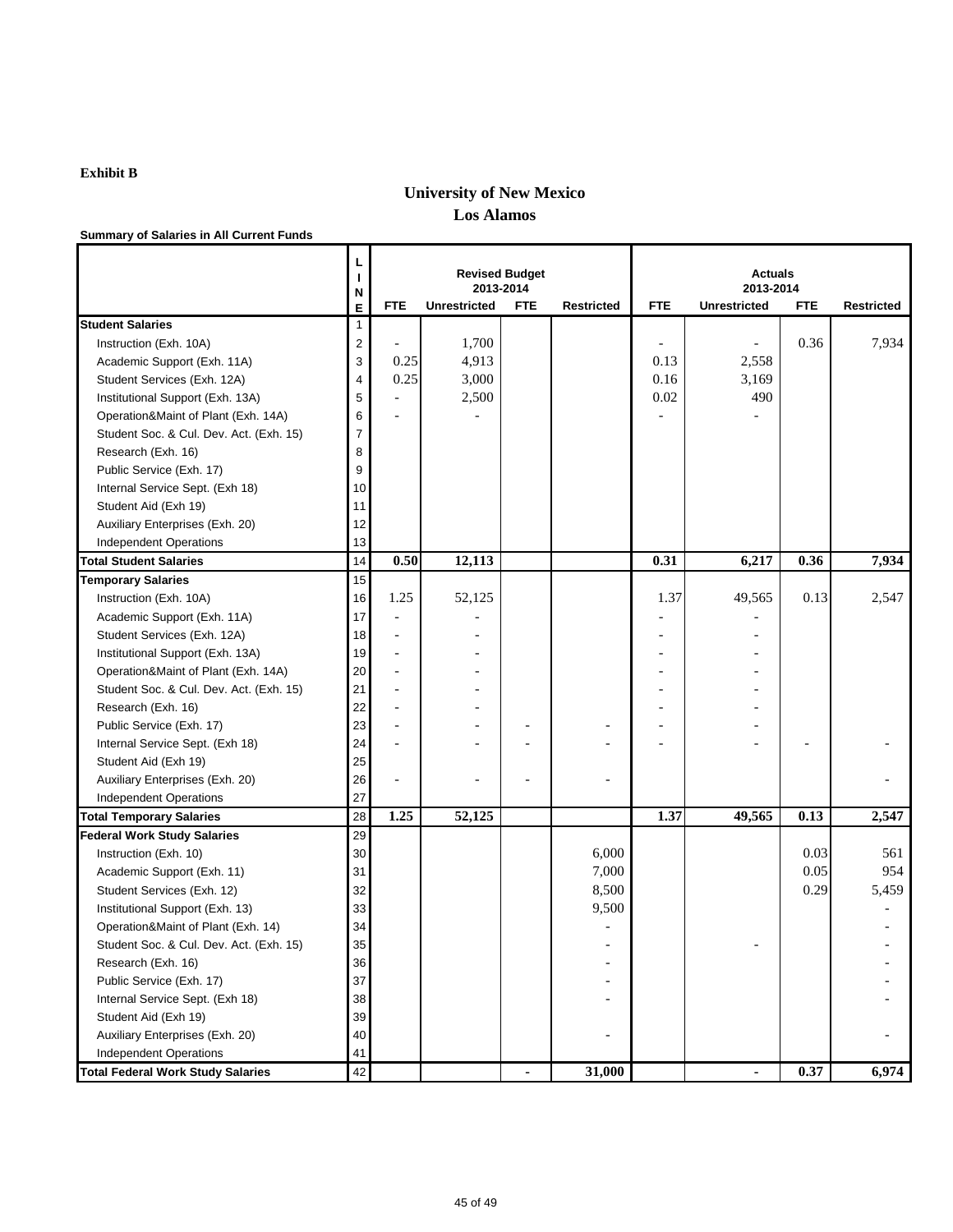**Exhibit B**

# University of New Mexico
## Los Alamos

**Summary of Salaries in All Current Funds**

| | LINE | Revised Budget 2013-2014 | | | | Actuals 2013-2014 | | | |
|---|---|---|---|---|---|---|---|---|---|
| | | FTE | Unrestricted | FTE | Restricted | FTE | Unrestricted | FTE | Restricted |
| **Student Salaries** | 1 | | | | | | | | |
| Instruction (Exh. 10A) | 2 | - | 1,700 | | | - | - | 0.36 | 7,934 |
| Academic Support (Exh. 11A) | 3 | 0.25 | 4,913 | | | 0.13 | 2,558 | | |
| Student Services (Exh. 12A) | 4 | 0.25 | 3,000 | | | 0.16 | 3,169 | | |
| Institutional Support (Exh. 13A) | 5 | - | 2,500 | | | 0.02 | 490 | | |
| Operation&Maint of Plant (Exh. 14A) | 6 | - | - | | | - | - | | |
| Student Soc. & Cul. Dev. Act. (Exh. 15) | 7 | | | | | | | | |
| Research (Exh. 16) | 8 | | | | | | | | |
| Public Service (Exh. 17) | 9 | | | | | | | | |
| Internal Service Sept. (Exh 18) | 10 | | | | | | | | |
| Student Aid (Exh 19) | 11 | | | | | | | | |
| Auxiliary Enterprises (Exh. 20) | 12 | | | | | | | | |
| Independent Operations | 13 | | | | | | | | |
| **Total Student Salaries** | 14 | **0.50** | **12,113** | | | **0.31** | **6,217** | **0.36** | **7,934** |
| **Temporary Salaries** | 15 | | | | | | | | |
| Instruction (Exh. 10A) | 16 | 1.25 | 52,125 | | | 1.37 | 49,565 | 0.13 | 2,547 |
| Academic Support (Exh. 11A) | 17 | - | - | | | - | - | | |
| Student Services (Exh. 12A) | 18 | - | - | | | - | - | | |
| Institutional Support (Exh. 13A) | 19 | - | - | | | - | - | | |
| Operation&Maint of Plant (Exh. 14A) | 20 | - | - | | | - | - | | |
| Student Soc. & Cul. Dev. Act. (Exh. 15) | 21 | - | - | | | - | - | | |
| Research (Exh. 16) | 22 | - | - | | | - | - | | |
| Public Service (Exh. 17) | 23 | - | - | - | - | - | - | | |
| Internal Service Sept. (Exh 18) | 24 | - | - | - | - | - | - | - | - |
| Student Aid (Exh 19) | 25 | | | | | | | | |
| Auxiliary Enterprises (Exh. 20) | 26 | - | - | - | - | | | | - |
| Independent Operations | 27 | | | | | | | | |
| **Total Temporary Salaries** | 28 | **1.25** | **52,125** | | | **1.37** | **49,565** | **0.13** | **2,547** |
| **Federal Work Study Salaries** | 29 | | | | | | | | |
| Instruction (Exh. 10) | 30 | | | | 6,000 | | | 0.03 | 561 |
| Academic Support (Exh. 11) | 31 | | | | 7,000 | | | 0.05 | 954 |
| Student Services (Exh. 12) | 32 | | | | 8,500 | | | 0.29 | 5,459 |
| Institutional Support (Exh. 13) | 33 | | | | 9,500 | | | | - |
| Operation&Maint of Plant (Exh. 14) | 34 | | | | - | | | | - |
| Student Soc. & Cul. Dev. Act. (Exh. 15) | 35 | | | | - | | - | | - |
| Research (Exh. 16) | 36 | | | | - | | | | - |
| Public Service (Exh. 17) | 37 | | | | - | | | | - |
| Internal Service Sept. (Exh 18) | 38 | | | | - | | | | - |
| Student Aid (Exh 19) | 39 | | | | | | | | |
| Auxiliary Enterprises (Exh. 20) | 40 | | | | - | | | | - |
| Independent Operations | 41 | | | | | | | | |
| **Total Federal Work Study Salaries** | 42 | | | **-** | **31,000** | | **-** | **0.37** | **6,974** |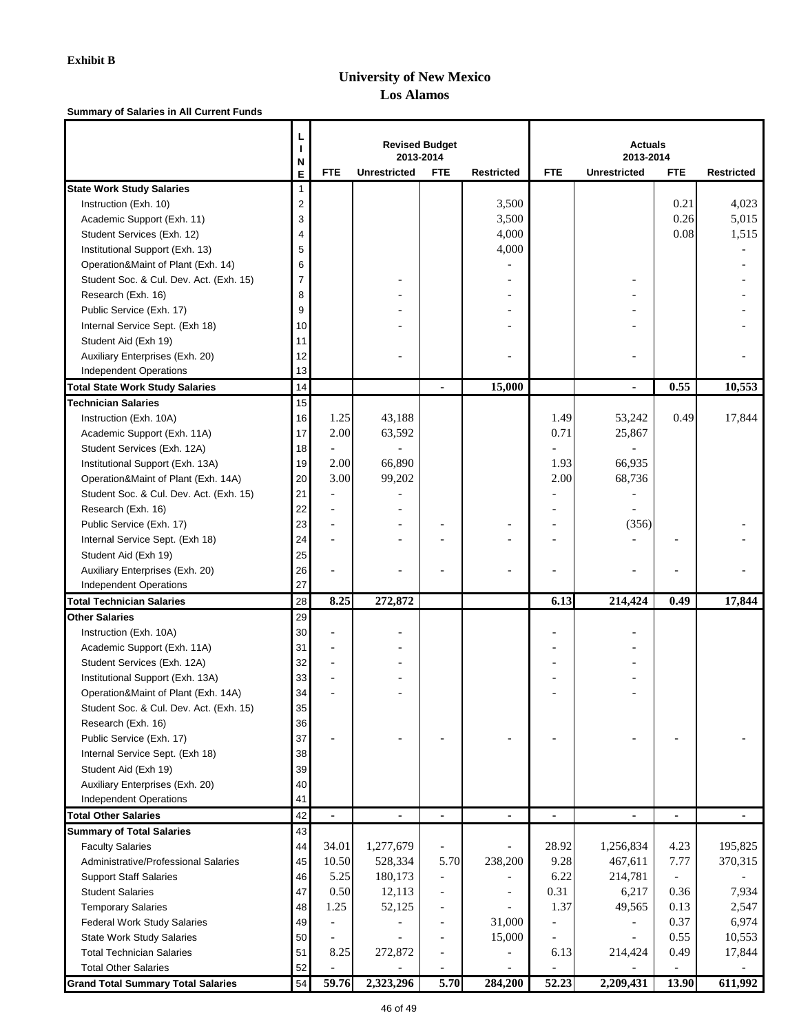**Exhibit B**

## University of New Mexico
## Los Alamos

**Summary of Salaries in All Current Funds**

| | LINE | Revised Budget 2013-2014 | | | | Actuals 2013-2014 | | | |
|---|---|---|---|---|---|---|---|---|---|
| | | FTE | Unrestricted | FTE | Restricted | FTE | Unrestricted | FTE | Restricted |
| **State Work Study Salaries** | 1 | | | | | | | | |
| Instruction (Exh. 10) | 2 | | | | 3,500 | | | 0.21 | 4,023 |
| Academic Support (Exh. 11) | 3 | | | | 3,500 | | | 0.26 | 5,015 |
| Student Services (Exh. 12) | 4 | | | | 4,000 | | | 0.08 | 1,515 |
| Institutional Support (Exh. 13) | 5 | | | | 4,000 | | | | - |
| Operation&Maint of Plant (Exh. 14) | 6 | | | | - | | | | - |
| Student Soc. & Cul. Dev. Act. (Exh. 15) | 7 | | - | | - | | - | | - |
| Research (Exh. 16) | 8 | | - | | - | | - | | - |
| Public Service (Exh. 17) | 9 | | - | | - | | - | | - |
| Internal Service Sept. (Exh 18) | 10 | | - | | - | | - | | - |
| Student Aid (Exh 19) | 11 | | | | | | | | |
| Auxiliary Enterprises (Exh. 20) | 12 | | - | | - | | - | | - |
| Independent Operations | 13 | | | | | | | | |
| **Total State Work Study Salaries** | 14 | | | **-** | **15,000** | | **-** | **0.55** | **10,553** |
| **Technician Salaries** | 15 | | | | | | | | |
| Instruction (Exh. 10A) | 16 | 1.25 | 43,188 | | | 1.49 | 53,242 | 0.49 | 17,844 |
| Academic Support (Exh. 11A) | 17 | 2.00 | 63,592 | | | 0.71 | 25,867 | | |
| Student Services (Exh. 12A) | 18 | - | - | | | - | - | | |
| Institutional Support (Exh. 13A) | 19 | 2.00 | 66,890 | | | 1.93 | 66,935 | | |
| Operation&Maint of Plant (Exh. 14A) | 20 | 3.00 | 99,202 | | | 2.00 | 68,736 | | |
| Student Soc. & Cul. Dev. Act. (Exh. 15) | 21 | - | - | | | - | - | | |
| Research (Exh. 16) | 22 | - | - | | | - | - | | |
| Public Service (Exh. 17) | 23 | - | - | - | - | - | (356) | | - |
| Internal Service Sept. (Exh 18) | 24 | - | - | - | - | - | - | - | - |
| Student Aid (Exh 19) | 25 | | | | | | | | |
| Auxiliary Enterprises (Exh. 20) | 26 | - | - | - | - | - | - | - | - |
| Independent Operations | 27 | | | | | | | | |
| **Total Technician Salaries** | 28 | **8.25** | **272,872** | | | **6.13** | **214,424** | **0.49** | **17,844** |
| **Other Salaries** | 29 | | | | | | | | |
| Instruction (Exh. 10A) | 30 | - | - | | | - | - | | |
| Academic Support (Exh. 11A) | 31 | - | - | | | - | - | | |
| Student Services (Exh. 12A) | 32 | - | - | | | - | - | | |
| Institutional Support (Exh. 13A) | 33 | - | - | | | - | - | | |
| Operation&Maint of Plant (Exh. 14A) | 34 | - | - | | | - | - | | |
| Student Soc. & Cul. Dev. Act. (Exh. 15) | 35 | | | | | | | | |
| Research (Exh. 16) | 36 | | | | | | | | |
| Public Service (Exh. 17) | 37 | - | - | - | - | - | - | - | - |
| Internal Service Sept. (Exh 18) | 38 | | | | | | | | |
| Student Aid (Exh 19) | 39 | | | | | | | | |
| Auxiliary Enterprises (Exh. 20) | 40 | | | | | | | | |
| Independent Operations | 41 | | | | | | | | |
| **Total Other Salaries** | 42 | **-** | **-** | **-** | **-** | **-** | **-** | **-** | **-** |
| **Summary of Total Salaries** | 43 | | | | | | | | |
| Faculty Salaries | 44 | 34.01 | 1,277,679 | - | - | 28.92 | 1,256,834 | 4.23 | 195,825 |
| Administrative/Professional Salaries | 45 | 10.50 | 528,334 | 5.70 | 238,200 | 9.28 | 467,611 | 7.77 | 370,315 |
| Support Staff Salaries | 46 | 5.25 | 180,173 | - | - | 6.22 | 214,781 | - | - |
| Student Salaries | 47 | 0.50 | 12,113 | - | - | 0.31 | 6,217 | 0.36 | 7,934 |
| Temporary Salaries | 48 | 1.25 | 52,125 | - | - | 1.37 | 49,565 | 0.13 | 2,547 |
| Federal Work Study Salaries | 49 | - | - | - | 31,000 | - | - | 0.37 | 6,974 |
| State Work Study Salaries | 50 | - | - | - | 15,000 | - | - | 0.55 | 10,553 |
| Total Technician Salaries | 51 | 8.25 | 272,872 | - | - | 6.13 | 214,424 | 0.49 | 17,844 |
| Total Other Salaries | 52 | - | - | - | - | - | - | - | - |
| **Grand Total Summary Total Salaries** | 54 | **59.76** | **2,323,296** | **5.70** | **284,200** | **52.23** | **2,209,431** | **13.90** | **611,992** |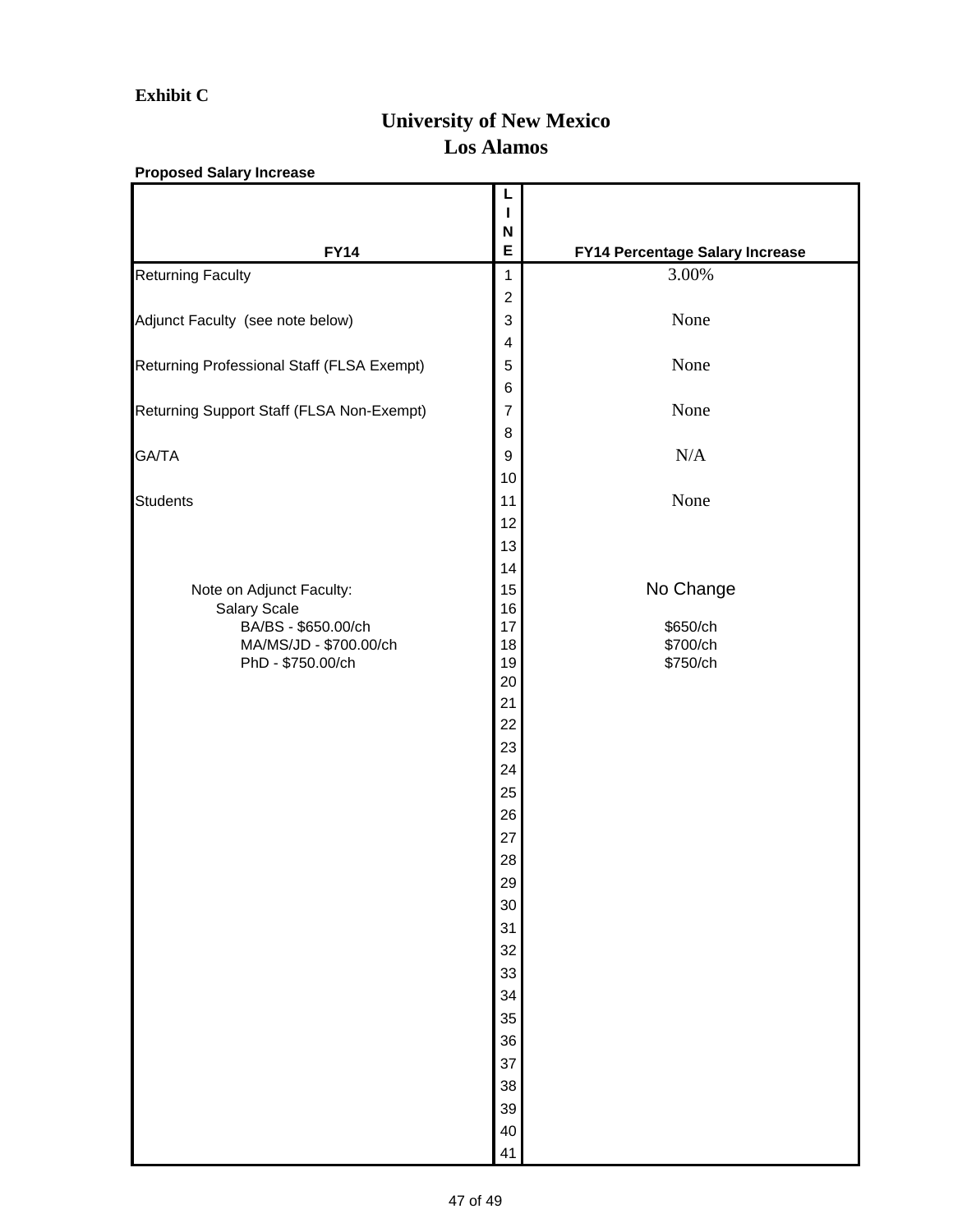**Exhibit C**

# University of New Mexico
## Los Alamos

**Proposed Salary Increase**

| FY14 | LINE | FY14 Percentage Salary Increase |
|---|---|---|
| Returning Faculty | 1 | 3.00% |
| | 2 | |
| Adjunct Faculty (see note below) | 3 | None |
| | 4 | |
| Returning Professional Staff (FLSA Exempt) | 5 | None |
| | 6 | |
| Returning Support Staff (FLSA Non-Exempt) | 7 | None |
| | 8 | |
| GA/TA | 9 | N/A |
| | 10 | |
| Students | 11 | None |
| | 12 | |
| | 13 | |
| | 14 | |
| Note on Adjunct Faculty: | 15 | No Change |
| Salary Scale | 16 | |
| BA/BS - $650.00/ch | 17 | $650/ch |
| MA/MS/JD - $700.00/ch | 18 | $700/ch |
| PhD - $750.00/ch | 19 | $750/ch |
| | 20 | |
| | 21 | |
| | 22 | |
| | 23 | |
| | 24 | |
| | 25 | |
| | 26 | |
| | 27 | |
| | 28 | |
| | 29 | |
| | 30 | |
| | 31 | |
| | 32 | |
| | 33 | |
| | 34 | |
| | 35 | |
| | 36 | |
| | 37 | |
| | 38 | |
| | 39 | |
| | 40 | |
| | 41 | |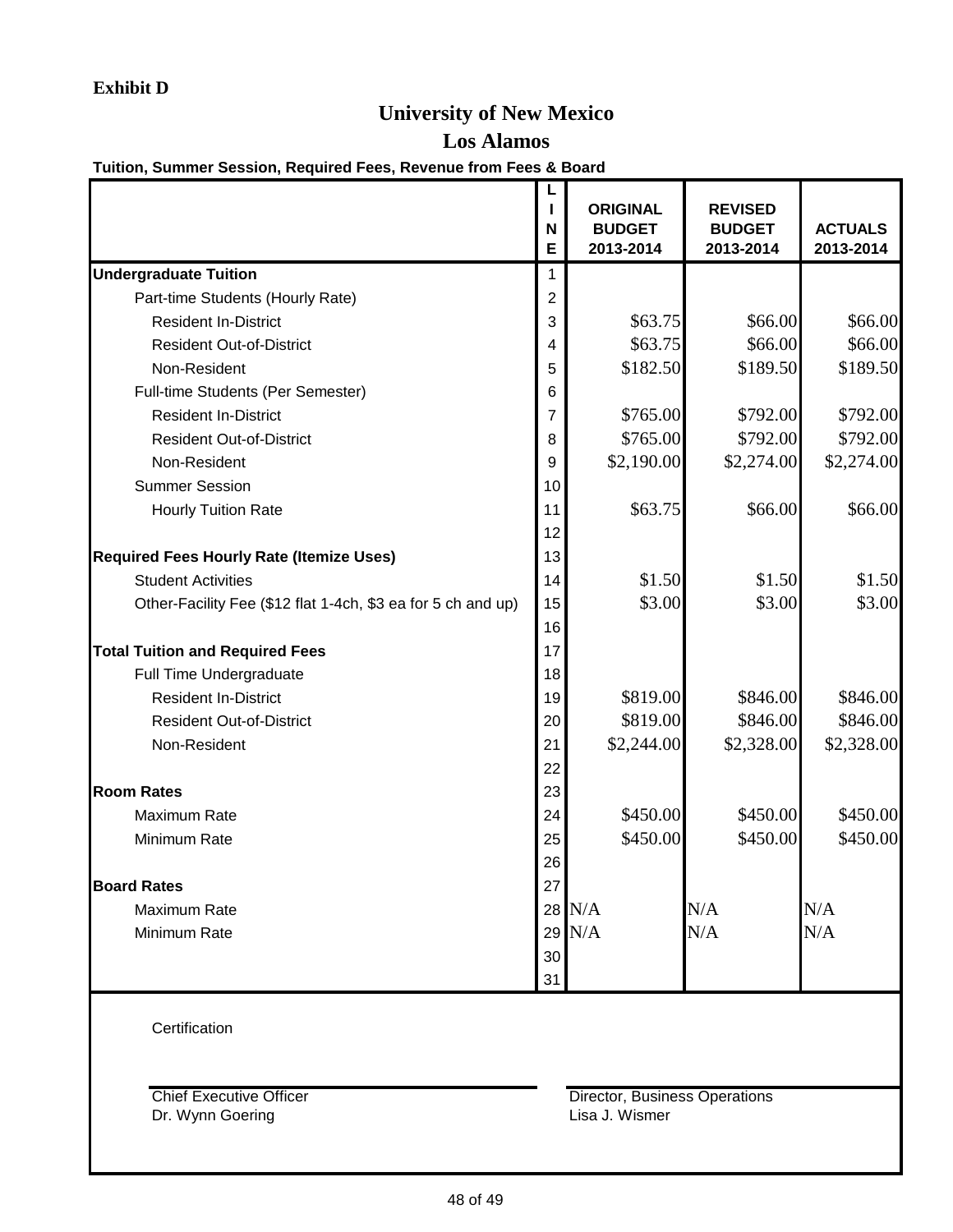**Exhibit D**

# University of New Mexico

## Los Alamos

**Tuition, Summer Session, Required Fees, Revenue from Fees & Board**

| | LINE | ORIGINAL BUDGET 2013-2014 | REVISED BUDGET 2013-2014 | ACTUALS 2013-2014 |
|---|---|---|---|---|
| **Undergraduate Tuition** | 1 | | | |
| Part-time Students (Hourly Rate) | 2 | | | |
| Resident In-District | 3 | $63.75 | $66.00 | $66.00 |
| Resident Out-of-District | 4 | $63.75 | $66.00 | $66.00 |
| Non-Resident | 5 | $182.50 | $189.50 | $189.50 |
| Full-time Students (Per Semester) | 6 | | | |
| Resident In-District | 7 | $765.00 | $792.00 | $792.00 |
| Resident Out-of-District | 8 | $765.00 | $792.00 | $792.00 |
| Non-Resident | 9 | $2,190.00 | $2,274.00 | $2,274.00 |
| Summer Session | 10 | | | |
| Hourly Tuition Rate | 11 | $63.75 | $66.00 | $66.00 |
| | 12 | | | |
| **Required Fees Hourly Rate (Itemize Uses)** | 13 | | | |
| Student Activities | 14 | $1.50 | $1.50 | $1.50 |
| Other-Facility Fee ($12 flat 1-4ch, $3 ea for 5 ch and up) | 15 | $3.00 | $3.00 | $3.00 |
| | 16 | | | |
| **Total Tuition and Required Fees** | 17 | | | |
| Full Time Undergraduate | 18 | | | |
| Resident In-District | 19 | $819.00 | $846.00 | $846.00 |
| Resident Out-of-District | 20 | $819.00 | $846.00 | $846.00 |
| Non-Resident | 21 | $2,244.00 | $2,328.00 | $2,328.00 |
| | 22 | | | |
| **Room Rates** | 23 | | | |
| Maximum Rate | 24 | $450.00 | $450.00 | $450.00 |
| Minimum Rate | 25 | $450.00 | $450.00 | $450.00 |
| | 26 | | | |
| **Board Rates** | 27 | | | |
| Maximum Rate | 28 | N/A | N/A | N/A |
| Minimum Rate | 29 | N/A | N/A | N/A |
| | 30 | | | |
| | 31 | | | |

Certification

Chief Executive Officer
Dr. Wynn Goering

Director, Business Operations
Lisa J. Wismer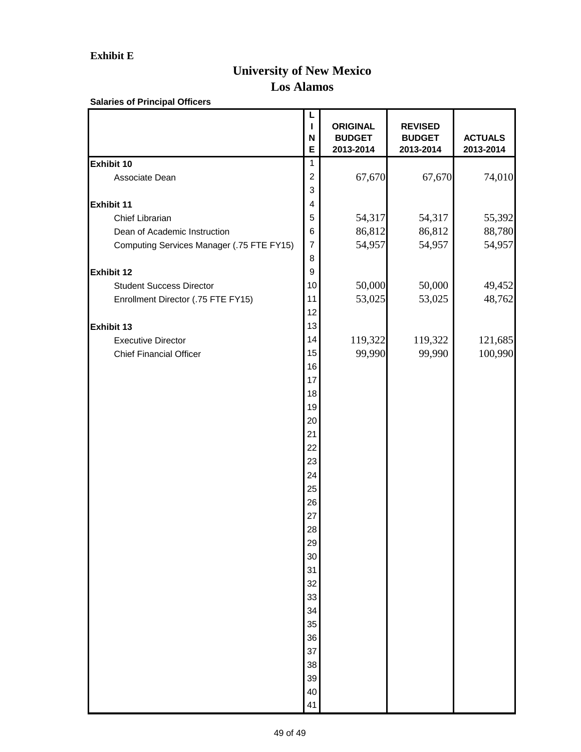**Exhibit E**

# University of New Mexico
# Los Alamos

**Salaries of Principal Officers**

| | LINE | ORIGINAL BUDGET 2013-2014 | REVISED BUDGET 2013-2014 | ACTUALS 2013-2014 |
|---|---|---|---|---|
| **Exhibit 10** | 1 | | | |
| Associate Dean | 2 | 67,670 | 67,670 | 74,010 |
| | 3 | | | |
| **Exhibit 11** | 4 | | | |
| Chief Librarian | 5 | 54,317 | 54,317 | 55,392 |
| Dean of Academic Instruction | 6 | 86,812 | 86,812 | 88,780 |
| Computing Services Manager (.75 FTE FY15) | 7 | 54,957 | 54,957 | 54,957 |
| | 8 | | | |
| **Exhibit 12** | 9 | | | |
| Student Success Director | 10 | 50,000 | 50,000 | 49,452 |
| Enrollment Director (.75 FTE FY15) | 11 | 53,025 | 53,025 | 48,762 |
| | 12 | | | |
| **Exhibit 13** | 13 | | | |
| Executive Director | 14 | 119,322 | 119,322 | 121,685 |
| Chief Financial Officer | 15 | 99,990 | 99,990 | 100,990 |
| | 16 | | | |
| | 17 | | | |
| | 18 | | | |
| | 19 | | | |
| | 20 | | | |
| | 21 | | | |
| | 22 | | | |
| | 23 | | | |
| | 24 | | | |
| | 25 | | | |
| | 26 | | | |
| | 27 | | | |
| | 28 | | | |
| | 29 | | | |
| | 30 | | | |
| | 31 | | | |
| | 32 | | | |
| | 33 | | | |
| | 34 | | | |
| | 35 | | | |
| | 36 | | | |
| | 37 | | | |
| | 38 | | | |
| | 39 | | | |
| | 40 | | | |
| | 41 | | | |